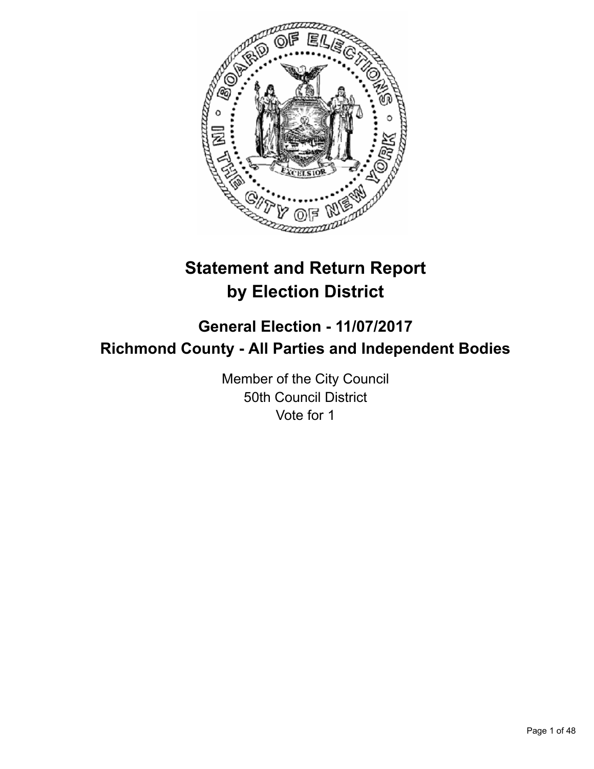# Statement and Return Report by Election District

## General Election - 11/07/2017
## Richmond County - All Parties and Independent Bodies

Member of the City Council
50th Council District
Vote for 1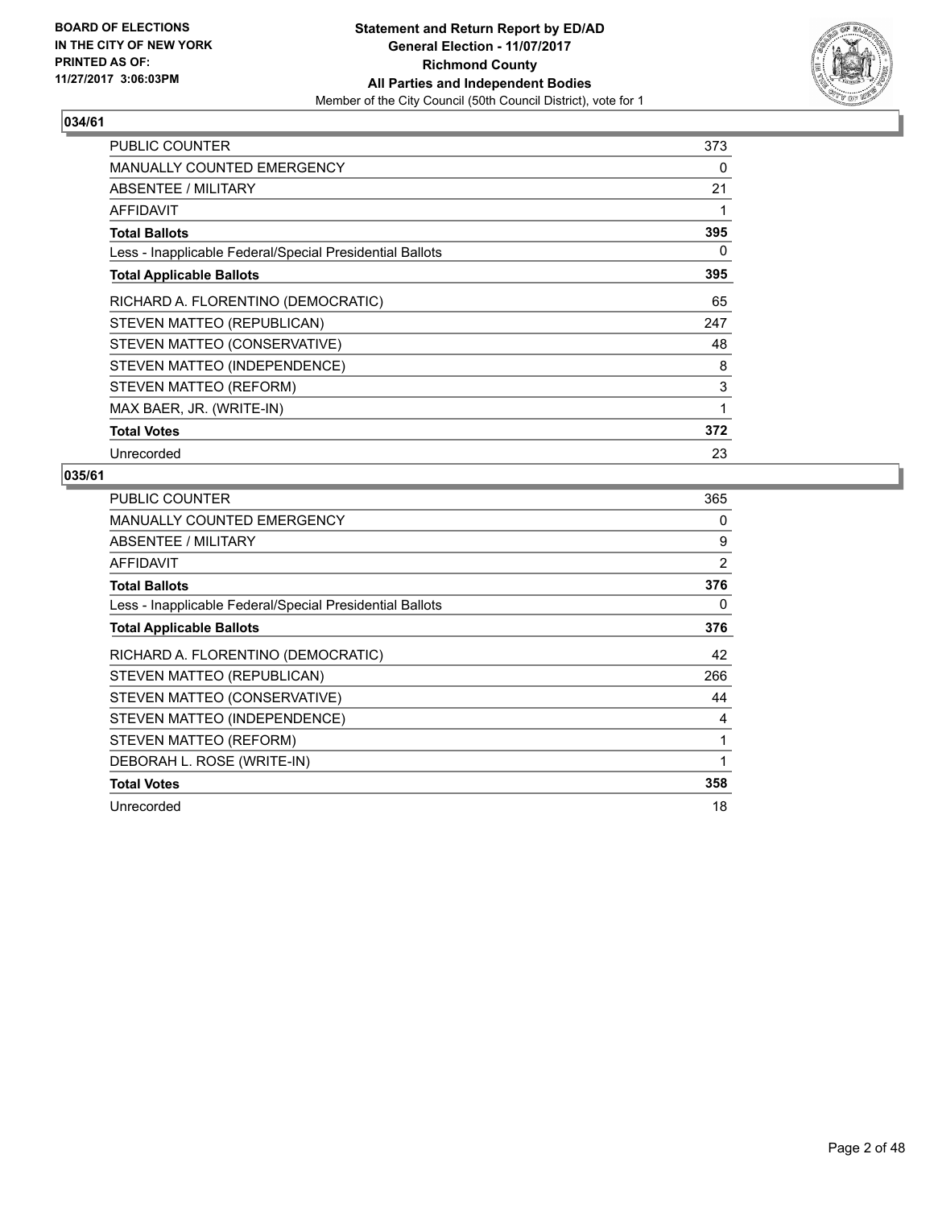## 034/61

| | |
|---|---|
| PUBLIC COUNTER | 373 |
| MANUALLY COUNTED EMERGENCY | 0 |
| ABSENTEE / MILITARY | 21 |
| AFFIDAVIT | 1 |
| **Total Ballots** | **395** |
| Less - Inapplicable Federal/Special Presidential Ballots | 0 |
| **Total Applicable Ballots** | **395** |
| RICHARD A. FLORENTINO (DEMOCRATIC) | 65 |
| STEVEN MATTEO (REPUBLICAN) | 247 |
| STEVEN MATTEO (CONSERVATIVE) | 48 |
| STEVEN MATTEO (INDEPENDENCE) | 8 |
| STEVEN MATTEO (REFORM) | 3 |
| MAX BAER, JR. (WRITE-IN) | 1 |
| **Total Votes** | **372** |
| Unrecorded | 23 |

## 035/61

| | |
|---|---|
| PUBLIC COUNTER | 365 |
| MANUALLY COUNTED EMERGENCY | 0 |
| ABSENTEE / MILITARY | 9 |
| AFFIDAVIT | 2 |
| **Total Ballots** | **376** |
| Less - Inapplicable Federal/Special Presidential Ballots | 0 |
| **Total Applicable Ballots** | **376** |
| RICHARD A. FLORENTINO (DEMOCRATIC) | 42 |
| STEVEN MATTEO (REPUBLICAN) | 266 |
| STEVEN MATTEO (CONSERVATIVE) | 44 |
| STEVEN MATTEO (INDEPENDENCE) | 4 |
| STEVEN MATTEO (REFORM) | 1 |
| DEBORAH L. ROSE (WRITE-IN) | 1 |
| **Total Votes** | **358** |
| Unrecorded | 18 |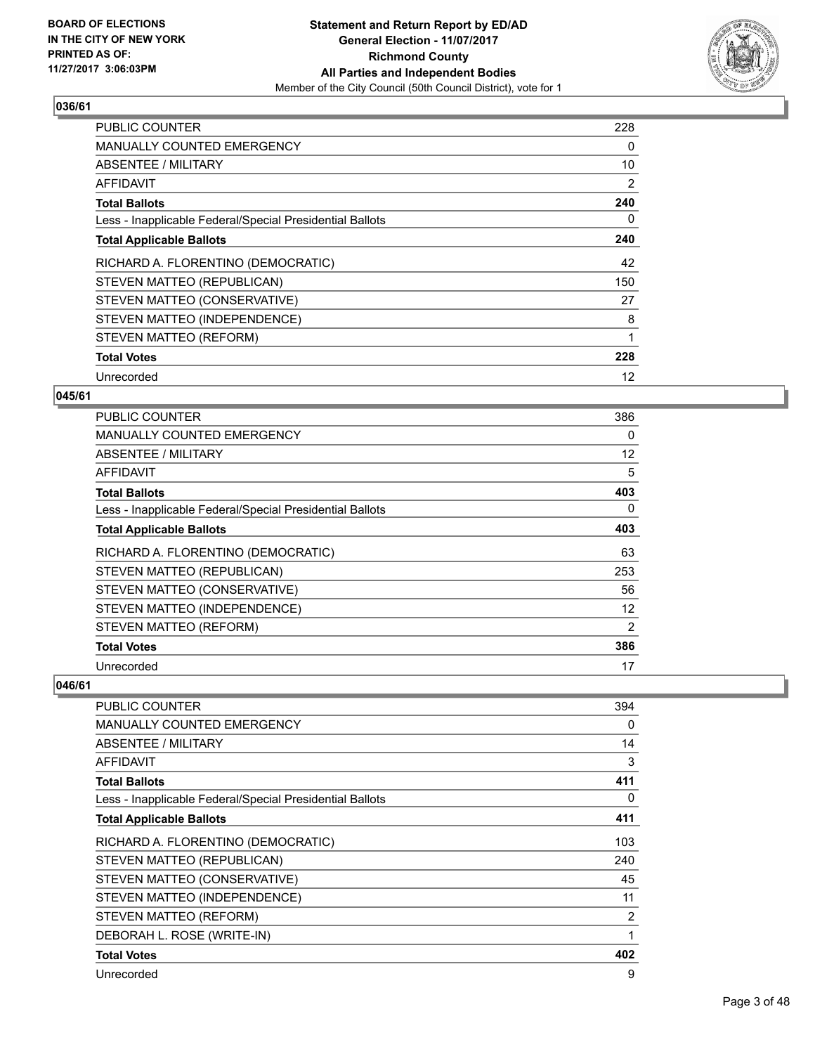## 036/61

| | |
|---|---|
| PUBLIC COUNTER | 228 |
| MANUALLY COUNTED EMERGENCY | 0 |
| ABSENTEE / MILITARY | 10 |
| AFFIDAVIT | 2 |
| **Total Ballots** | **240** |
| Less - Inapplicable Federal/Special Presidential Ballots | 0 |
| **Total Applicable Ballots** | **240** |
| RICHARD A. FLORENTINO (DEMOCRATIC) | 42 |
| STEVEN MATTEO (REPUBLICAN) | 150 |
| STEVEN MATTEO (CONSERVATIVE) | 27 |
| STEVEN MATTEO (INDEPENDENCE) | 8 |
| STEVEN MATTEO (REFORM) | 1 |
| **Total Votes** | **228** |
| Unrecorded | 12 |

## 045/61

| | |
|---|---|
| PUBLIC COUNTER | 386 |
| MANUALLY COUNTED EMERGENCY | 0 |
| ABSENTEE / MILITARY | 12 |
| AFFIDAVIT | 5 |
| **Total Ballots** | **403** |
| Less - Inapplicable Federal/Special Presidential Ballots | 0 |
| **Total Applicable Ballots** | **403** |
| RICHARD A. FLORENTINO (DEMOCRATIC) | 63 |
| STEVEN MATTEO (REPUBLICAN) | 253 |
| STEVEN MATTEO (CONSERVATIVE) | 56 |
| STEVEN MATTEO (INDEPENDENCE) | 12 |
| STEVEN MATTEO (REFORM) | 2 |
| **Total Votes** | **386** |
| Unrecorded | 17 |

## 046/61

| | |
|---|---|
| PUBLIC COUNTER | 394 |
| MANUALLY COUNTED EMERGENCY | 0 |
| ABSENTEE / MILITARY | 14 |
| AFFIDAVIT | 3 |
| **Total Ballots** | **411** |
| Less - Inapplicable Federal/Special Presidential Ballots | 0 |
| **Total Applicable Ballots** | **411** |
| RICHARD A. FLORENTINO (DEMOCRATIC) | 103 |
| STEVEN MATTEO (REPUBLICAN) | 240 |
| STEVEN MATTEO (CONSERVATIVE) | 45 |
| STEVEN MATTEO (INDEPENDENCE) | 11 |
| STEVEN MATTEO (REFORM) | 2 |
| DEBORAH L. ROSE (WRITE-IN) | 1 |
| **Total Votes** | **402** |
| Unrecorded | 9 |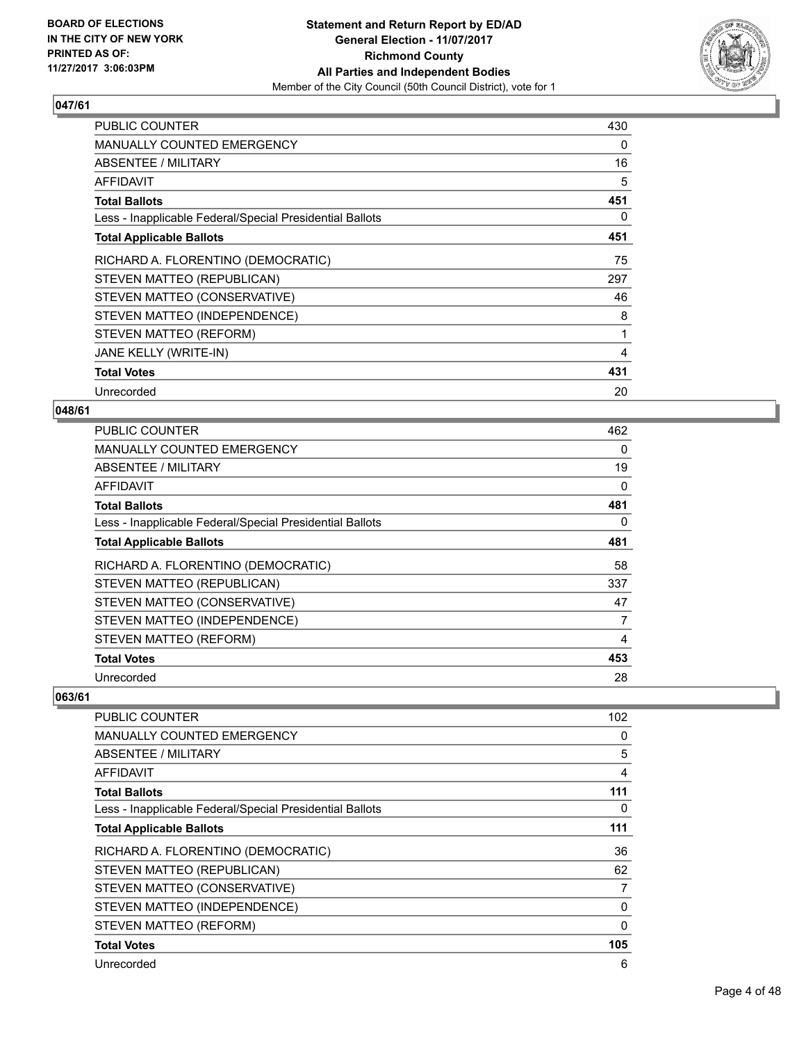## 047/61

| | |
|---|---|
| PUBLIC COUNTER | 430 |
| MANUALLY COUNTED EMERGENCY | 0 |
| ABSENTEE / MILITARY | 16 |
| AFFIDAVIT | 5 |
| **Total Ballots** | **451** |
| Less - Inapplicable Federal/Special Presidential Ballots | 0 |
| **Total Applicable Ballots** | **451** |
| RICHARD A. FLORENTINO (DEMOCRATIC) | 75 |
| STEVEN MATTEO (REPUBLICAN) | 297 |
| STEVEN MATTEO (CONSERVATIVE) | 46 |
| STEVEN MATTEO (INDEPENDENCE) | 8 |
| STEVEN MATTEO (REFORM) | 1 |
| JANE KELLY (WRITE-IN) | 4 |
| **Total Votes** | **431** |
| Unrecorded | 20 |

## 048/61

| | |
|---|---|
| PUBLIC COUNTER | 462 |
| MANUALLY COUNTED EMERGENCY | 0 |
| ABSENTEE / MILITARY | 19 |
| AFFIDAVIT | 0 |
| **Total Ballots** | **481** |
| Less - Inapplicable Federal/Special Presidential Ballots | 0 |
| **Total Applicable Ballots** | **481** |
| RICHARD A. FLORENTINO (DEMOCRATIC) | 58 |
| STEVEN MATTEO (REPUBLICAN) | 337 |
| STEVEN MATTEO (CONSERVATIVE) | 47 |
| STEVEN MATTEO (INDEPENDENCE) | 7 |
| STEVEN MATTEO (REFORM) | 4 |
| **Total Votes** | **453** |
| Unrecorded | 28 |

## 063/61

| | |
|---|---|
| PUBLIC COUNTER | 102 |
| MANUALLY COUNTED EMERGENCY | 0 |
| ABSENTEE / MILITARY | 5 |
| AFFIDAVIT | 4 |
| **Total Ballots** | **111** |
| Less - Inapplicable Federal/Special Presidential Ballots | 0 |
| **Total Applicable Ballots** | **111** |
| RICHARD A. FLORENTINO (DEMOCRATIC) | 36 |
| STEVEN MATTEO (REPUBLICAN) | 62 |
| STEVEN MATTEO (CONSERVATIVE) | 7 |
| STEVEN MATTEO (INDEPENDENCE) | 0 |
| STEVEN MATTEO (REFORM) | 0 |
| **Total Votes** | **105** |
| Unrecorded | 6 |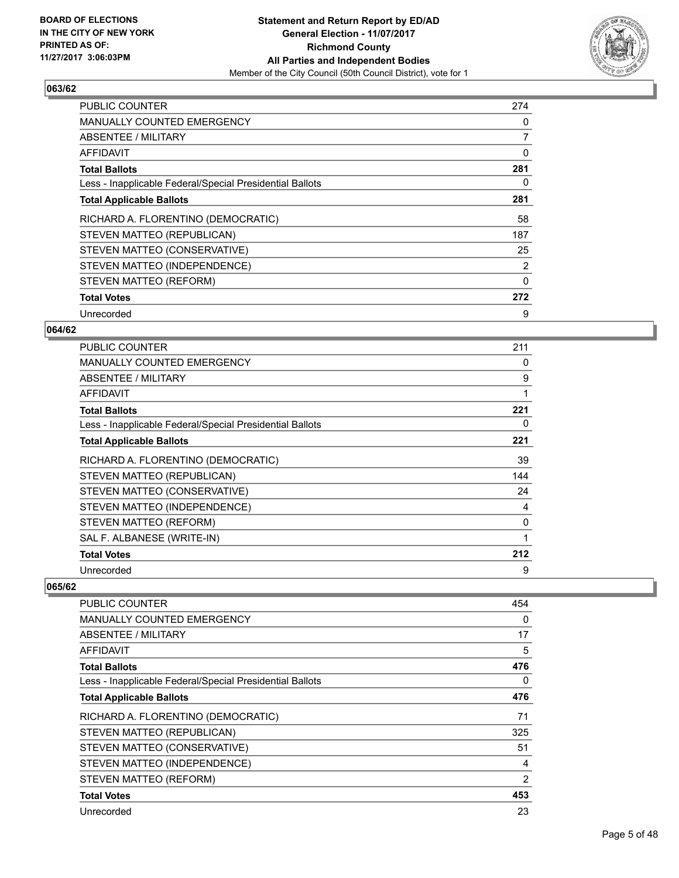**BOARD OF ELECTIONS IN THE CITY OF NEW YORK PRINTED AS OF: 11/27/2017 3:06:03PM**

**Statement and Return Report by ED/AD General Election - 11/07/2017 Richmond County All Parties and Independent Bodies**

Member of the City Council (50th Council District), vote for 1

### 063/62

| | |
|---|---|
| PUBLIC COUNTER | 274 |
| MANUALLY COUNTED EMERGENCY | 0 |
| ABSENTEE / MILITARY | 7 |
| AFFIDAVIT | 0 |
| **Total Ballots** | **281** |
| Less - Inapplicable Federal/Special Presidential Ballots | 0 |
| **Total Applicable Ballots** | **281** |
| RICHARD A. FLORENTINO (DEMOCRATIC) | 58 |
| STEVEN MATTEO (REPUBLICAN) | 187 |
| STEVEN MATTEO (CONSERVATIVE) | 25 |
| STEVEN MATTEO (INDEPENDENCE) | 2 |
| STEVEN MATTEO (REFORM) | 0 |
| **Total Votes** | **272** |
| Unrecorded | 9 |

### 064/62

| | |
|---|---|
| PUBLIC COUNTER | 211 |
| MANUALLY COUNTED EMERGENCY | 0 |
| ABSENTEE / MILITARY | 9 |
| AFFIDAVIT | 1 |
| **Total Ballots** | **221** |
| Less - Inapplicable Federal/Special Presidential Ballots | 0 |
| **Total Applicable Ballots** | **221** |
| RICHARD A. FLORENTINO (DEMOCRATIC) | 39 |
| STEVEN MATTEO (REPUBLICAN) | 144 |
| STEVEN MATTEO (CONSERVATIVE) | 24 |
| STEVEN MATTEO (INDEPENDENCE) | 4 |
| STEVEN MATTEO (REFORM) | 0 |
| SAL F. ALBANESE (WRITE-IN) | 1 |
| **Total Votes** | **212** |
| Unrecorded | 9 |

### 065/62

| | |
|---|---|
| PUBLIC COUNTER | 454 |
| MANUALLY COUNTED EMERGENCY | 0 |
| ABSENTEE / MILITARY | 17 |
| AFFIDAVIT | 5 |
| **Total Ballots** | **476** |
| Less - Inapplicable Federal/Special Presidential Ballots | 0 |
| **Total Applicable Ballots** | **476** |
| RICHARD A. FLORENTINO (DEMOCRATIC) | 71 |
| STEVEN MATTEO (REPUBLICAN) | 325 |
| STEVEN MATTEO (CONSERVATIVE) | 51 |
| STEVEN MATTEO (INDEPENDENCE) | 4 |
| STEVEN MATTEO (REFORM) | 2 |
| **Total Votes** | **453** |
| Unrecorded | 23 |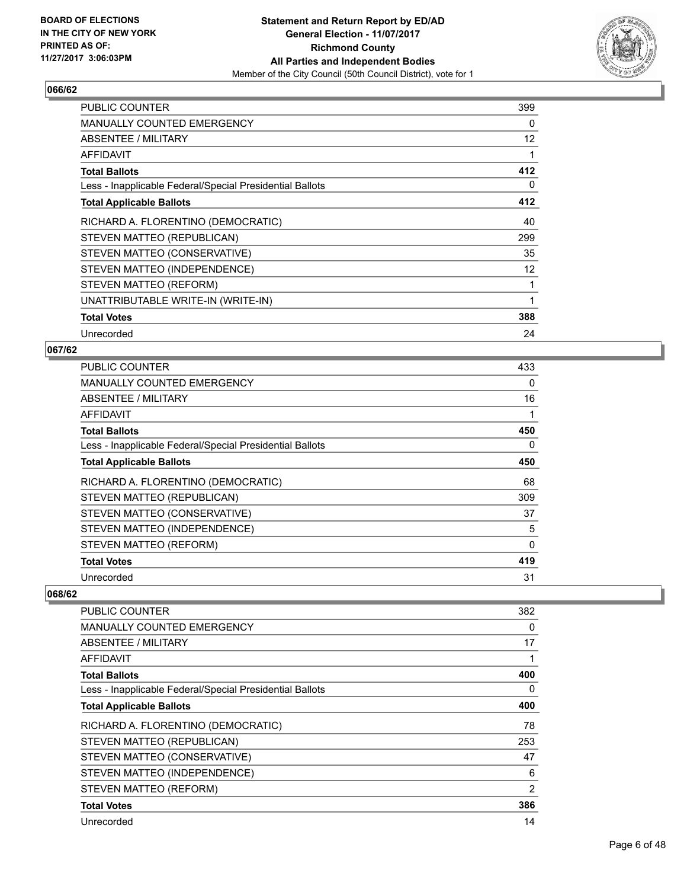## 066/62

| | |
|---|---|
| PUBLIC COUNTER | 399 |
| MANUALLY COUNTED EMERGENCY | 0 |
| ABSENTEE / MILITARY | 12 |
| AFFIDAVIT | 1 |
| **Total Ballots** | **412** |
| Less - Inapplicable Federal/Special Presidential Ballots | 0 |
| **Total Applicable Ballots** | **412** |
| RICHARD A. FLORENTINO (DEMOCRATIC) | 40 |
| STEVEN MATTEO (REPUBLICAN) | 299 |
| STEVEN MATTEO (CONSERVATIVE) | 35 |
| STEVEN MATTEO (INDEPENDENCE) | 12 |
| STEVEN MATTEO (REFORM) | 1 |
| UNATTRIBUTABLE WRITE-IN (WRITE-IN) | 1 |
| **Total Votes** | **388** |
| Unrecorded | 24 |

## 067/62

| | |
|---|---|
| PUBLIC COUNTER | 433 |
| MANUALLY COUNTED EMERGENCY | 0 |
| ABSENTEE / MILITARY | 16 |
| AFFIDAVIT | 1 |
| **Total Ballots** | **450** |
| Less - Inapplicable Federal/Special Presidential Ballots | 0 |
| **Total Applicable Ballots** | **450** |
| RICHARD A. FLORENTINO (DEMOCRATIC) | 68 |
| STEVEN MATTEO (REPUBLICAN) | 309 |
| STEVEN MATTEO (CONSERVATIVE) | 37 |
| STEVEN MATTEO (INDEPENDENCE) | 5 |
| STEVEN MATTEO (REFORM) | 0 |
| **Total Votes** | **419** |
| Unrecorded | 31 |

## 068/62

| | |
|---|---|
| PUBLIC COUNTER | 382 |
| MANUALLY COUNTED EMERGENCY | 0 |
| ABSENTEE / MILITARY | 17 |
| AFFIDAVIT | 1 |
| **Total Ballots** | **400** |
| Less - Inapplicable Federal/Special Presidential Ballots | 0 |
| **Total Applicable Ballots** | **400** |
| RICHARD A. FLORENTINO (DEMOCRATIC) | 78 |
| STEVEN MATTEO (REPUBLICAN) | 253 |
| STEVEN MATTEO (CONSERVATIVE) | 47 |
| STEVEN MATTEO (INDEPENDENCE) | 6 |
| STEVEN MATTEO (REFORM) | 2 |
| **Total Votes** | **386** |
| Unrecorded | 14 |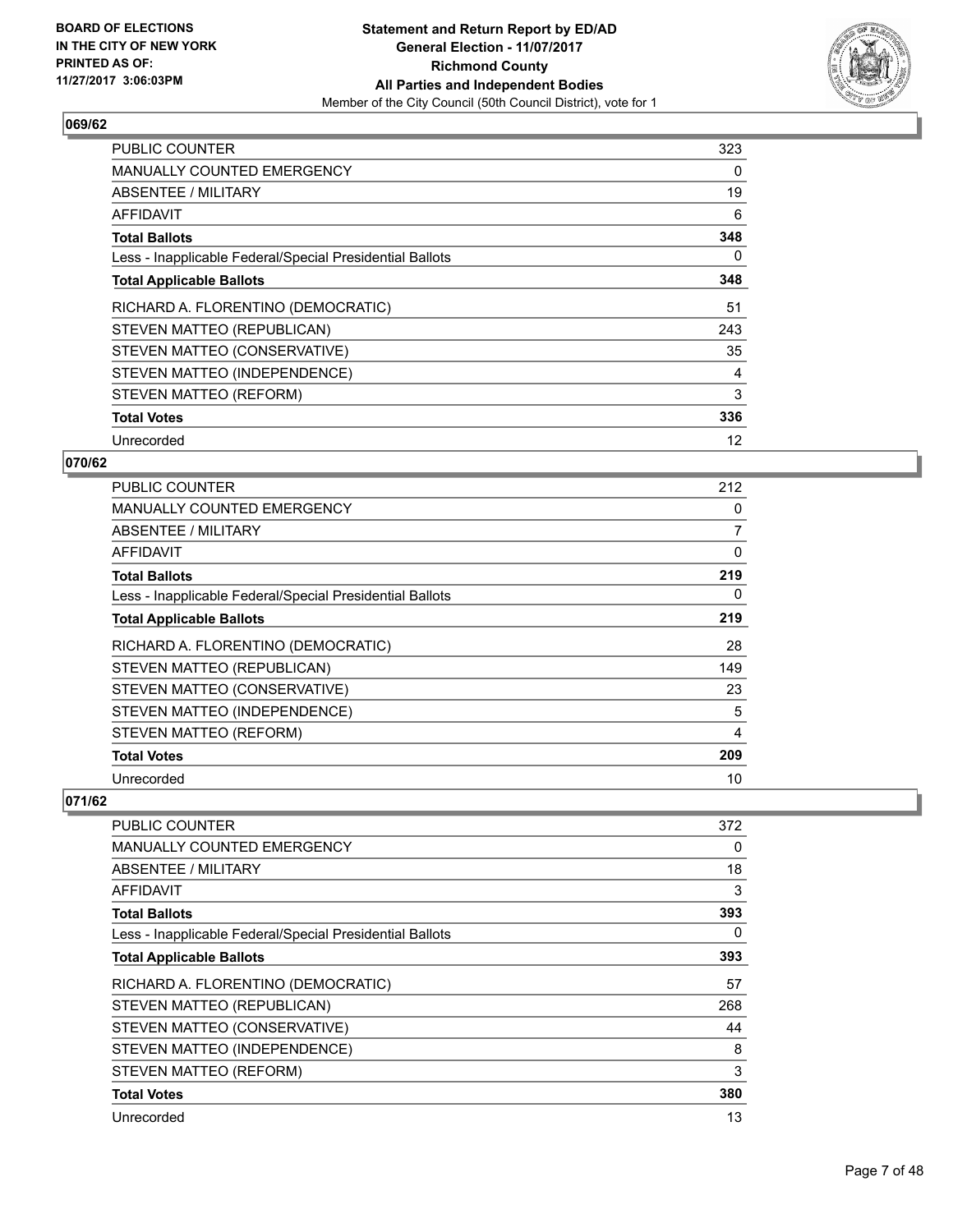## 069/62

| | |
|---|---|
| PUBLIC COUNTER | 323 |
| MANUALLY COUNTED EMERGENCY | 0 |
| ABSENTEE / MILITARY | 19 |
| AFFIDAVIT | 6 |
| **Total Ballots** | **348** |
| Less - Inapplicable Federal/Special Presidential Ballots | 0 |
| **Total Applicable Ballots** | **348** |
| RICHARD A. FLORENTINO (DEMOCRATIC) | 51 |
| STEVEN MATTEO (REPUBLICAN) | 243 |
| STEVEN MATTEO (CONSERVATIVE) | 35 |
| STEVEN MATTEO (INDEPENDENCE) | 4 |
| STEVEN MATTEO (REFORM) | 3 |
| **Total Votes** | **336** |
| Unrecorded | 12 |

## 070/62

| | |
|---|---|
| PUBLIC COUNTER | 212 |
| MANUALLY COUNTED EMERGENCY | 0 |
| ABSENTEE / MILITARY | 7 |
| AFFIDAVIT | 0 |
| **Total Ballots** | **219** |
| Less - Inapplicable Federal/Special Presidential Ballots | 0 |
| **Total Applicable Ballots** | **219** |
| RICHARD A. FLORENTINO (DEMOCRATIC) | 28 |
| STEVEN MATTEO (REPUBLICAN) | 149 |
| STEVEN MATTEO (CONSERVATIVE) | 23 |
| STEVEN MATTEO (INDEPENDENCE) | 5 |
| STEVEN MATTEO (REFORM) | 4 |
| **Total Votes** | **209** |
| Unrecorded | 10 |

## 071/62

| | |
|---|---|
| PUBLIC COUNTER | 372 |
| MANUALLY COUNTED EMERGENCY | 0 |
| ABSENTEE / MILITARY | 18 |
| AFFIDAVIT | 3 |
| **Total Ballots** | **393** |
| Less - Inapplicable Federal/Special Presidential Ballots | 0 |
| **Total Applicable Ballots** | **393** |
| RICHARD A. FLORENTINO (DEMOCRATIC) | 57 |
| STEVEN MATTEO (REPUBLICAN) | 268 |
| STEVEN MATTEO (CONSERVATIVE) | 44 |
| STEVEN MATTEO (INDEPENDENCE) | 8 |
| STEVEN MATTEO (REFORM) | 3 |
| **Total Votes** | **380** |
| Unrecorded | 13 |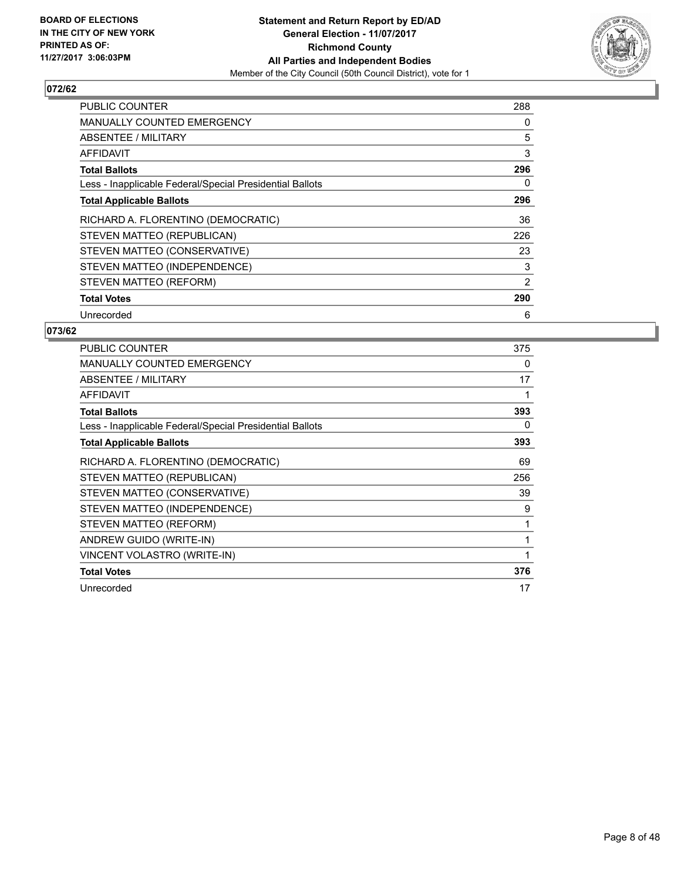BOARD OF ELECTIONS
IN THE CITY OF NEW YORK
PRINTED AS OF:
11/27/2017 3:06:03PM

**Statement and Return Report by ED/AD**
**General Election - 11/07/2017**
**Richmond County**
**All Parties and Independent Bodies**
Member of the City Council (50th Council District), vote for 1

## 072/62

| | |
|---|---|
| PUBLIC COUNTER | 288 |
| MANUALLY COUNTED EMERGENCY | 0 |
| ABSENTEE / MILITARY | 5 |
| AFFIDAVIT | 3 |
| **Total Ballots** | **296** |
| Less - Inapplicable Federal/Special Presidential Ballots | 0 |
| **Total Applicable Ballots** | **296** |
| RICHARD A. FLORENTINO (DEMOCRATIC) | 36 |
| STEVEN MATTEO (REPUBLICAN) | 226 |
| STEVEN MATTEO (CONSERVATIVE) | 23 |
| STEVEN MATTEO (INDEPENDENCE) | 3 |
| STEVEN MATTEO (REFORM) | 2 |
| **Total Votes** | **290** |
| Unrecorded | 6 |

## 073/62

| | |
|---|---|
| PUBLIC COUNTER | 375 |
| MANUALLY COUNTED EMERGENCY | 0 |
| ABSENTEE / MILITARY | 17 |
| AFFIDAVIT | 1 |
| **Total Ballots** | **393** |
| Less - Inapplicable Federal/Special Presidential Ballots | 0 |
| **Total Applicable Ballots** | **393** |
| RICHARD A. FLORENTINO (DEMOCRATIC) | 69 |
| STEVEN MATTEO (REPUBLICAN) | 256 |
| STEVEN MATTEO (CONSERVATIVE) | 39 |
| STEVEN MATTEO (INDEPENDENCE) | 9 |
| STEVEN MATTEO (REFORM) | 1 |
| ANDREW GUIDO (WRITE-IN) | 1 |
| VINCENT VOLASTRO (WRITE-IN) | 1 |
| **Total Votes** | **376** |
| Unrecorded | 17 |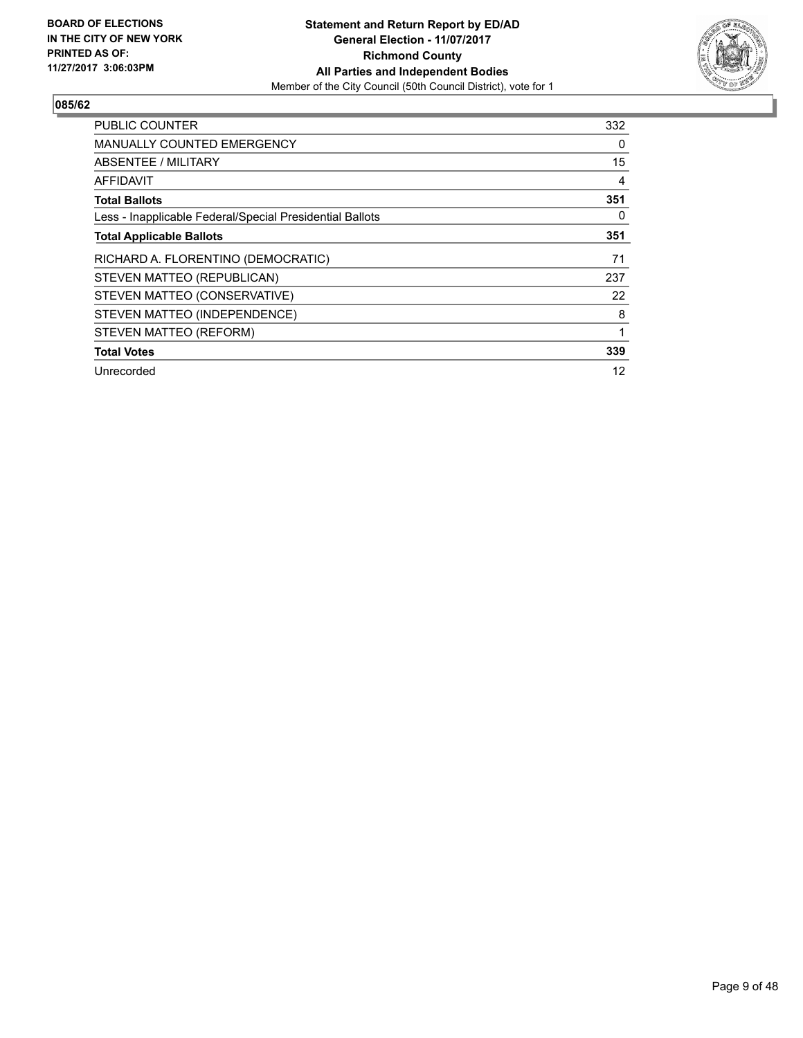**BOARD OF ELECTIONS IN THE CITY OF NEW YORK PRINTED AS OF: 11/27/2017 3:06:03PM**

**Statement and Return Report by ED/AD General Election - 11/07/2017 Richmond County All Parties and Independent Bodies**
Member of the City Council (50th Council District), vote for 1

## 085/62

| | |
|---|---|
| PUBLIC COUNTER | 332 |
| MANUALLY COUNTED EMERGENCY | 0 |
| ABSENTEE / MILITARY | 15 |
| AFFIDAVIT | 4 |
| **Total Ballots** | **351** |
| Less - Inapplicable Federal/Special Presidential Ballots | 0 |
| **Total Applicable Ballots** | **351** |
| RICHARD A. FLORENTINO (DEMOCRATIC) | 71 |
| STEVEN MATTEO (REPUBLICAN) | 237 |
| STEVEN MATTEO (CONSERVATIVE) | 22 |
| STEVEN MATTEO (INDEPENDENCE) | 8 |
| STEVEN MATTEO (REFORM) | 1 |
| **Total Votes** | **339** |
| Unrecorded | 12 |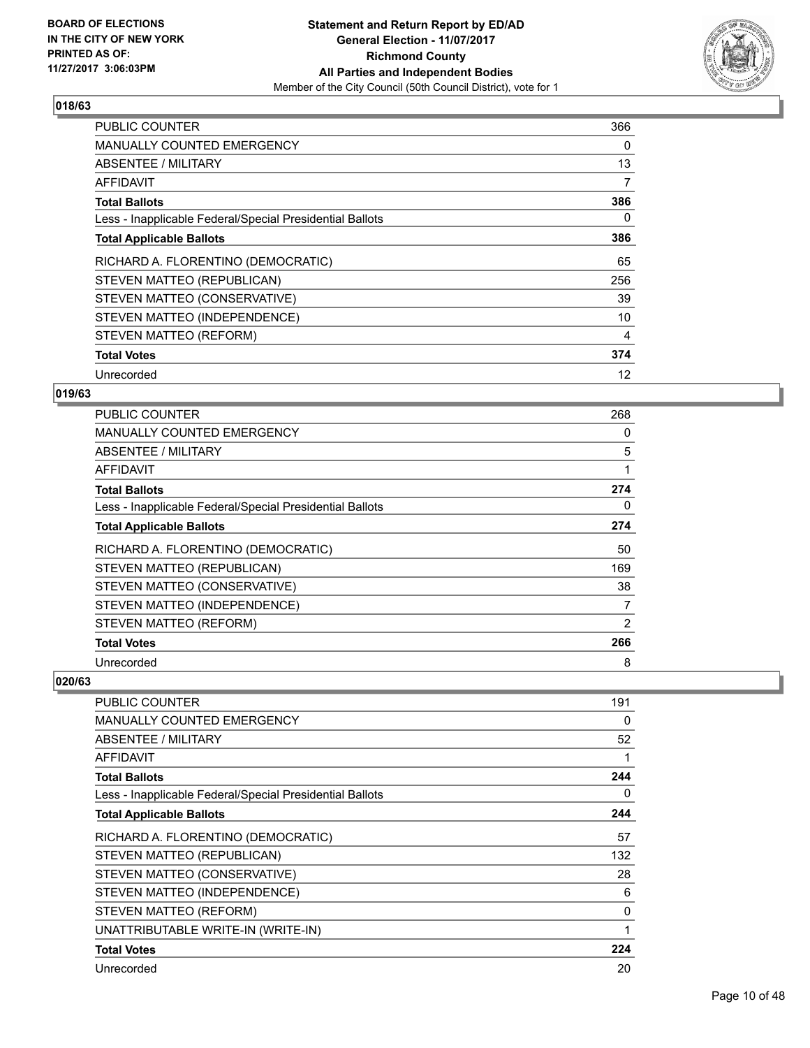**BOARD OF ELECTIONS IN THE CITY OF NEW YORK PRINTED AS OF: 11/27/2017 3:06:03PM**

**Statement and Return Report by ED/AD**
**General Election - 11/07/2017**
**Richmond County**
**All Parties and Independent Bodies**
Member of the City Council (50th Council District), vote for 1

## 018/63

| | |
|---|---|
| PUBLIC COUNTER | 366 |
| MANUALLY COUNTED EMERGENCY | 0 |
| ABSENTEE / MILITARY | 13 |
| AFFIDAVIT | 7 |
| **Total Ballots** | **386** |
| Less - Inapplicable Federal/Special Presidential Ballots | 0 |
| **Total Applicable Ballots** | **386** |
| RICHARD A. FLORENTINO (DEMOCRATIC) | 65 |
| STEVEN MATTEO (REPUBLICAN) | 256 |
| STEVEN MATTEO (CONSERVATIVE) | 39 |
| STEVEN MATTEO (INDEPENDENCE) | 10 |
| STEVEN MATTEO (REFORM) | 4 |
| **Total Votes** | **374** |
| Unrecorded | 12 |

## 019/63

| | |
|---|---|
| PUBLIC COUNTER | 268 |
| MANUALLY COUNTED EMERGENCY | 0 |
| ABSENTEE / MILITARY | 5 |
| AFFIDAVIT | 1 |
| **Total Ballots** | **274** |
| Less - Inapplicable Federal/Special Presidential Ballots | 0 |
| **Total Applicable Ballots** | **274** |
| RICHARD A. FLORENTINO (DEMOCRATIC) | 50 |
| STEVEN MATTEO (REPUBLICAN) | 169 |
| STEVEN MATTEO (CONSERVATIVE) | 38 |
| STEVEN MATTEO (INDEPENDENCE) | 7 |
| STEVEN MATTEO (REFORM) | 2 |
| **Total Votes** | **266** |
| Unrecorded | 8 |

## 020/63

| | |
|---|---|
| PUBLIC COUNTER | 191 |
| MANUALLY COUNTED EMERGENCY | 0 |
| ABSENTEE / MILITARY | 52 |
| AFFIDAVIT | 1 |
| **Total Ballots** | **244** |
| Less - Inapplicable Federal/Special Presidential Ballots | 0 |
| **Total Applicable Ballots** | **244** |
| RICHARD A. FLORENTINO (DEMOCRATIC) | 57 |
| STEVEN MATTEO (REPUBLICAN) | 132 |
| STEVEN MATTEO (CONSERVATIVE) | 28 |
| STEVEN MATTEO (INDEPENDENCE) | 6 |
| STEVEN MATTEO (REFORM) | 0 |
| UNATTRIBUTABLE WRITE-IN (WRITE-IN) | 1 |
| **Total Votes** | **224** |
| Unrecorded | 20 |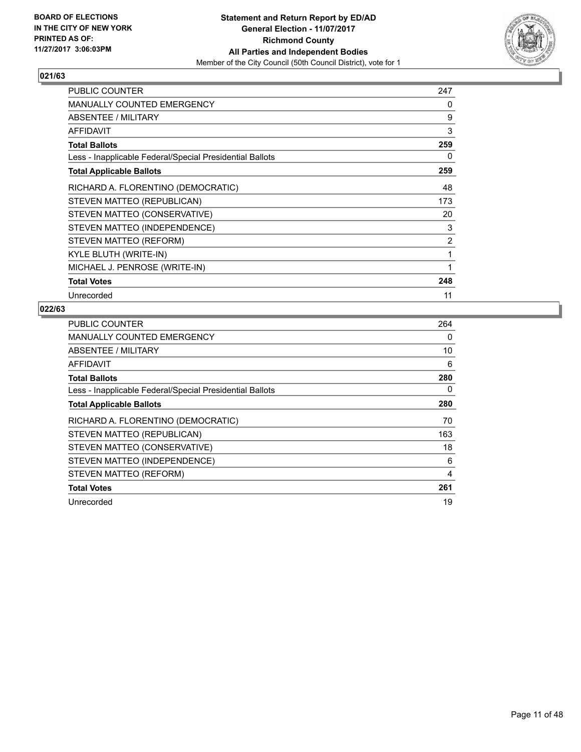**BOARD OF ELECTIONS IN THE CITY OF NEW YORK PRINTED AS OF: 11/27/2017 3:06:03PM**

**Statement and Return Report by ED/AD General Election - 11/07/2017 Richmond County All Parties and Independent Bodies**

Member of the City Council (50th Council District), vote for 1

### 021/63

| | |
|---|---|
| PUBLIC COUNTER | 247 |
| MANUALLY COUNTED EMERGENCY | 0 |
| ABSENTEE / MILITARY | 9 |
| AFFIDAVIT | 3 |
| **Total Ballots** | **259** |
| Less - Inapplicable Federal/Special Presidential Ballots | 0 |
| **Total Applicable Ballots** | **259** |
| RICHARD A. FLORENTINO (DEMOCRATIC) | 48 |
| STEVEN MATTEO (REPUBLICAN) | 173 |
| STEVEN MATTEO (CONSERVATIVE) | 20 |
| STEVEN MATTEO (INDEPENDENCE) | 3 |
| STEVEN MATTEO (REFORM) | 2 |
| KYLE BLUTH (WRITE-IN) | 1 |
| MICHAEL J. PENROSE (WRITE-IN) | 1 |
| **Total Votes** | **248** |
| Unrecorded | 11 |

### 022/63

| | |
|---|---|
| PUBLIC COUNTER | 264 |
| MANUALLY COUNTED EMERGENCY | 0 |
| ABSENTEE / MILITARY | 10 |
| AFFIDAVIT | 6 |
| **Total Ballots** | **280** |
| Less - Inapplicable Federal/Special Presidential Ballots | 0 |
| **Total Applicable Ballots** | **280** |
| RICHARD A. FLORENTINO (DEMOCRATIC) | 70 |
| STEVEN MATTEO (REPUBLICAN) | 163 |
| STEVEN MATTEO (CONSERVATIVE) | 18 |
| STEVEN MATTEO (INDEPENDENCE) | 6 |
| STEVEN MATTEO (REFORM) | 4 |
| **Total Votes** | **261** |
| Unrecorded | 19 |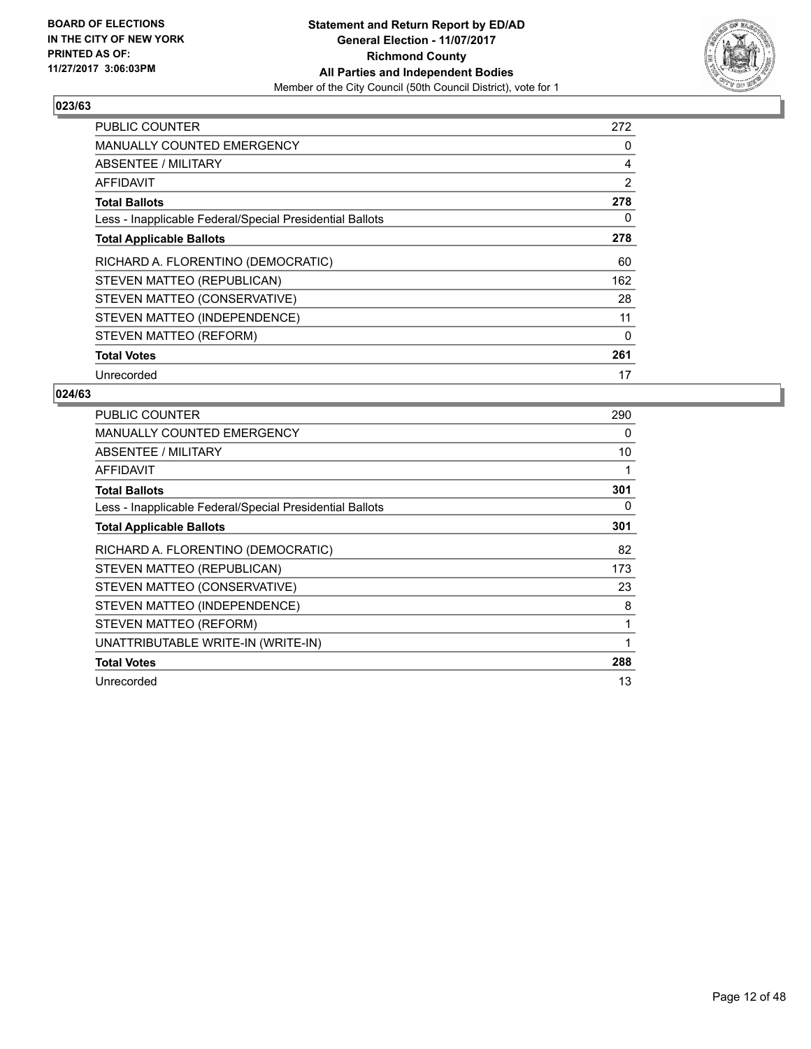BOARD OF ELECTIONS
IN THE CITY OF NEW YORK
PRINTED AS OF:
11/27/2017 3:06:03PM

**Statement and Return Report by ED/AD**
**General Election - 11/07/2017**
**Richmond County**
**All Parties and Independent Bodies**
Member of the City Council (50th Council District), vote for 1

## 023/63

| | |
|---|---|
| PUBLIC COUNTER | 272 |
| MANUALLY COUNTED EMERGENCY | 0 |
| ABSENTEE / MILITARY | 4 |
| AFFIDAVIT | 2 |
| **Total Ballots** | **278** |
| Less - Inapplicable Federal/Special Presidential Ballots | 0 |
| **Total Applicable Ballots** | **278** |
| RICHARD A. FLORENTINO (DEMOCRATIC) | 60 |
| STEVEN MATTEO (REPUBLICAN) | 162 |
| STEVEN MATTEO (CONSERVATIVE) | 28 |
| STEVEN MATTEO (INDEPENDENCE) | 11 |
| STEVEN MATTEO (REFORM) | 0 |
| **Total Votes** | **261** |
| Unrecorded | 17 |

## 024/63

| | |
|---|---|
| PUBLIC COUNTER | 290 |
| MANUALLY COUNTED EMERGENCY | 0 |
| ABSENTEE / MILITARY | 10 |
| AFFIDAVIT | 1 |
| **Total Ballots** | **301** |
| Less - Inapplicable Federal/Special Presidential Ballots | 0 |
| **Total Applicable Ballots** | **301** |
| RICHARD A. FLORENTINO (DEMOCRATIC) | 82 |
| STEVEN MATTEO (REPUBLICAN) | 173 |
| STEVEN MATTEO (CONSERVATIVE) | 23 |
| STEVEN MATTEO (INDEPENDENCE) | 8 |
| STEVEN MATTEO (REFORM) | 1 |
| UNATTRIBUTABLE WRITE-IN (WRITE-IN) | 1 |
| **Total Votes** | **288** |
| Unrecorded | 13 |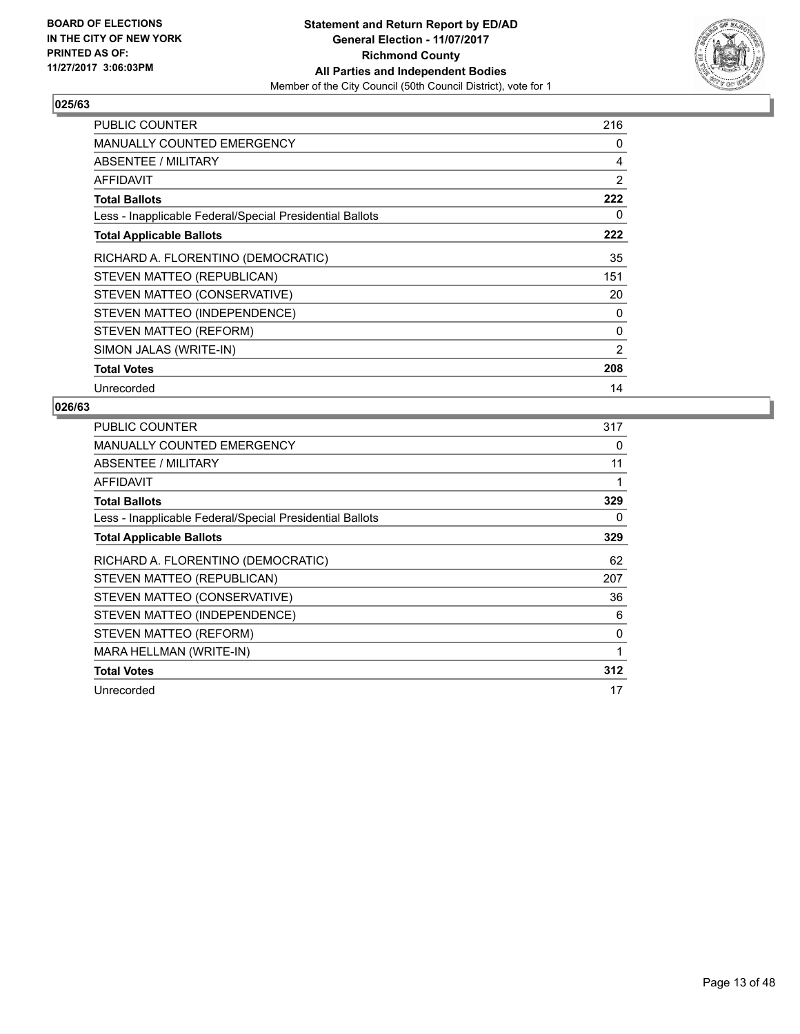**BOARD OF ELECTIONS**
**IN THE CITY OF NEW YORK**
**PRINTED AS OF:**
**11/27/2017 3:06:03PM**

**Statement and Return Report by ED/AD**
**General Election - 11/07/2017**
**Richmond County**
**All Parties and Independent Bodies**
Member of the City Council (50th Council District), vote for 1

### 025/63

| | |
|---|---|
| PUBLIC COUNTER | 216 |
| MANUALLY COUNTED EMERGENCY | 0 |
| ABSENTEE / MILITARY | 4 |
| AFFIDAVIT | 2 |
| **Total Ballots** | **222** |
| Less - Inapplicable Federal/Special Presidential Ballots | 0 |
| **Total Applicable Ballots** | **222** |
| RICHARD A. FLORENTINO (DEMOCRATIC) | 35 |
| STEVEN MATTEO (REPUBLICAN) | 151 |
| STEVEN MATTEO (CONSERVATIVE) | 20 |
| STEVEN MATTEO (INDEPENDENCE) | 0 |
| STEVEN MATTEO (REFORM) | 0 |
| SIMON JALAS (WRITE-IN) | 2 |
| **Total Votes** | **208** |
| Unrecorded | 14 |

### 026/63

| | |
|---|---|
| PUBLIC COUNTER | 317 |
| MANUALLY COUNTED EMERGENCY | 0 |
| ABSENTEE / MILITARY | 11 |
| AFFIDAVIT | 1 |
| **Total Ballots** | **329** |
| Less - Inapplicable Federal/Special Presidential Ballots | 0 |
| **Total Applicable Ballots** | **329** |
| RICHARD A. FLORENTINO (DEMOCRATIC) | 62 |
| STEVEN MATTEO (REPUBLICAN) | 207 |
| STEVEN MATTEO (CONSERVATIVE) | 36 |
| STEVEN MATTEO (INDEPENDENCE) | 6 |
| STEVEN MATTEO (REFORM) | 0 |
| MARA HELLMAN (WRITE-IN) | 1 |
| **Total Votes** | **312** |
| Unrecorded | 17 |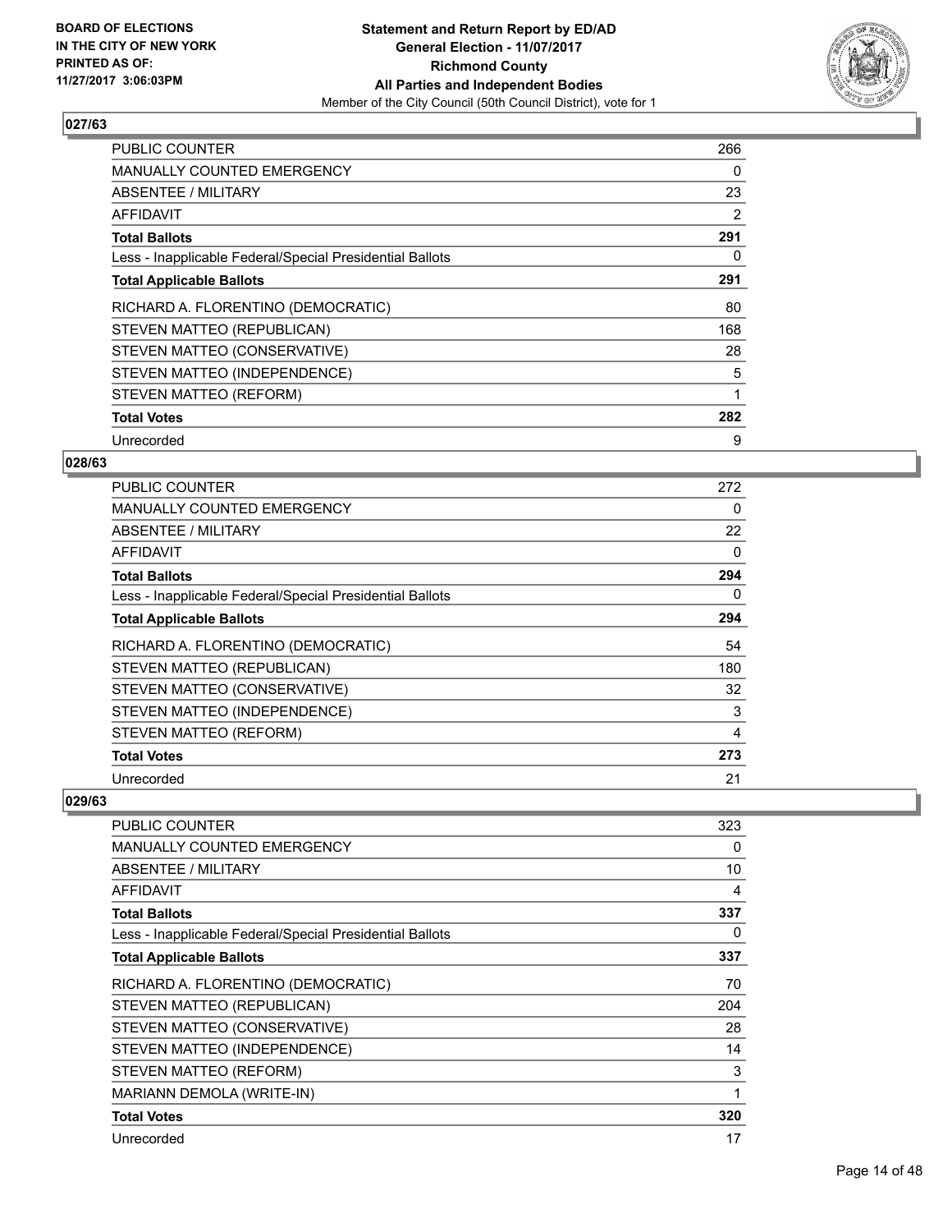### 027/63

| | |
|---|---|
| PUBLIC COUNTER | 266 |
| MANUALLY COUNTED EMERGENCY | 0 |
| ABSENTEE / MILITARY | 23 |
| AFFIDAVIT | 2 |
| **Total Ballots** | **291** |
| Less - Inapplicable Federal/Special Presidential Ballots | 0 |
| **Total Applicable Ballots** | **291** |
| RICHARD A. FLORENTINO (DEMOCRATIC) | 80 |
| STEVEN MATTEO (REPUBLICAN) | 168 |
| STEVEN MATTEO (CONSERVATIVE) | 28 |
| STEVEN MATTEO (INDEPENDENCE) | 5 |
| STEVEN MATTEO (REFORM) | 1 |
| **Total Votes** | **282** |
| Unrecorded | 9 |

### 028/63

| | |
|---|---|
| PUBLIC COUNTER | 272 |
| MANUALLY COUNTED EMERGENCY | 0 |
| ABSENTEE / MILITARY | 22 |
| AFFIDAVIT | 0 |
| **Total Ballots** | **294** |
| Less - Inapplicable Federal/Special Presidential Ballots | 0 |
| **Total Applicable Ballots** | **294** |
| RICHARD A. FLORENTINO (DEMOCRATIC) | 54 |
| STEVEN MATTEO (REPUBLICAN) | 180 |
| STEVEN MATTEO (CONSERVATIVE) | 32 |
| STEVEN MATTEO (INDEPENDENCE) | 3 |
| STEVEN MATTEO (REFORM) | 4 |
| **Total Votes** | **273** |
| Unrecorded | 21 |

### 029/63

| | |
|---|---|
| PUBLIC COUNTER | 323 |
| MANUALLY COUNTED EMERGENCY | 0 |
| ABSENTEE / MILITARY | 10 |
| AFFIDAVIT | 4 |
| **Total Ballots** | **337** |
| Less - Inapplicable Federal/Special Presidential Ballots | 0 |
| **Total Applicable Ballots** | **337** |
| RICHARD A. FLORENTINO (DEMOCRATIC) | 70 |
| STEVEN MATTEO (REPUBLICAN) | 204 |
| STEVEN MATTEO (CONSERVATIVE) | 28 |
| STEVEN MATTEO (INDEPENDENCE) | 14 |
| STEVEN MATTEO (REFORM) | 3 |
| MARIANN DEMOLA (WRITE-IN) | 1 |
| **Total Votes** | **320** |
| Unrecorded | 17 |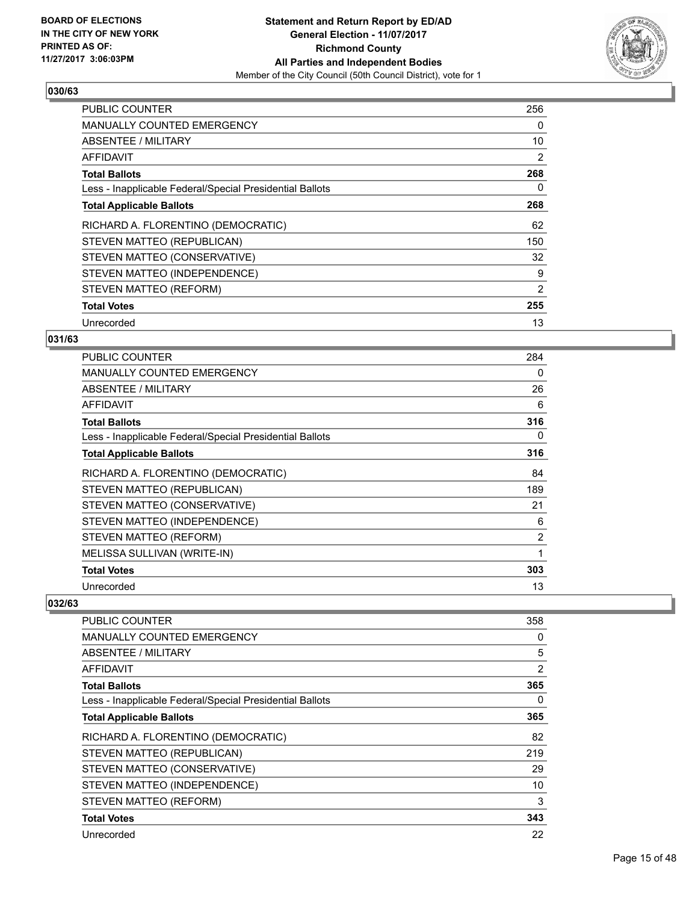**BOARD OF ELECTIONS IN THE CITY OF NEW YORK PRINTED AS OF: 11/27/2017 3:06:03PM**

**Statement and Return Report by ED/AD General Election - 11/07/2017 Richmond County All Parties and Independent Bodies**

Member of the City Council (50th Council District), vote for 1

## 030/63

| | |
|---|---|
| PUBLIC COUNTER | 256 |
| MANUALLY COUNTED EMERGENCY | 0 |
| ABSENTEE / MILITARY | 10 |
| AFFIDAVIT | 2 |
| **Total Ballots** | **268** |
| Less - Inapplicable Federal/Special Presidential Ballots | 0 |
| **Total Applicable Ballots** | **268** |
| RICHARD A. FLORENTINO (DEMOCRATIC) | 62 |
| STEVEN MATTEO (REPUBLICAN) | 150 |
| STEVEN MATTEO (CONSERVATIVE) | 32 |
| STEVEN MATTEO (INDEPENDENCE) | 9 |
| STEVEN MATTEO (REFORM) | 2 |
| **Total Votes** | **255** |
| Unrecorded | 13 |

## 031/63

| | |
|---|---|
| PUBLIC COUNTER | 284 |
| MANUALLY COUNTED EMERGENCY | 0 |
| ABSENTEE / MILITARY | 26 |
| AFFIDAVIT | 6 |
| **Total Ballots** | **316** |
| Less - Inapplicable Federal/Special Presidential Ballots | 0 |
| **Total Applicable Ballots** | **316** |
| RICHARD A. FLORENTINO (DEMOCRATIC) | 84 |
| STEVEN MATTEO (REPUBLICAN) | 189 |
| STEVEN MATTEO (CONSERVATIVE) | 21 |
| STEVEN MATTEO (INDEPENDENCE) | 6 |
| STEVEN MATTEO (REFORM) | 2 |
| MELISSA SULLIVAN (WRITE-IN) | 1 |
| **Total Votes** | **303** |
| Unrecorded | 13 |

## 032/63

| | |
|---|---|
| PUBLIC COUNTER | 358 |
| MANUALLY COUNTED EMERGENCY | 0 |
| ABSENTEE / MILITARY | 5 |
| AFFIDAVIT | 2 |
| **Total Ballots** | **365** |
| Less - Inapplicable Federal/Special Presidential Ballots | 0 |
| **Total Applicable Ballots** | **365** |
| RICHARD A. FLORENTINO (DEMOCRATIC) | 82 |
| STEVEN MATTEO (REPUBLICAN) | 219 |
| STEVEN MATTEO (CONSERVATIVE) | 29 |
| STEVEN MATTEO (INDEPENDENCE) | 10 |
| STEVEN MATTEO (REFORM) | 3 |
| **Total Votes** | **343** |
| Unrecorded | 22 |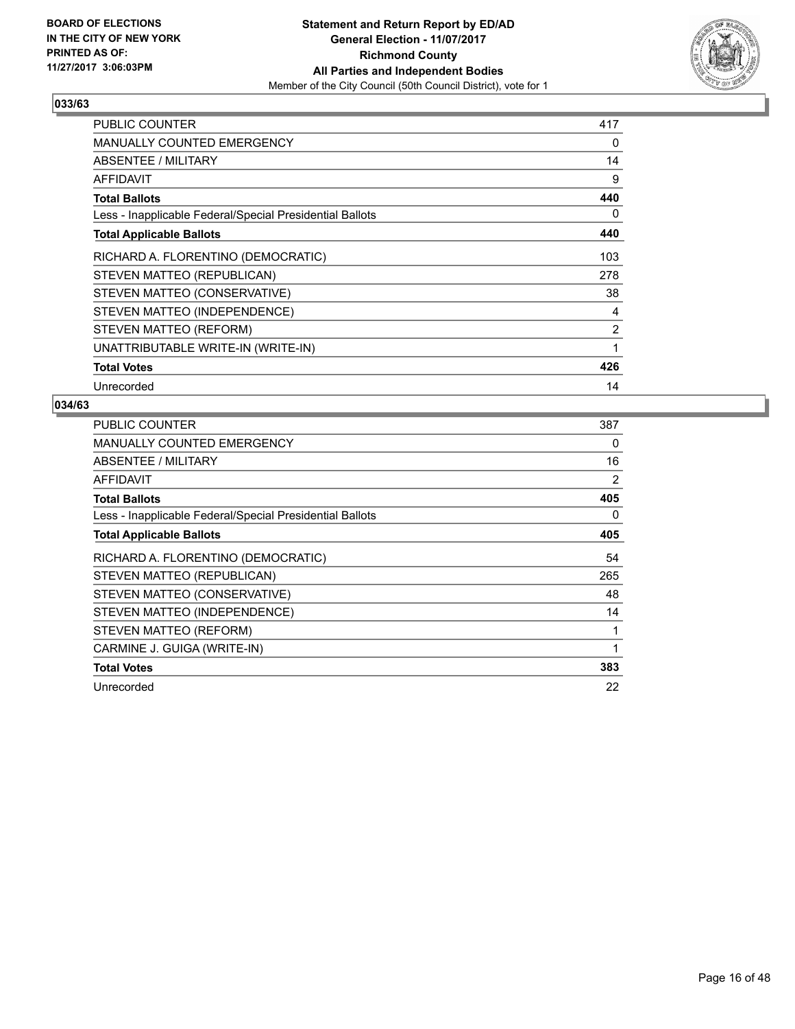**BOARD OF ELECTIONS IN THE CITY OF NEW YORK PRINTED AS OF: 11/27/2017 3:06:03PM**

**Statement and Return Report by ED/AD**
**General Election - 11/07/2017**
**Richmond County**
**All Parties and Independent Bodies**
Member of the City Council (50th Council District), vote for 1

## 033/63

| | |
|---|---|
| PUBLIC COUNTER | 417 |
| MANUALLY COUNTED EMERGENCY | 0 |
| ABSENTEE / MILITARY | 14 |
| AFFIDAVIT | 9 |
| **Total Ballots** | **440** |
| Less - Inapplicable Federal/Special Presidential Ballots | 0 |
| **Total Applicable Ballots** | **440** |
| RICHARD A. FLORENTINO (DEMOCRATIC) | 103 |
| STEVEN MATTEO (REPUBLICAN) | 278 |
| STEVEN MATTEO (CONSERVATIVE) | 38 |
| STEVEN MATTEO (INDEPENDENCE) | 4 |
| STEVEN MATTEO (REFORM) | 2 |
| UNATTRIBUTABLE WRITE-IN (WRITE-IN) | 1 |
| **Total Votes** | **426** |
| Unrecorded | 14 |

## 034/63

| | |
|---|---|
| PUBLIC COUNTER | 387 |
| MANUALLY COUNTED EMERGENCY | 0 |
| ABSENTEE / MILITARY | 16 |
| AFFIDAVIT | 2 |
| **Total Ballots** | **405** |
| Less - Inapplicable Federal/Special Presidential Ballots | 0 |
| **Total Applicable Ballots** | **405** |
| RICHARD A. FLORENTINO (DEMOCRATIC) | 54 |
| STEVEN MATTEO (REPUBLICAN) | 265 |
| STEVEN MATTEO (CONSERVATIVE) | 48 |
| STEVEN MATTEO (INDEPENDENCE) | 14 |
| STEVEN MATTEO (REFORM) | 1 |
| CARMINE J. GUIGA (WRITE-IN) | 1 |
| **Total Votes** | **383** |
| Unrecorded | 22 |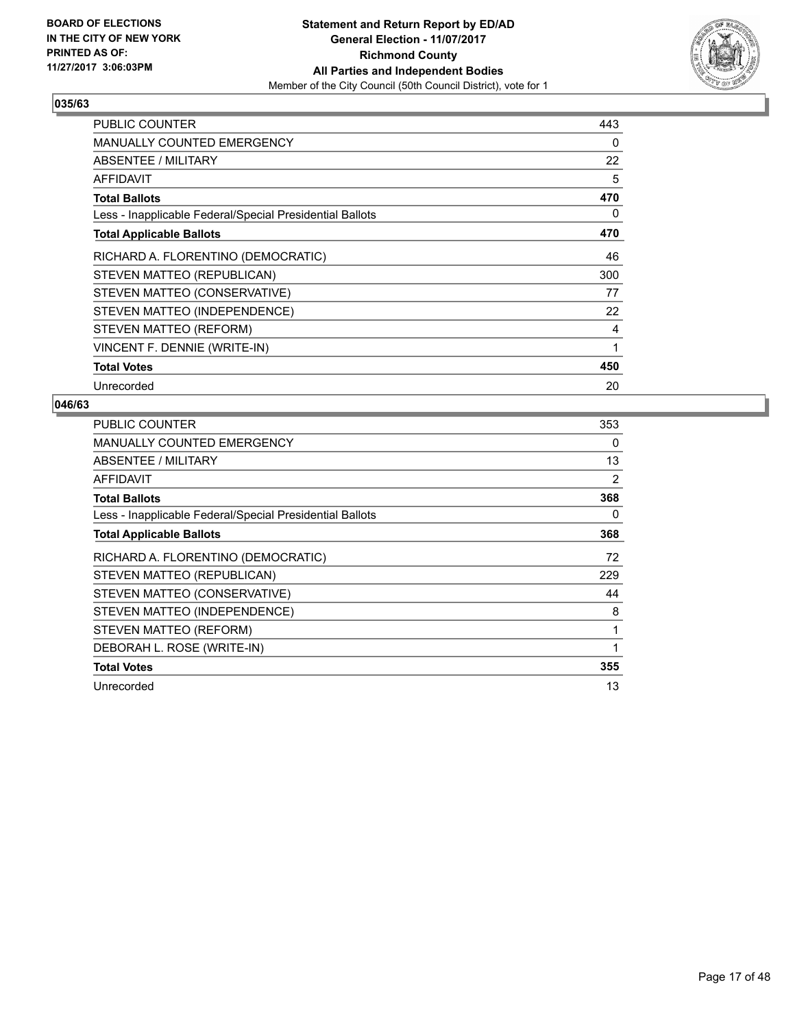**BOARD OF ELECTIONS**
**IN THE CITY OF NEW YORK**
**PRINTED AS OF:**
**11/27/2017 3:06:03PM**

**Statement and Return Report by ED/AD**
**General Election - 11/07/2017**
**Richmond County**
**All Parties and Independent Bodies**
Member of the City Council (50th Council District), vote for 1

## 035/63

| | |
|---|---|
| PUBLIC COUNTER | 443 |
| MANUALLY COUNTED EMERGENCY | 0 |
| ABSENTEE / MILITARY | 22 |
| AFFIDAVIT | 5 |
| **Total Ballots** | **470** |
| Less - Inapplicable Federal/Special Presidential Ballots | 0 |
| **Total Applicable Ballots** | **470** |
| RICHARD A. FLORENTINO (DEMOCRATIC) | 46 |
| STEVEN MATTEO (REPUBLICAN) | 300 |
| STEVEN MATTEO (CONSERVATIVE) | 77 |
| STEVEN MATTEO (INDEPENDENCE) | 22 |
| STEVEN MATTEO (REFORM) | 4 |
| VINCENT F. DENNIE (WRITE-IN) | 1 |
| **Total Votes** | **450** |
| Unrecorded | 20 |

## 046/63

| | |
|---|---|
| PUBLIC COUNTER | 353 |
| MANUALLY COUNTED EMERGENCY | 0 |
| ABSENTEE / MILITARY | 13 |
| AFFIDAVIT | 2 |
| **Total Ballots** | **368** |
| Less - Inapplicable Federal/Special Presidential Ballots | 0 |
| **Total Applicable Ballots** | **368** |
| RICHARD A. FLORENTINO (DEMOCRATIC) | 72 |
| STEVEN MATTEO (REPUBLICAN) | 229 |
| STEVEN MATTEO (CONSERVATIVE) | 44 |
| STEVEN MATTEO (INDEPENDENCE) | 8 |
| STEVEN MATTEO (REFORM) | 1 |
| DEBORAH L. ROSE (WRITE-IN) | 1 |
| **Total Votes** | **355** |
| Unrecorded | 13 |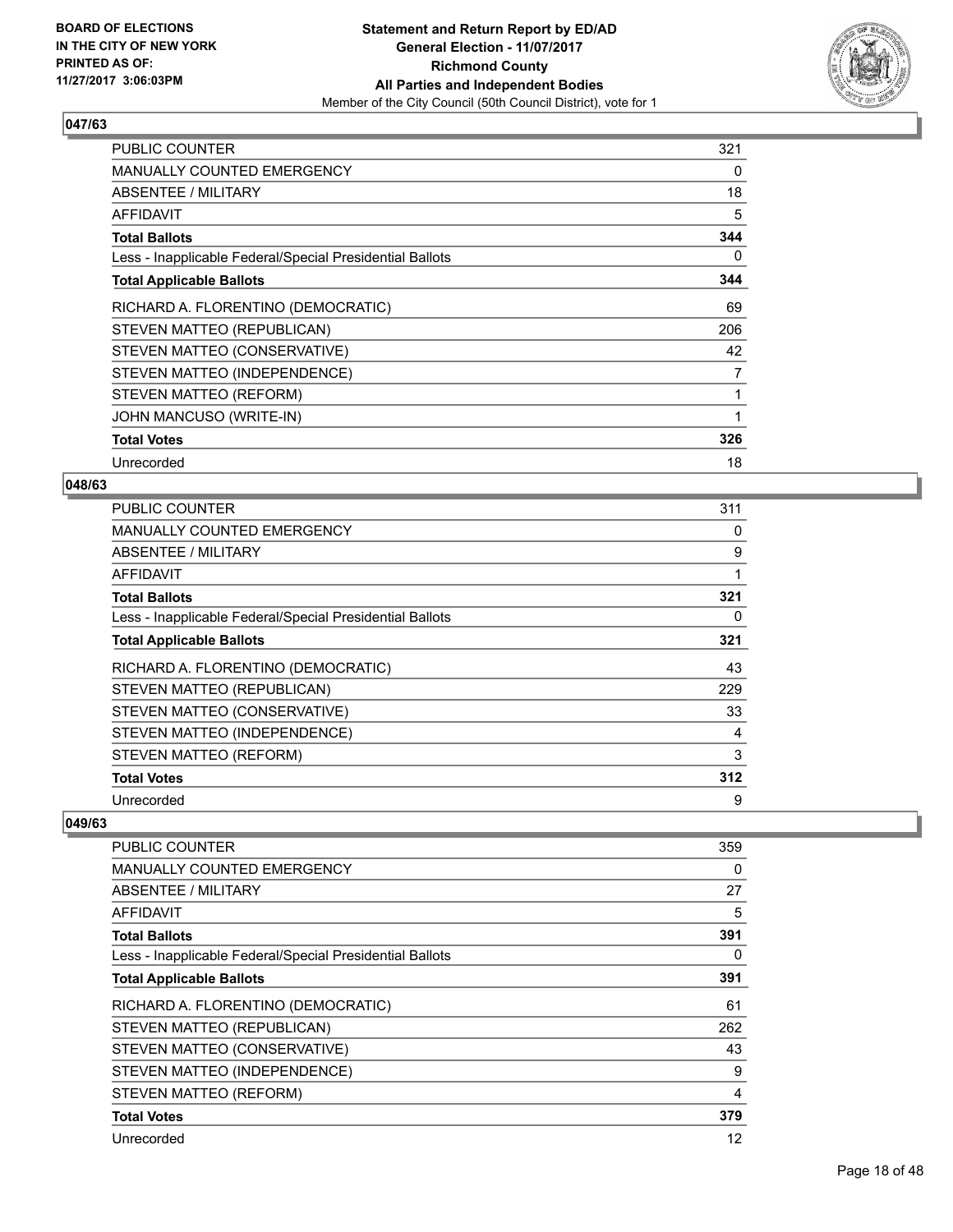### 047/63

| | |
|---|---|
| PUBLIC COUNTER | 321 |
| MANUALLY COUNTED EMERGENCY | 0 |
| ABSENTEE / MILITARY | 18 |
| AFFIDAVIT | 5 |
| **Total Ballots** | **344** |
| Less - Inapplicable Federal/Special Presidential Ballots | 0 |
| **Total Applicable Ballots** | **344** |
| RICHARD A. FLORENTINO (DEMOCRATIC) | 69 |
| STEVEN MATTEO (REPUBLICAN) | 206 |
| STEVEN MATTEO (CONSERVATIVE) | 42 |
| STEVEN MATTEO (INDEPENDENCE) | 7 |
| STEVEN MATTEO (REFORM) | 1 |
| JOHN MANCUSO (WRITE-IN) | 1 |
| **Total Votes** | **326** |
| Unrecorded | 18 |

### 048/63

| | |
|---|---|
| PUBLIC COUNTER | 311 |
| MANUALLY COUNTED EMERGENCY | 0 |
| ABSENTEE / MILITARY | 9 |
| AFFIDAVIT | 1 |
| **Total Ballots** | **321** |
| Less - Inapplicable Federal/Special Presidential Ballots | 0 |
| **Total Applicable Ballots** | **321** |
| RICHARD A. FLORENTINO (DEMOCRATIC) | 43 |
| STEVEN MATTEO (REPUBLICAN) | 229 |
| STEVEN MATTEO (CONSERVATIVE) | 33 |
| STEVEN MATTEO (INDEPENDENCE) | 4 |
| STEVEN MATTEO (REFORM) | 3 |
| **Total Votes** | **312** |
| Unrecorded | 9 |

### 049/63

| | |
|---|---|
| PUBLIC COUNTER | 359 |
| MANUALLY COUNTED EMERGENCY | 0 |
| ABSENTEE / MILITARY | 27 |
| AFFIDAVIT | 5 |
| **Total Ballots** | **391** |
| Less - Inapplicable Federal/Special Presidential Ballots | 0 |
| **Total Applicable Ballots** | **391** |
| RICHARD A. FLORENTINO (DEMOCRATIC) | 61 |
| STEVEN MATTEO (REPUBLICAN) | 262 |
| STEVEN MATTEO (CONSERVATIVE) | 43 |
| STEVEN MATTEO (INDEPENDENCE) | 9 |
| STEVEN MATTEO (REFORM) | 4 |
| **Total Votes** | **379** |
| Unrecorded | 12 |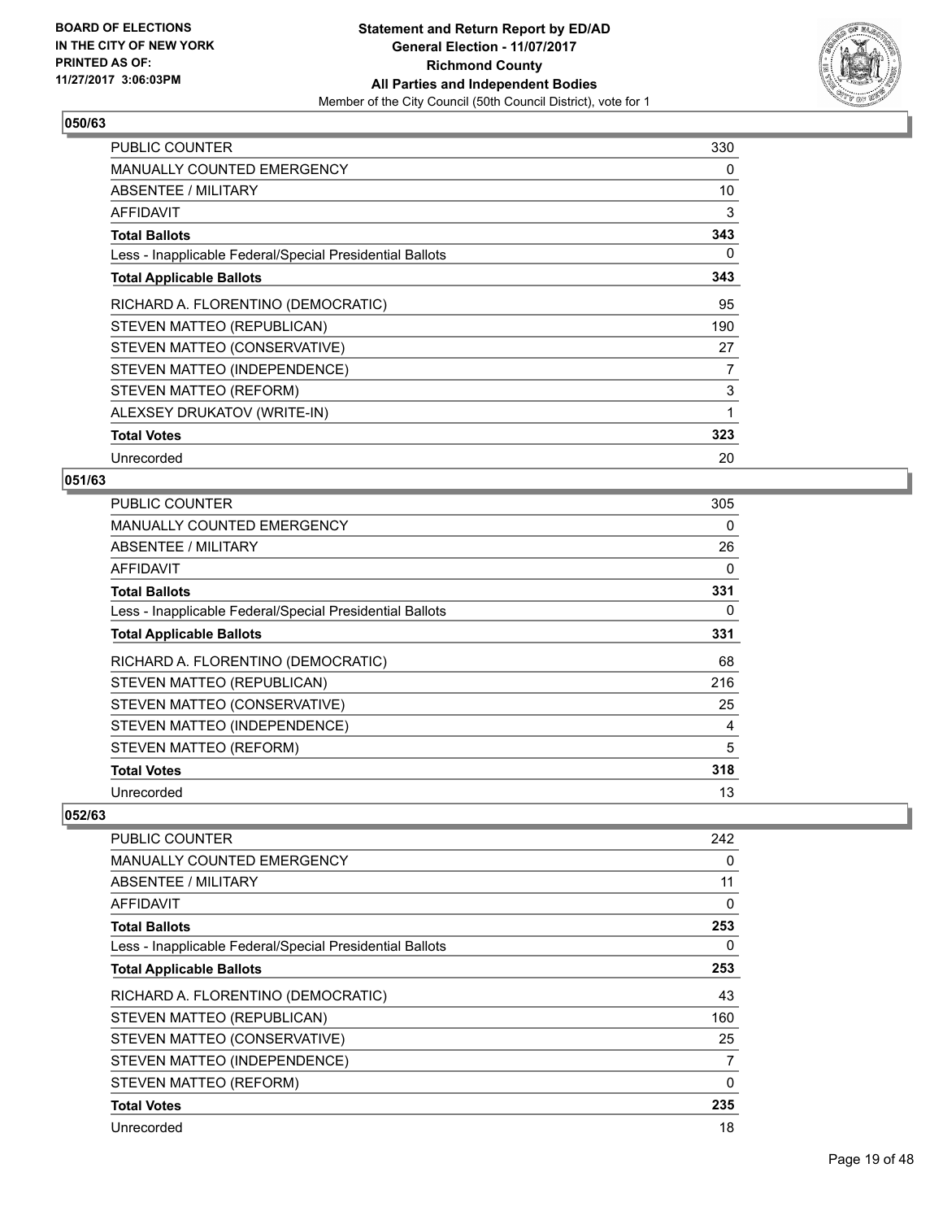**BOARD OF ELECTIONS IN THE CITY OF NEW YORK PRINTED AS OF: 11/27/2017 3:06:03PM**

**Statement and Return Report by ED/AD**
**General Election - 11/07/2017**
**Richmond County**
**All Parties and Independent Bodies**
Member of the City Council (50th Council District), vote for 1

### 050/63

| | |
|---|---|
| PUBLIC COUNTER | 330 |
| MANUALLY COUNTED EMERGENCY | 0 |
| ABSENTEE / MILITARY | 10 |
| AFFIDAVIT | 3 |
| **Total Ballots** | **343** |
| Less - Inapplicable Federal/Special Presidential Ballots | 0 |
| **Total Applicable Ballots** | **343** |
| RICHARD A. FLORENTINO (DEMOCRATIC) | 95 |
| STEVEN MATTEO (REPUBLICAN) | 190 |
| STEVEN MATTEO (CONSERVATIVE) | 27 |
| STEVEN MATTEO (INDEPENDENCE) | 7 |
| STEVEN MATTEO (REFORM) | 3 |
| ALEXSEY DRUKATOV (WRITE-IN) | 1 |
| **Total Votes** | **323** |
| Unrecorded | 20 |

### 051/63

| | |
|---|---|
| PUBLIC COUNTER | 305 |
| MANUALLY COUNTED EMERGENCY | 0 |
| ABSENTEE / MILITARY | 26 |
| AFFIDAVIT | 0 |
| **Total Ballots** | **331** |
| Less - Inapplicable Federal/Special Presidential Ballots | 0 |
| **Total Applicable Ballots** | **331** |
| RICHARD A. FLORENTINO (DEMOCRATIC) | 68 |
| STEVEN MATTEO (REPUBLICAN) | 216 |
| STEVEN MATTEO (CONSERVATIVE) | 25 |
| STEVEN MATTEO (INDEPENDENCE) | 4 |
| STEVEN MATTEO (REFORM) | 5 |
| **Total Votes** | **318** |
| Unrecorded | 13 |

### 052/63

| | |
|---|---|
| PUBLIC COUNTER | 242 |
| MANUALLY COUNTED EMERGENCY | 0 |
| ABSENTEE / MILITARY | 11 |
| AFFIDAVIT | 0 |
| **Total Ballots** | **253** |
| Less - Inapplicable Federal/Special Presidential Ballots | 0 |
| **Total Applicable Ballots** | **253** |
| RICHARD A. FLORENTINO (DEMOCRATIC) | 43 |
| STEVEN MATTEO (REPUBLICAN) | 160 |
| STEVEN MATTEO (CONSERVATIVE) | 25 |
| STEVEN MATTEO (INDEPENDENCE) | 7 |
| STEVEN MATTEO (REFORM) | 0 |
| **Total Votes** | **235** |
| Unrecorded | 18 |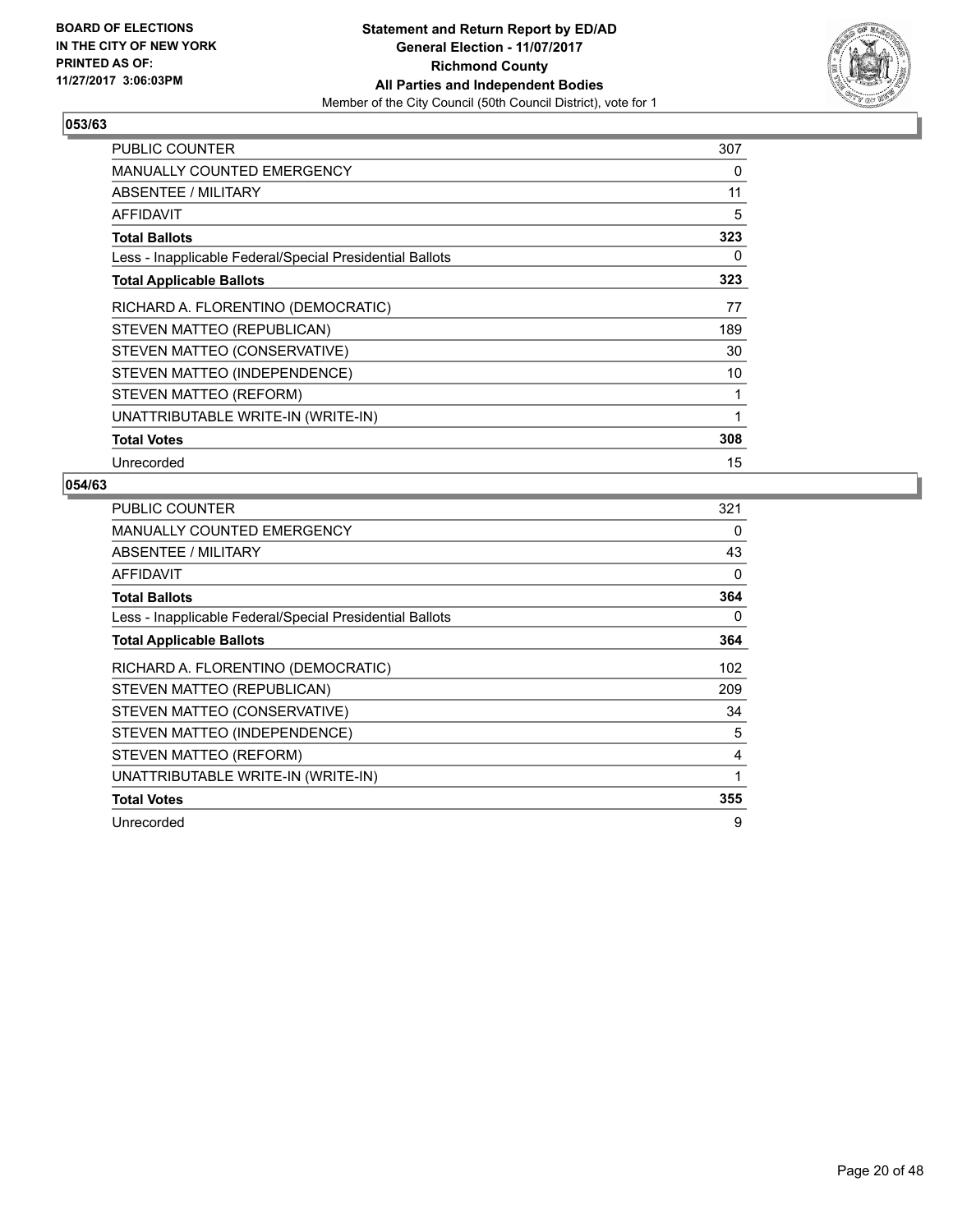**BOARD OF ELECTIONS IN THE CITY OF NEW YORK PRINTED AS OF: 11/27/2017 3:06:03PM**

**Statement and Return Report by ED/AD**
**General Election - 11/07/2017**
**Richmond County**
**All Parties and Independent Bodies**
Member of the City Council (50th Council District), vote for 1

### 053/63

| | |
|---|---|
| PUBLIC COUNTER | 307 |
| MANUALLY COUNTED EMERGENCY | 0 |
| ABSENTEE / MILITARY | 11 |
| AFFIDAVIT | 5 |
| **Total Ballots** | **323** |
| Less - Inapplicable Federal/Special Presidential Ballots | 0 |
| **Total Applicable Ballots** | **323** |
| RICHARD A. FLORENTINO (DEMOCRATIC) | 77 |
| STEVEN MATTEO (REPUBLICAN) | 189 |
| STEVEN MATTEO (CONSERVATIVE) | 30 |
| STEVEN MATTEO (INDEPENDENCE) | 10 |
| STEVEN MATTEO (REFORM) | 1 |
| UNATTRIBUTABLE WRITE-IN (WRITE-IN) | 1 |
| **Total Votes** | **308** |
| Unrecorded | 15 |

### 054/63

| | |
|---|---|
| PUBLIC COUNTER | 321 |
| MANUALLY COUNTED EMERGENCY | 0 |
| ABSENTEE / MILITARY | 43 |
| AFFIDAVIT | 0 |
| **Total Ballots** | **364** |
| Less - Inapplicable Federal/Special Presidential Ballots | 0 |
| **Total Applicable Ballots** | **364** |
| RICHARD A. FLORENTINO (DEMOCRATIC) | 102 |
| STEVEN MATTEO (REPUBLICAN) | 209 |
| STEVEN MATTEO (CONSERVATIVE) | 34 |
| STEVEN MATTEO (INDEPENDENCE) | 5 |
| STEVEN MATTEO (REFORM) | 4 |
| UNATTRIBUTABLE WRITE-IN (WRITE-IN) | 1 |
| **Total Votes** | **355** |
| Unrecorded | 9 |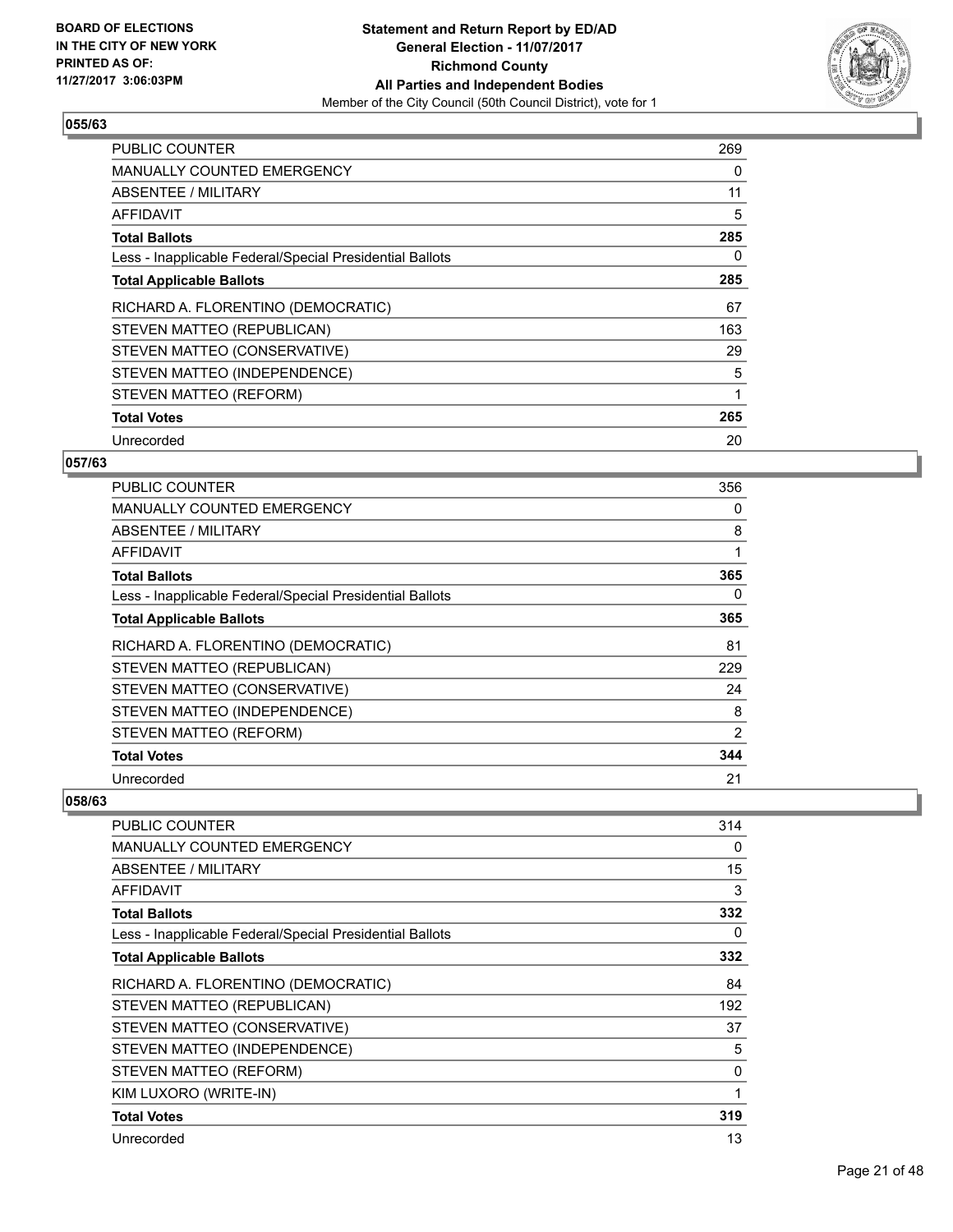**BOARD OF ELECTIONS IN THE CITY OF NEW YORK PRINTED AS OF: 11/27/2017 3:06:03PM**

**Statement and Return Report by ED/AD**
**General Election - 11/07/2017**
**Richmond County**
**All Parties and Independent Bodies**
Member of the City Council (50th Council District), vote for 1

### 055/63

| | |
|---|---|
| PUBLIC COUNTER | 269 |
| MANUALLY COUNTED EMERGENCY | 0 |
| ABSENTEE / MILITARY | 11 |
| AFFIDAVIT | 5 |
| **Total Ballots** | **285** |
| Less - Inapplicable Federal/Special Presidential Ballots | 0 |
| **Total Applicable Ballots** | **285** |
| RICHARD A. FLORENTINO (DEMOCRATIC) | 67 |
| STEVEN MATTEO (REPUBLICAN) | 163 |
| STEVEN MATTEO (CONSERVATIVE) | 29 |
| STEVEN MATTEO (INDEPENDENCE) | 5 |
| STEVEN MATTEO (REFORM) | 1 |
| **Total Votes** | **265** |
| Unrecorded | 20 |

### 057/63

| | |
|---|---|
| PUBLIC COUNTER | 356 |
| MANUALLY COUNTED EMERGENCY | 0 |
| ABSENTEE / MILITARY | 8 |
| AFFIDAVIT | 1 |
| **Total Ballots** | **365** |
| Less - Inapplicable Federal/Special Presidential Ballots | 0 |
| **Total Applicable Ballots** | **365** |
| RICHARD A. FLORENTINO (DEMOCRATIC) | 81 |
| STEVEN MATTEO (REPUBLICAN) | 229 |
| STEVEN MATTEO (CONSERVATIVE) | 24 |
| STEVEN MATTEO (INDEPENDENCE) | 8 |
| STEVEN MATTEO (REFORM) | 2 |
| **Total Votes** | **344** |
| Unrecorded | 21 |

### 058/63

| | |
|---|---|
| PUBLIC COUNTER | 314 |
| MANUALLY COUNTED EMERGENCY | 0 |
| ABSENTEE / MILITARY | 15 |
| AFFIDAVIT | 3 |
| **Total Ballots** | **332** |
| Less - Inapplicable Federal/Special Presidential Ballots | 0 |
| **Total Applicable Ballots** | **332** |
| RICHARD A. FLORENTINO (DEMOCRATIC) | 84 |
| STEVEN MATTEO (REPUBLICAN) | 192 |
| STEVEN MATTEO (CONSERVATIVE) | 37 |
| STEVEN MATTEO (INDEPENDENCE) | 5 |
| STEVEN MATTEO (REFORM) | 0 |
| KIM LUXORO (WRITE-IN) | 1 |
| **Total Votes** | **319** |
| Unrecorded | 13 |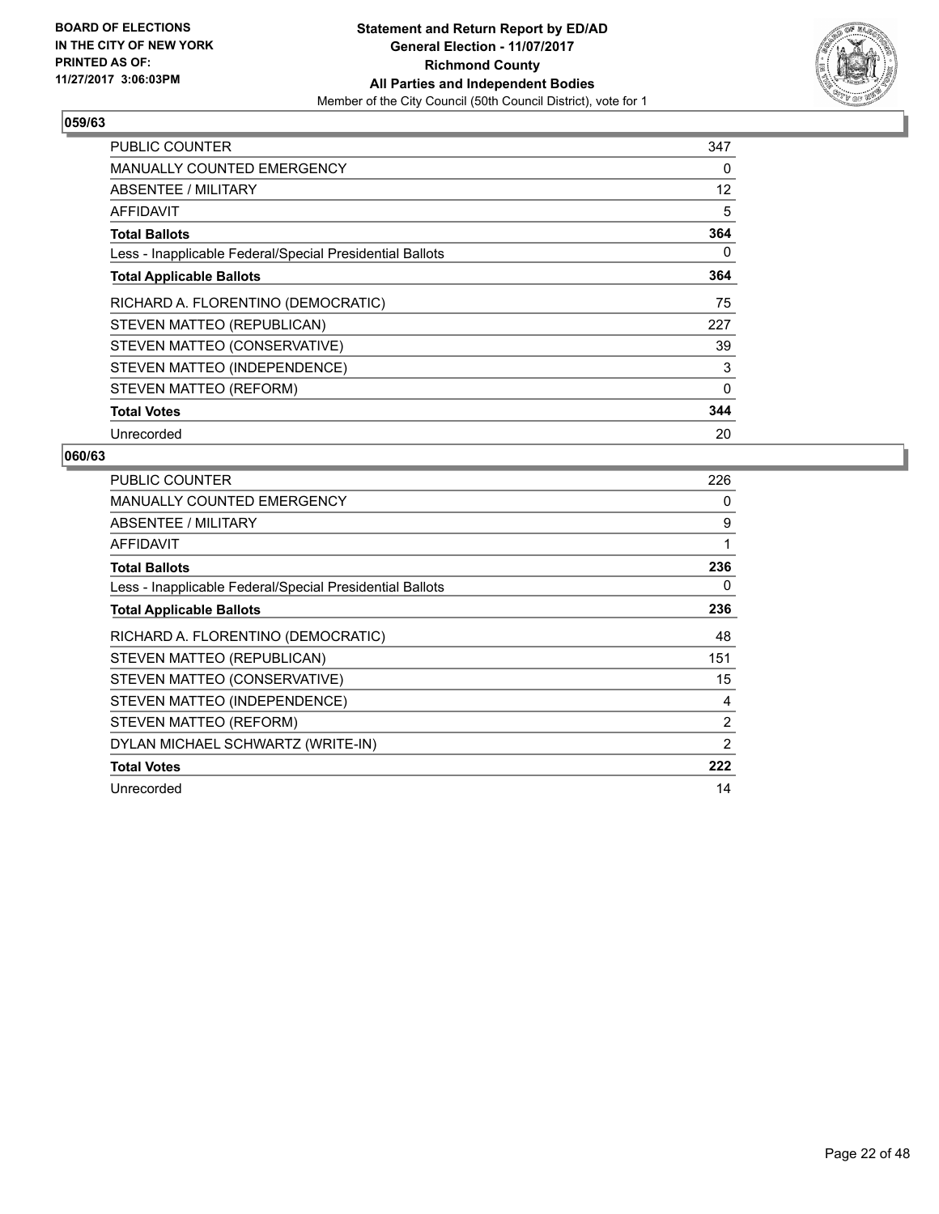**BOARD OF ELECTIONS IN THE CITY OF NEW YORK PRINTED AS OF: 11/27/2017 3:06:03PM**

**Statement and Return Report by ED/AD General Election - 11/07/2017 Richmond County All Parties and Independent Bodies**

Member of the City Council (50th Council District), vote for 1

## 059/63

| | |
|---|---|
| PUBLIC COUNTER | 347 |
| MANUALLY COUNTED EMERGENCY | 0 |
| ABSENTEE / MILITARY | 12 |
| AFFIDAVIT | 5 |
| **Total Ballots** | **364** |
| Less - Inapplicable Federal/Special Presidential Ballots | 0 |
| **Total Applicable Ballots** | **364** |
| RICHARD A. FLORENTINO (DEMOCRATIC) | 75 |
| STEVEN MATTEO (REPUBLICAN) | 227 |
| STEVEN MATTEO (CONSERVATIVE) | 39 |
| STEVEN MATTEO (INDEPENDENCE) | 3 |
| STEVEN MATTEO (REFORM) | 0 |
| **Total Votes** | **344** |
| Unrecorded | 20 |

## 060/63

| | |
|---|---|
| PUBLIC COUNTER | 226 |
| MANUALLY COUNTED EMERGENCY | 0 |
| ABSENTEE / MILITARY | 9 |
| AFFIDAVIT | 1 |
| **Total Ballots** | **236** |
| Less - Inapplicable Federal/Special Presidential Ballots | 0 |
| **Total Applicable Ballots** | **236** |
| RICHARD A. FLORENTINO (DEMOCRATIC) | 48 |
| STEVEN MATTEO (REPUBLICAN) | 151 |
| STEVEN MATTEO (CONSERVATIVE) | 15 |
| STEVEN MATTEO (INDEPENDENCE) | 4 |
| STEVEN MATTEO (REFORM) | 2 |
| DYLAN MICHAEL SCHWARTZ (WRITE-IN) | 2 |
| **Total Votes** | **222** |
| Unrecorded | 14 |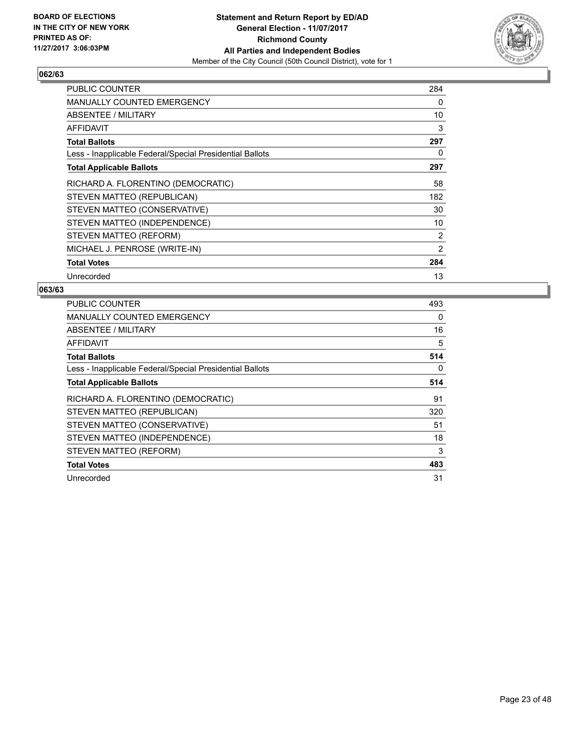**BOARD OF ELECTIONS IN THE CITY OF NEW YORK PRINTED AS OF: 11/27/2017 3:06:03PM**

**Statement and Return Report by ED/AD**
**General Election - 11/07/2017**
**Richmond County**
**All Parties and Independent Bodies**
Member of the City Council (50th Council District), vote for 1

## 062/63

| | |
|---|---|
| PUBLIC COUNTER | 284 |
| MANUALLY COUNTED EMERGENCY | 0 |
| ABSENTEE / MILITARY | 10 |
| AFFIDAVIT | 3 |
| **Total Ballots** | **297** |
| Less - Inapplicable Federal/Special Presidential Ballots | 0 |
| **Total Applicable Ballots** | **297** |
| RICHARD A. FLORENTINO (DEMOCRATIC) | 58 |
| STEVEN MATTEO (REPUBLICAN) | 182 |
| STEVEN MATTEO (CONSERVATIVE) | 30 |
| STEVEN MATTEO (INDEPENDENCE) | 10 |
| STEVEN MATTEO (REFORM) | 2 |
| MICHAEL J. PENROSE (WRITE-IN) | 2 |
| **Total Votes** | **284** |
| Unrecorded | 13 |

## 063/63

| | |
|---|---|
| PUBLIC COUNTER | 493 |
| MANUALLY COUNTED EMERGENCY | 0 |
| ABSENTEE / MILITARY | 16 |
| AFFIDAVIT | 5 |
| **Total Ballots** | **514** |
| Less - Inapplicable Federal/Special Presidential Ballots | 0 |
| **Total Applicable Ballots** | **514** |
| RICHARD A. FLORENTINO (DEMOCRATIC) | 91 |
| STEVEN MATTEO (REPUBLICAN) | 320 |
| STEVEN MATTEO (CONSERVATIVE) | 51 |
| STEVEN MATTEO (INDEPENDENCE) | 18 |
| STEVEN MATTEO (REFORM) | 3 |
| **Total Votes** | **483** |
| Unrecorded | 31 |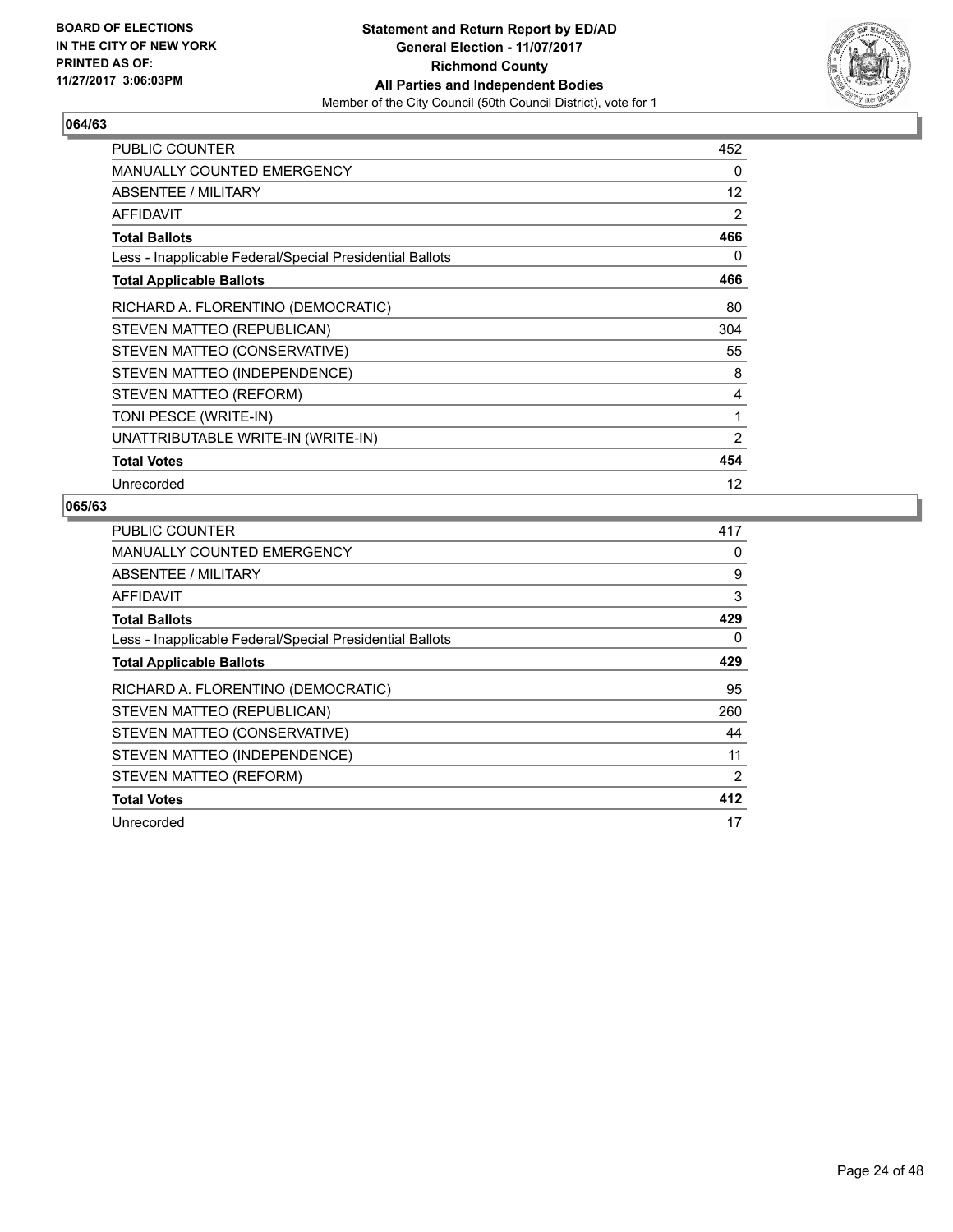**BOARD OF ELECTIONS IN THE CITY OF NEW YORK PRINTED AS OF: 11/27/2017 3:06:03PM**

**Statement and Return Report by ED/AD General Election - 11/07/2017 Richmond County All Parties and Independent Bodies**

Member of the City Council (50th Council District), vote for 1

## 064/63

| | |
|---|---|
| PUBLIC COUNTER | 452 |
| MANUALLY COUNTED EMERGENCY | 0 |
| ABSENTEE / MILITARY | 12 |
| AFFIDAVIT | 2 |
| **Total Ballots** | **466** |
| Less - Inapplicable Federal/Special Presidential Ballots | 0 |
| **Total Applicable Ballots** | **466** |
| RICHARD A. FLORENTINO (DEMOCRATIC) | 80 |
| STEVEN MATTEO (REPUBLICAN) | 304 |
| STEVEN MATTEO (CONSERVATIVE) | 55 |
| STEVEN MATTEO (INDEPENDENCE) | 8 |
| STEVEN MATTEO (REFORM) | 4 |
| TONI PESCE (WRITE-IN) | 1 |
| UNATTRIBUTABLE WRITE-IN (WRITE-IN) | 2 |
| **Total Votes** | **454** |
| Unrecorded | 12 |

## 065/63

| | |
|---|---|
| PUBLIC COUNTER | 417 |
| MANUALLY COUNTED EMERGENCY | 0 |
| ABSENTEE / MILITARY | 9 |
| AFFIDAVIT | 3 |
| **Total Ballots** | **429** |
| Less - Inapplicable Federal/Special Presidential Ballots | 0 |
| **Total Applicable Ballots** | **429** |
| RICHARD A. FLORENTINO (DEMOCRATIC) | 95 |
| STEVEN MATTEO (REPUBLICAN) | 260 |
| STEVEN MATTEO (CONSERVATIVE) | 44 |
| STEVEN MATTEO (INDEPENDENCE) | 11 |
| STEVEN MATTEO (REFORM) | 2 |
| **Total Votes** | **412** |
| Unrecorded | 17 |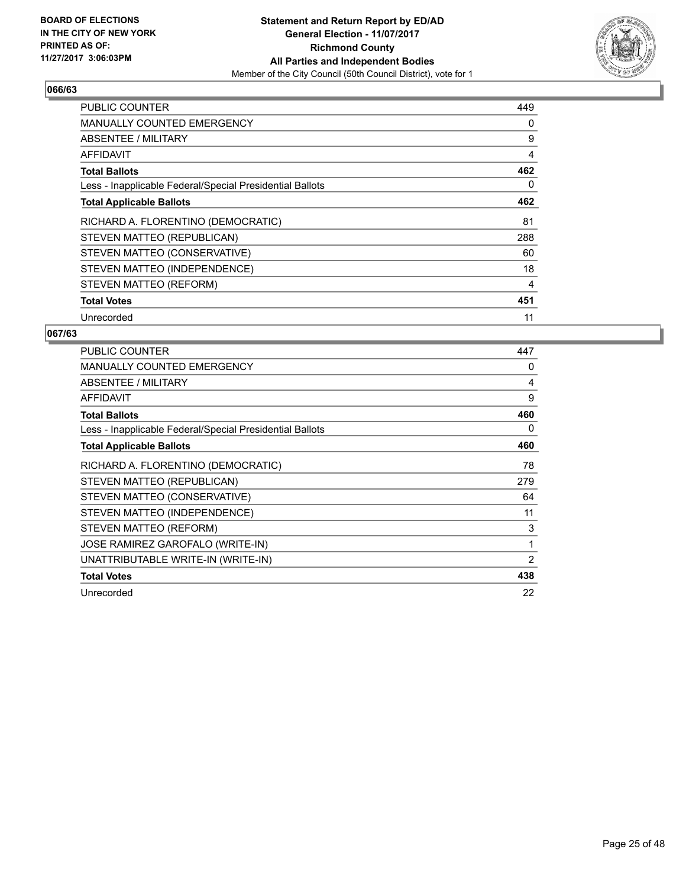**BOARD OF ELECTIONS IN THE CITY OF NEW YORK PRINTED AS OF: 11/27/2017 3:06:03PM**

**Statement and Return Report by ED/AD**
**General Election - 11/07/2017**
**Richmond County**
**All Parties and Independent Bodies**
Member of the City Council (50th Council District), vote for 1

### 066/63

| | |
|---|---|
| PUBLIC COUNTER | 449 |
| MANUALLY COUNTED EMERGENCY | 0 |
| ABSENTEE / MILITARY | 9 |
| AFFIDAVIT | 4 |
| **Total Ballots** | **462** |
| Less - Inapplicable Federal/Special Presidential Ballots | 0 |
| **Total Applicable Ballots** | **462** |
| RICHARD A. FLORENTINO (DEMOCRATIC) | 81 |
| STEVEN MATTEO (REPUBLICAN) | 288 |
| STEVEN MATTEO (CONSERVATIVE) | 60 |
| STEVEN MATTEO (INDEPENDENCE) | 18 |
| STEVEN MATTEO (REFORM) | 4 |
| **Total Votes** | **451** |
| Unrecorded | 11 |

### 067/63

| | |
|---|---|
| PUBLIC COUNTER | 447 |
| MANUALLY COUNTED EMERGENCY | 0 |
| ABSENTEE / MILITARY | 4 |
| AFFIDAVIT | 9 |
| **Total Ballots** | **460** |
| Less - Inapplicable Federal/Special Presidential Ballots | 0 |
| **Total Applicable Ballots** | **460** |
| RICHARD A. FLORENTINO (DEMOCRATIC) | 78 |
| STEVEN MATTEO (REPUBLICAN) | 279 |
| STEVEN MATTEO (CONSERVATIVE) | 64 |
| STEVEN MATTEO (INDEPENDENCE) | 11 |
| STEVEN MATTEO (REFORM) | 3 |
| JOSE RAMIREZ GAROFALO (WRITE-IN) | 1 |
| UNATTRIBUTABLE WRITE-IN (WRITE-IN) | 2 |
| **Total Votes** | **438** |
| Unrecorded | 22 |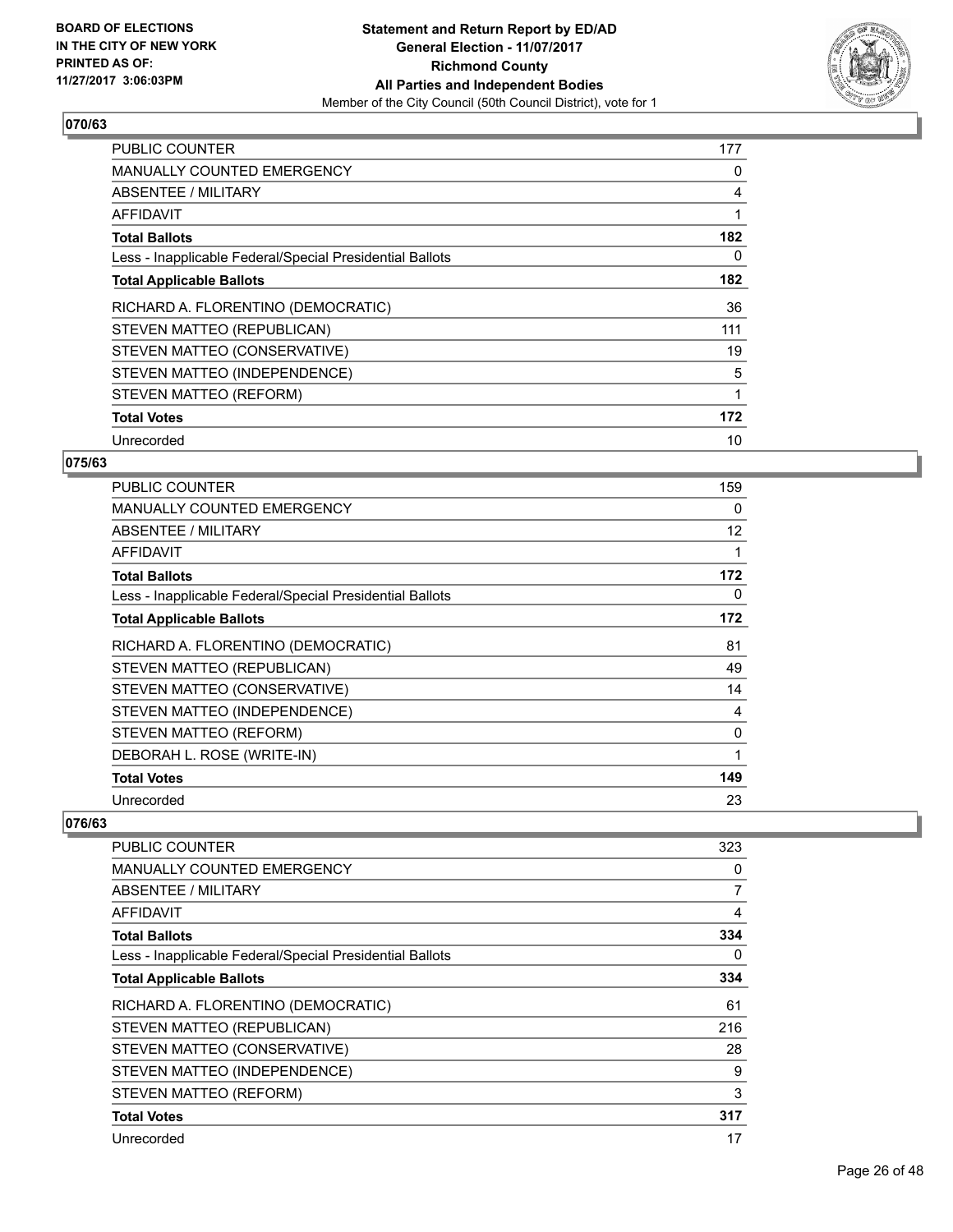## 070/63

| | |
|---|---|
| PUBLIC COUNTER | 177 |
| MANUALLY COUNTED EMERGENCY | 0 |
| ABSENTEE / MILITARY | 4 |
| AFFIDAVIT | 1 |
| **Total Ballots** | **182** |
| Less - Inapplicable Federal/Special Presidential Ballots | 0 |
| **Total Applicable Ballots** | **182** |
| RICHARD A. FLORENTINO (DEMOCRATIC) | 36 |
| STEVEN MATTEO (REPUBLICAN) | 111 |
| STEVEN MATTEO (CONSERVATIVE) | 19 |
| STEVEN MATTEO (INDEPENDENCE) | 5 |
| STEVEN MATTEO (REFORM) | 1 |
| **Total Votes** | **172** |
| Unrecorded | 10 |

## 075/63

| | |
|---|---|
| PUBLIC COUNTER | 159 |
| MANUALLY COUNTED EMERGENCY | 0 |
| ABSENTEE / MILITARY | 12 |
| AFFIDAVIT | 1 |
| **Total Ballots** | **172** |
| Less - Inapplicable Federal/Special Presidential Ballots | 0 |
| **Total Applicable Ballots** | **172** |
| RICHARD A. FLORENTINO (DEMOCRATIC) | 81 |
| STEVEN MATTEO (REPUBLICAN) | 49 |
| STEVEN MATTEO (CONSERVATIVE) | 14 |
| STEVEN MATTEO (INDEPENDENCE) | 4 |
| STEVEN MATTEO (REFORM) | 0 |
| DEBORAH L. ROSE (WRITE-IN) | 1 |
| **Total Votes** | **149** |
| Unrecorded | 23 |

## 076/63

| | |
|---|---|
| PUBLIC COUNTER | 323 |
| MANUALLY COUNTED EMERGENCY | 0 |
| ABSENTEE / MILITARY | 7 |
| AFFIDAVIT | 4 |
| **Total Ballots** | **334** |
| Less - Inapplicable Federal/Special Presidential Ballots | 0 |
| **Total Applicable Ballots** | **334** |
| RICHARD A. FLORENTINO (DEMOCRATIC) | 61 |
| STEVEN MATTEO (REPUBLICAN) | 216 |
| STEVEN MATTEO (CONSERVATIVE) | 28 |
| STEVEN MATTEO (INDEPENDENCE) | 9 |
| STEVEN MATTEO (REFORM) | 3 |
| **Total Votes** | **317** |
| Unrecorded | 17 |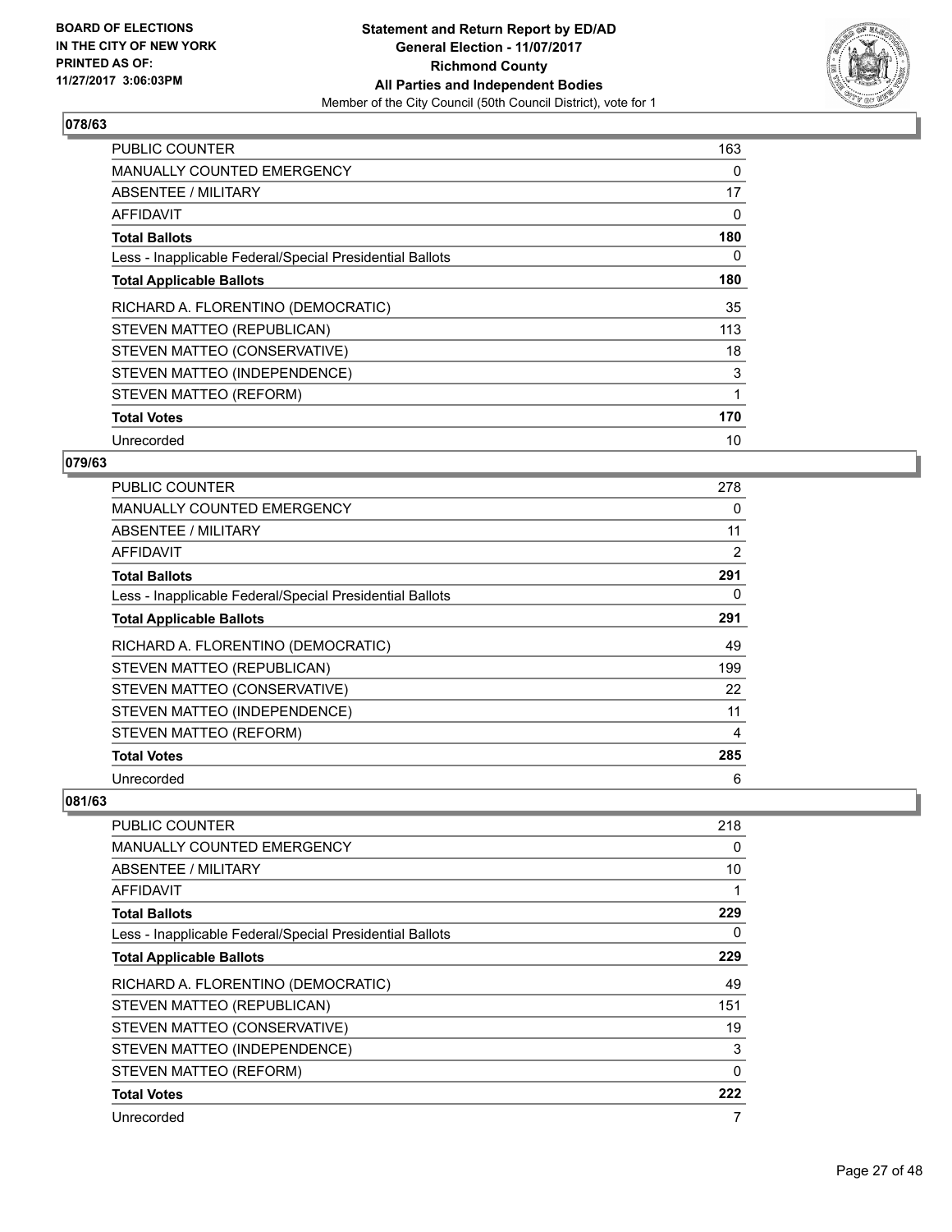**BOARD OF ELECTIONS IN THE CITY OF NEW YORK PRINTED AS OF: 11/27/2017 3:06:03PM**

**Statement and Return Report by ED/AD**
**General Election - 11/07/2017**
**Richmond County**
**All Parties and Independent Bodies**
Member of the City Council (50th Council District), vote for 1

### 078/63

| | |
|---|---|
| PUBLIC COUNTER | 163 |
| MANUALLY COUNTED EMERGENCY | 0 |
| ABSENTEE / MILITARY | 17 |
| AFFIDAVIT | 0 |
| **Total Ballots** | **180** |
| Less - Inapplicable Federal/Special Presidential Ballots | 0 |
| **Total Applicable Ballots** | **180** |
| RICHARD A. FLORENTINO (DEMOCRATIC) | 35 |
| STEVEN MATTEO (REPUBLICAN) | 113 |
| STEVEN MATTEO (CONSERVATIVE) | 18 |
| STEVEN MATTEO (INDEPENDENCE) | 3 |
| STEVEN MATTEO (REFORM) | 1 |
| **Total Votes** | **170** |
| Unrecorded | 10 |

### 079/63

| | |
|---|---|
| PUBLIC COUNTER | 278 |
| MANUALLY COUNTED EMERGENCY | 0 |
| ABSENTEE / MILITARY | 11 |
| AFFIDAVIT | 2 |
| **Total Ballots** | **291** |
| Less - Inapplicable Federal/Special Presidential Ballots | 0 |
| **Total Applicable Ballots** | **291** |
| RICHARD A. FLORENTINO (DEMOCRATIC) | 49 |
| STEVEN MATTEO (REPUBLICAN) | 199 |
| STEVEN MATTEO (CONSERVATIVE) | 22 |
| STEVEN MATTEO (INDEPENDENCE) | 11 |
| STEVEN MATTEO (REFORM) | 4 |
| **Total Votes** | **285** |
| Unrecorded | 6 |

### 081/63

| | |
|---|---|
| PUBLIC COUNTER | 218 |
| MANUALLY COUNTED EMERGENCY | 0 |
| ABSENTEE / MILITARY | 10 |
| AFFIDAVIT | 1 |
| **Total Ballots** | **229** |
| Less - Inapplicable Federal/Special Presidential Ballots | 0 |
| **Total Applicable Ballots** | **229** |
| RICHARD A. FLORENTINO (DEMOCRATIC) | 49 |
| STEVEN MATTEO (REPUBLICAN) | 151 |
| STEVEN MATTEO (CONSERVATIVE) | 19 |
| STEVEN MATTEO (INDEPENDENCE) | 3 |
| STEVEN MATTEO (REFORM) | 0 |
| **Total Votes** | **222** |
| Unrecorded | 7 |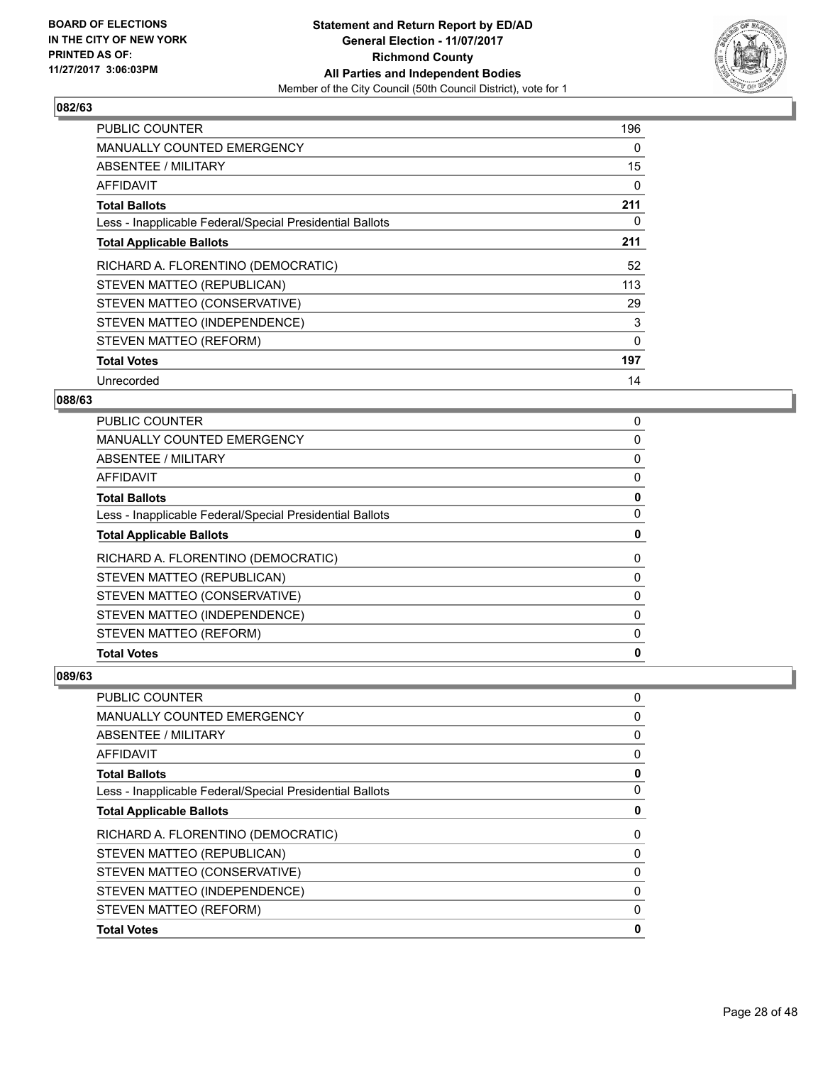**Statement and Return Report by ED/AD**
**General Election - 11/07/2017**
**Richmond County**
**All Parties and Independent Bodies**
Member of the City Council (50th Council District), vote for 1

BOARD OF ELECTIONS IN THE CITY OF NEW YORK
PRINTED AS OF: 11/27/2017 3:06:03PM

## 082/63

| | |
|---|---|
| PUBLIC COUNTER | 196 |
| MANUALLY COUNTED EMERGENCY | 0 |
| ABSENTEE / MILITARY | 15 |
| AFFIDAVIT | 0 |
| **Total Ballots** | **211** |
| Less - Inapplicable Federal/Special Presidential Ballots | 0 |
| **Total Applicable Ballots** | **211** |
| RICHARD A. FLORENTINO (DEMOCRATIC) | 52 |
| STEVEN MATTEO (REPUBLICAN) | 113 |
| STEVEN MATTEO (CONSERVATIVE) | 29 |
| STEVEN MATTEO (INDEPENDENCE) | 3 |
| STEVEN MATTEO (REFORM) | 0 |
| **Total Votes** | **197** |
| Unrecorded | 14 |

## 088/63

| | |
|---|---|
| PUBLIC COUNTER | 0 |
| MANUALLY COUNTED EMERGENCY | 0 |
| ABSENTEE / MILITARY | 0 |
| AFFIDAVIT | 0 |
| **Total Ballots** | **0** |
| Less - Inapplicable Federal/Special Presidential Ballots | 0 |
| **Total Applicable Ballots** | **0** |
| RICHARD A. FLORENTINO (DEMOCRATIC) | 0 |
| STEVEN MATTEO (REPUBLICAN) | 0 |
| STEVEN MATTEO (CONSERVATIVE) | 0 |
| STEVEN MATTEO (INDEPENDENCE) | 0 |
| STEVEN MATTEO (REFORM) | 0 |
| **Total Votes** | **0** |

## 089/63

| | |
|---|---|
| PUBLIC COUNTER | 0 |
| MANUALLY COUNTED EMERGENCY | 0 |
| ABSENTEE / MILITARY | 0 |
| AFFIDAVIT | 0 |
| **Total Ballots** | **0** |
| Less - Inapplicable Federal/Special Presidential Ballots | 0 |
| **Total Applicable Ballots** | **0** |
| RICHARD A. FLORENTINO (DEMOCRATIC) | 0 |
| STEVEN MATTEO (REPUBLICAN) | 0 |
| STEVEN MATTEO (CONSERVATIVE) | 0 |
| STEVEN MATTEO (INDEPENDENCE) | 0 |
| STEVEN MATTEO (REFORM) | 0 |
| **Total Votes** | **0** |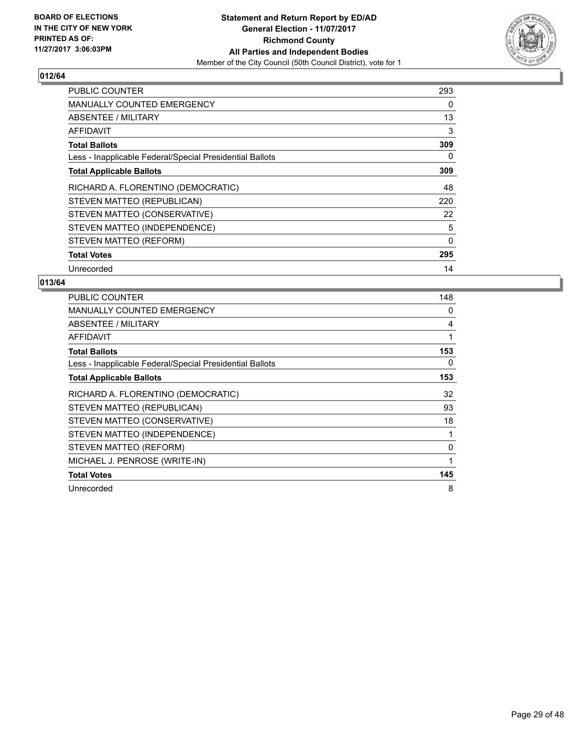**BOARD OF ELECTIONS IN THE CITY OF NEW YORK PRINTED AS OF: 11/27/2017 3:06:03PM**

# Statement and Return Report by ED/AD
## General Election - 11/07/2017
## Richmond County
## All Parties and Independent Bodies
Member of the City Council (50th Council District), vote for 1

### 012/64

| | |
|---|---|
| PUBLIC COUNTER | 293 |
| MANUALLY COUNTED EMERGENCY | 0 |
| ABSENTEE / MILITARY | 13 |
| AFFIDAVIT | 3 |
| **Total Ballots** | **309** |
| Less - Inapplicable Federal/Special Presidential Ballots | 0 |
| **Total Applicable Ballots** | **309** |
| RICHARD A. FLORENTINO (DEMOCRATIC) | 48 |
| STEVEN MATTEO (REPUBLICAN) | 220 |
| STEVEN MATTEO (CONSERVATIVE) | 22 |
| STEVEN MATTEO (INDEPENDENCE) | 5 |
| STEVEN MATTEO (REFORM) | 0 |
| **Total Votes** | **295** |
| Unrecorded | 14 |

### 013/64

| | |
|---|---|
| PUBLIC COUNTER | 148 |
| MANUALLY COUNTED EMERGENCY | 0 |
| ABSENTEE / MILITARY | 4 |
| AFFIDAVIT | 1 |
| **Total Ballots** | **153** |
| Less - Inapplicable Federal/Special Presidential Ballots | 0 |
| **Total Applicable Ballots** | **153** |
| RICHARD A. FLORENTINO (DEMOCRATIC) | 32 |
| STEVEN MATTEO (REPUBLICAN) | 93 |
| STEVEN MATTEO (CONSERVATIVE) | 18 |
| STEVEN MATTEO (INDEPENDENCE) | 1 |
| STEVEN MATTEO (REFORM) | 0 |
| MICHAEL J. PENROSE (WRITE-IN) | 1 |
| **Total Votes** | **145** |
| Unrecorded | 8 |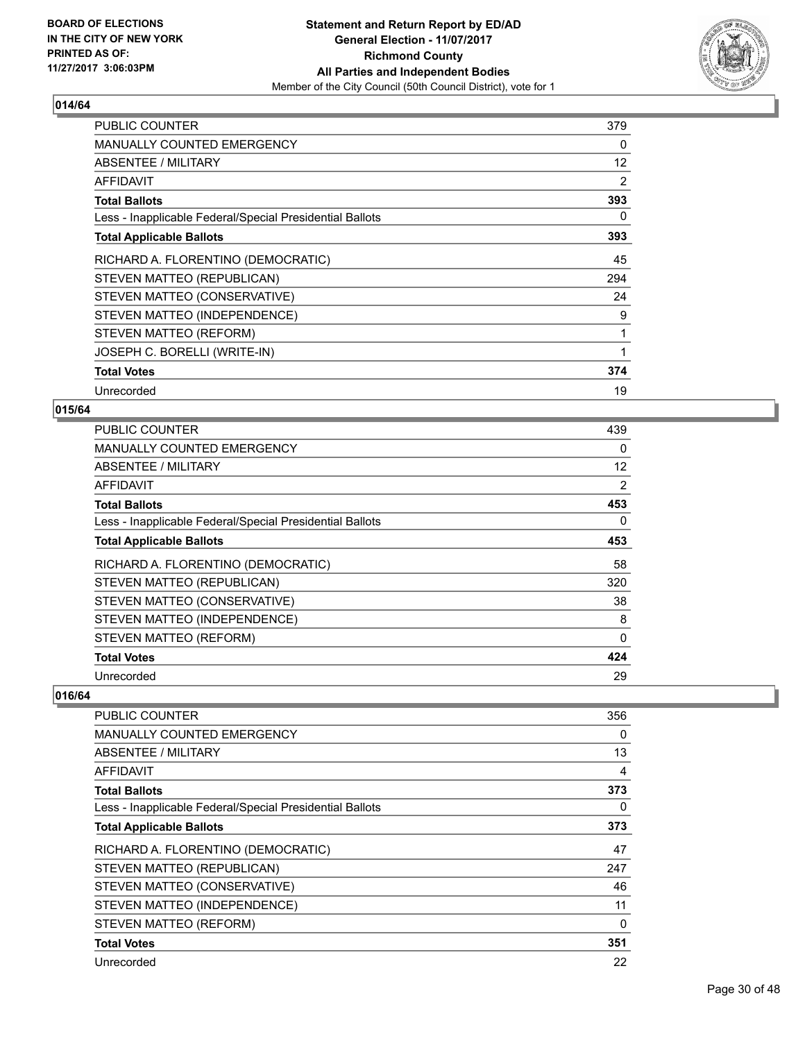## 014/64

| | |
|---|---|
| PUBLIC COUNTER | 379 |
| MANUALLY COUNTED EMERGENCY | 0 |
| ABSENTEE / MILITARY | 12 |
| AFFIDAVIT | 2 |
| **Total Ballots** | **393** |
| Less - Inapplicable Federal/Special Presidential Ballots | 0 |
| **Total Applicable Ballots** | **393** |
| RICHARD A. FLORENTINO (DEMOCRATIC) | 45 |
| STEVEN MATTEO (REPUBLICAN) | 294 |
| STEVEN MATTEO (CONSERVATIVE) | 24 |
| STEVEN MATTEO (INDEPENDENCE) | 9 |
| STEVEN MATTEO (REFORM) | 1 |
| JOSEPH C. BORELLI (WRITE-IN) | 1 |
| **Total Votes** | **374** |
| Unrecorded | 19 |

## 015/64

| | |
|---|---|
| PUBLIC COUNTER | 439 |
| MANUALLY COUNTED EMERGENCY | 0 |
| ABSENTEE / MILITARY | 12 |
| AFFIDAVIT | 2 |
| **Total Ballots** | **453** |
| Less - Inapplicable Federal/Special Presidential Ballots | 0 |
| **Total Applicable Ballots** | **453** |
| RICHARD A. FLORENTINO (DEMOCRATIC) | 58 |
| STEVEN MATTEO (REPUBLICAN) | 320 |
| STEVEN MATTEO (CONSERVATIVE) | 38 |
| STEVEN MATTEO (INDEPENDENCE) | 8 |
| STEVEN MATTEO (REFORM) | 0 |
| **Total Votes** | **424** |
| Unrecorded | 29 |

## 016/64

| | |
|---|---|
| PUBLIC COUNTER | 356 |
| MANUALLY COUNTED EMERGENCY | 0 |
| ABSENTEE / MILITARY | 13 |
| AFFIDAVIT | 4 |
| **Total Ballots** | **373** |
| Less - Inapplicable Federal/Special Presidential Ballots | 0 |
| **Total Applicable Ballots** | **373** |
| RICHARD A. FLORENTINO (DEMOCRATIC) | 47 |
| STEVEN MATTEO (REPUBLICAN) | 247 |
| STEVEN MATTEO (CONSERVATIVE) | 46 |
| STEVEN MATTEO (INDEPENDENCE) | 11 |
| STEVEN MATTEO (REFORM) | 0 |
| **Total Votes** | **351** |
| Unrecorded | 22 |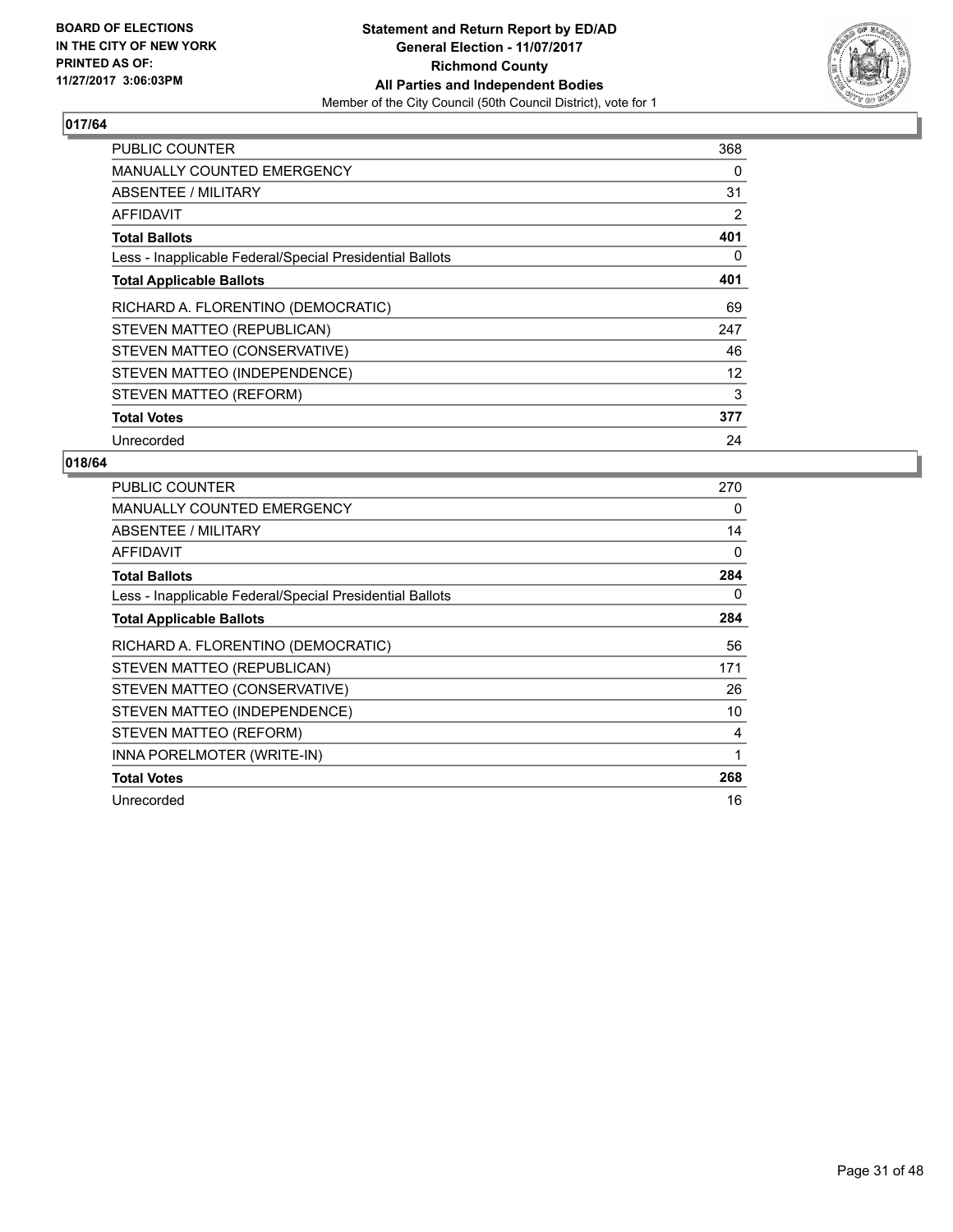**BOARD OF ELECTIONS IN THE CITY OF NEW YORK PRINTED AS OF: 11/27/2017 3:06:03PM**

**Statement and Return Report by ED/AD General Election - 11/07/2017 Richmond County All Parties and Independent Bodies**

Member of the City Council (50th Council District), vote for 1

## 017/64

| | |
|---|---|
| PUBLIC COUNTER | 368 |
| MANUALLY COUNTED EMERGENCY | 0 |
| ABSENTEE / MILITARY | 31 |
| AFFIDAVIT | 2 |
| **Total Ballots** | **401** |
| Less - Inapplicable Federal/Special Presidential Ballots | 0 |
| **Total Applicable Ballots** | **401** |
| RICHARD A. FLORENTINO (DEMOCRATIC) | 69 |
| STEVEN MATTEO (REPUBLICAN) | 247 |
| STEVEN MATTEO (CONSERVATIVE) | 46 |
| STEVEN MATTEO (INDEPENDENCE) | 12 |
| STEVEN MATTEO (REFORM) | 3 |
| **Total Votes** | **377** |
| Unrecorded | 24 |

## 018/64

| | |
|---|---|
| PUBLIC COUNTER | 270 |
| MANUALLY COUNTED EMERGENCY | 0 |
| ABSENTEE / MILITARY | 14 |
| AFFIDAVIT | 0 |
| **Total Ballots** | **284** |
| Less - Inapplicable Federal/Special Presidential Ballots | 0 |
| **Total Applicable Ballots** | **284** |
| RICHARD A. FLORENTINO (DEMOCRATIC) | 56 |
| STEVEN MATTEO (REPUBLICAN) | 171 |
| STEVEN MATTEO (CONSERVATIVE) | 26 |
| STEVEN MATTEO (INDEPENDENCE) | 10 |
| STEVEN MATTEO (REFORM) | 4 |
| INNA PORELMOTER (WRITE-IN) | 1 |
| **Total Votes** | **268** |
| Unrecorded | 16 |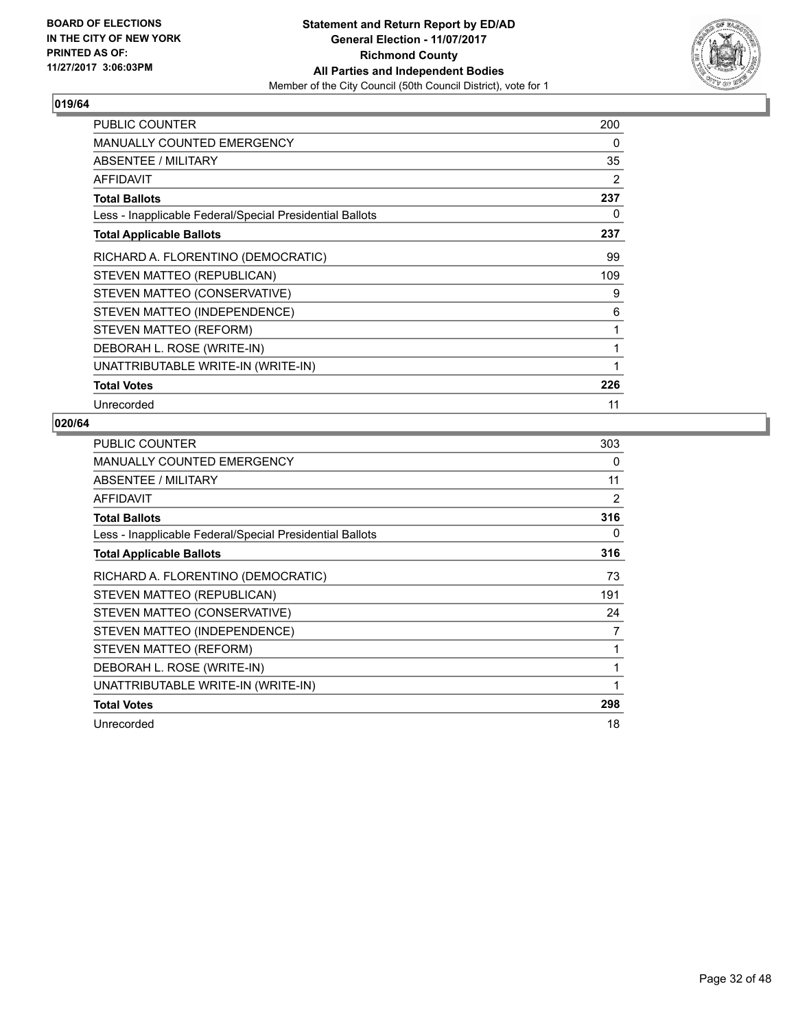### 019/64

| | |
|---|---|
| PUBLIC COUNTER | 200 |
| MANUALLY COUNTED EMERGENCY | 0 |
| ABSENTEE / MILITARY | 35 |
| AFFIDAVIT | 2 |
| **Total Ballots** | **237** |
| Less - Inapplicable Federal/Special Presidential Ballots | 0 |
| **Total Applicable Ballots** | **237** |
| RICHARD A. FLORENTINO (DEMOCRATIC) | 99 |
| STEVEN MATTEO (REPUBLICAN) | 109 |
| STEVEN MATTEO (CONSERVATIVE) | 9 |
| STEVEN MATTEO (INDEPENDENCE) | 6 |
| STEVEN MATTEO (REFORM) | 1 |
| DEBORAH L. ROSE (WRITE-IN) | 1 |
| UNATTRIBUTABLE WRITE-IN (WRITE-IN) | 1 |
| **Total Votes** | **226** |
| Unrecorded | 11 |

### 020/64

| | |
|---|---|
| PUBLIC COUNTER | 303 |
| MANUALLY COUNTED EMERGENCY | 0 |
| ABSENTEE / MILITARY | 11 |
| AFFIDAVIT | 2 |
| **Total Ballots** | **316** |
| Less - Inapplicable Federal/Special Presidential Ballots | 0 |
| **Total Applicable Ballots** | **316** |
| RICHARD A. FLORENTINO (DEMOCRATIC) | 73 |
| STEVEN MATTEO (REPUBLICAN) | 191 |
| STEVEN MATTEO (CONSERVATIVE) | 24 |
| STEVEN MATTEO (INDEPENDENCE) | 7 |
| STEVEN MATTEO (REFORM) | 1 |
| DEBORAH L. ROSE (WRITE-IN) | 1 |
| UNATTRIBUTABLE WRITE-IN (WRITE-IN) | 1 |
| **Total Votes** | **298** |
| Unrecorded | 18 |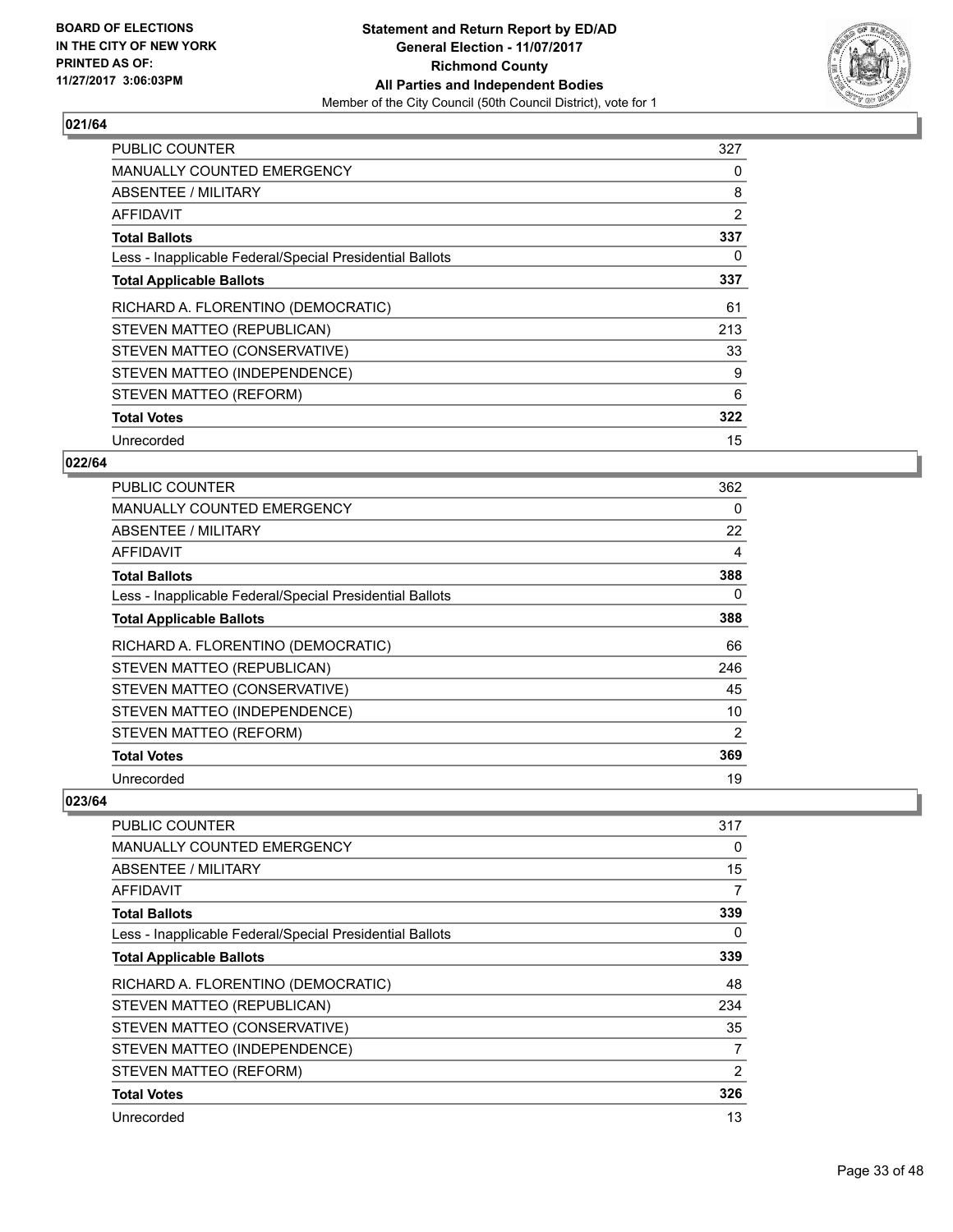**BOARD OF ELECTIONS IN THE CITY OF NEW YORK PRINTED AS OF: 11/27/2017 3:06:03PM**

**Statement and Return Report by ED/AD General Election - 11/07/2017 Richmond County All Parties and Independent Bodies**
Member of the City Council (50th Council District), vote for 1

### 021/64

| | |
|---|---|
| PUBLIC COUNTER | 327 |
| MANUALLY COUNTED EMERGENCY | 0 |
| ABSENTEE / MILITARY | 8 |
| AFFIDAVIT | 2 |
| **Total Ballots** | **337** |
| Less - Inapplicable Federal/Special Presidential Ballots | 0 |
| **Total Applicable Ballots** | **337** |
| RICHARD A. FLORENTINO (DEMOCRATIC) | 61 |
| STEVEN MATTEO (REPUBLICAN) | 213 |
| STEVEN MATTEO (CONSERVATIVE) | 33 |
| STEVEN MATTEO (INDEPENDENCE) | 9 |
| STEVEN MATTEO (REFORM) | 6 |
| **Total Votes** | **322** |
| Unrecorded | 15 |

### 022/64

| | |
|---|---|
| PUBLIC COUNTER | 362 |
| MANUALLY COUNTED EMERGENCY | 0 |
| ABSENTEE / MILITARY | 22 |
| AFFIDAVIT | 4 |
| **Total Ballots** | **388** |
| Less - Inapplicable Federal/Special Presidential Ballots | 0 |
| **Total Applicable Ballots** | **388** |
| RICHARD A. FLORENTINO (DEMOCRATIC) | 66 |
| STEVEN MATTEO (REPUBLICAN) | 246 |
| STEVEN MATTEO (CONSERVATIVE) | 45 |
| STEVEN MATTEO (INDEPENDENCE) | 10 |
| STEVEN MATTEO (REFORM) | 2 |
| **Total Votes** | **369** |
| Unrecorded | 19 |

### 023/64

| | |
|---|---|
| PUBLIC COUNTER | 317 |
| MANUALLY COUNTED EMERGENCY | 0 |
| ABSENTEE / MILITARY | 15 |
| AFFIDAVIT | 7 |
| **Total Ballots** | **339** |
| Less - Inapplicable Federal/Special Presidential Ballots | 0 |
| **Total Applicable Ballots** | **339** |
| RICHARD A. FLORENTINO (DEMOCRATIC) | 48 |
| STEVEN MATTEO (REPUBLICAN) | 234 |
| STEVEN MATTEO (CONSERVATIVE) | 35 |
| STEVEN MATTEO (INDEPENDENCE) | 7 |
| STEVEN MATTEO (REFORM) | 2 |
| **Total Votes** | **326** |
| Unrecorded | 13 |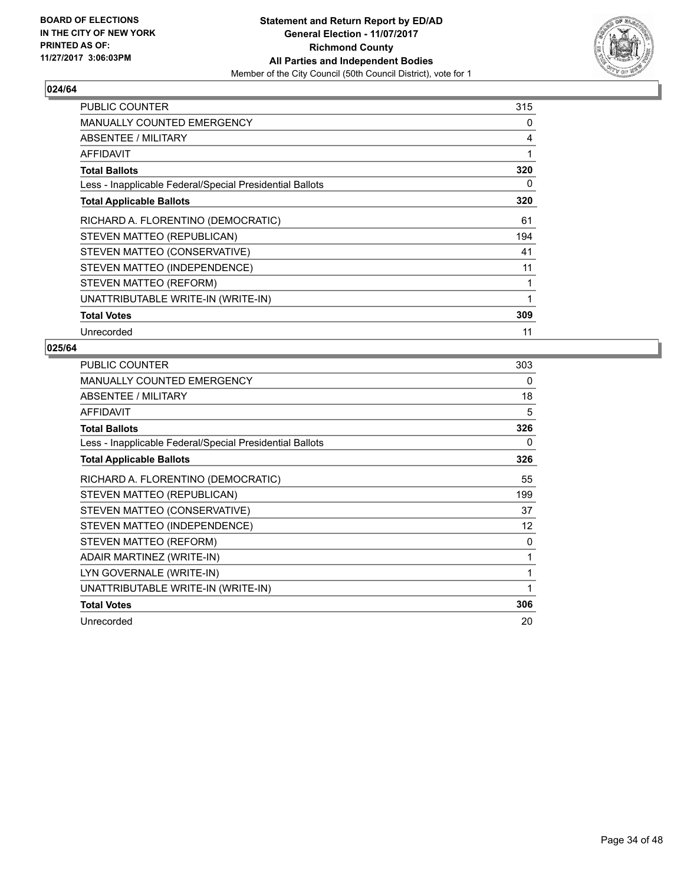BOARD OF ELECTIONS
IN THE CITY OF NEW YORK
PRINTED AS OF:
11/27/2017 3:06:03PM

**Statement and Return Report by ED/AD**
**General Election - 11/07/2017**
**Richmond County**
**All Parties and Independent Bodies**
Member of the City Council (50th Council District), vote for 1

## 024/64

| | |
|---|---|
| PUBLIC COUNTER | 315 |
| MANUALLY COUNTED EMERGENCY | 0 |
| ABSENTEE / MILITARY | 4 |
| AFFIDAVIT | 1 |
| **Total Ballots** | **320** |
| Less - Inapplicable Federal/Special Presidential Ballots | 0 |
| **Total Applicable Ballots** | **320** |
| RICHARD A. FLORENTINO (DEMOCRATIC) | 61 |
| STEVEN MATTEO (REPUBLICAN) | 194 |
| STEVEN MATTEO (CONSERVATIVE) | 41 |
| STEVEN MATTEO (INDEPENDENCE) | 11 |
| STEVEN MATTEO (REFORM) | 1 |
| UNATTRIBUTABLE WRITE-IN (WRITE-IN) | 1 |
| **Total Votes** | **309** |
| Unrecorded | 11 |

## 025/64

| | |
|---|---|
| PUBLIC COUNTER | 303 |
| MANUALLY COUNTED EMERGENCY | 0 |
| ABSENTEE / MILITARY | 18 |
| AFFIDAVIT | 5 |
| **Total Ballots** | **326** |
| Less - Inapplicable Federal/Special Presidential Ballots | 0 |
| **Total Applicable Ballots** | **326** |
| RICHARD A. FLORENTINO (DEMOCRATIC) | 55 |
| STEVEN MATTEO (REPUBLICAN) | 199 |
| STEVEN MATTEO (CONSERVATIVE) | 37 |
| STEVEN MATTEO (INDEPENDENCE) | 12 |
| STEVEN MATTEO (REFORM) | 0 |
| ADAIR MARTINEZ (WRITE-IN) | 1 |
| LYN GOVERNALE (WRITE-IN) | 1 |
| UNATTRIBUTABLE WRITE-IN (WRITE-IN) | 1 |
| **Total Votes** | **306** |
| Unrecorded | 20 |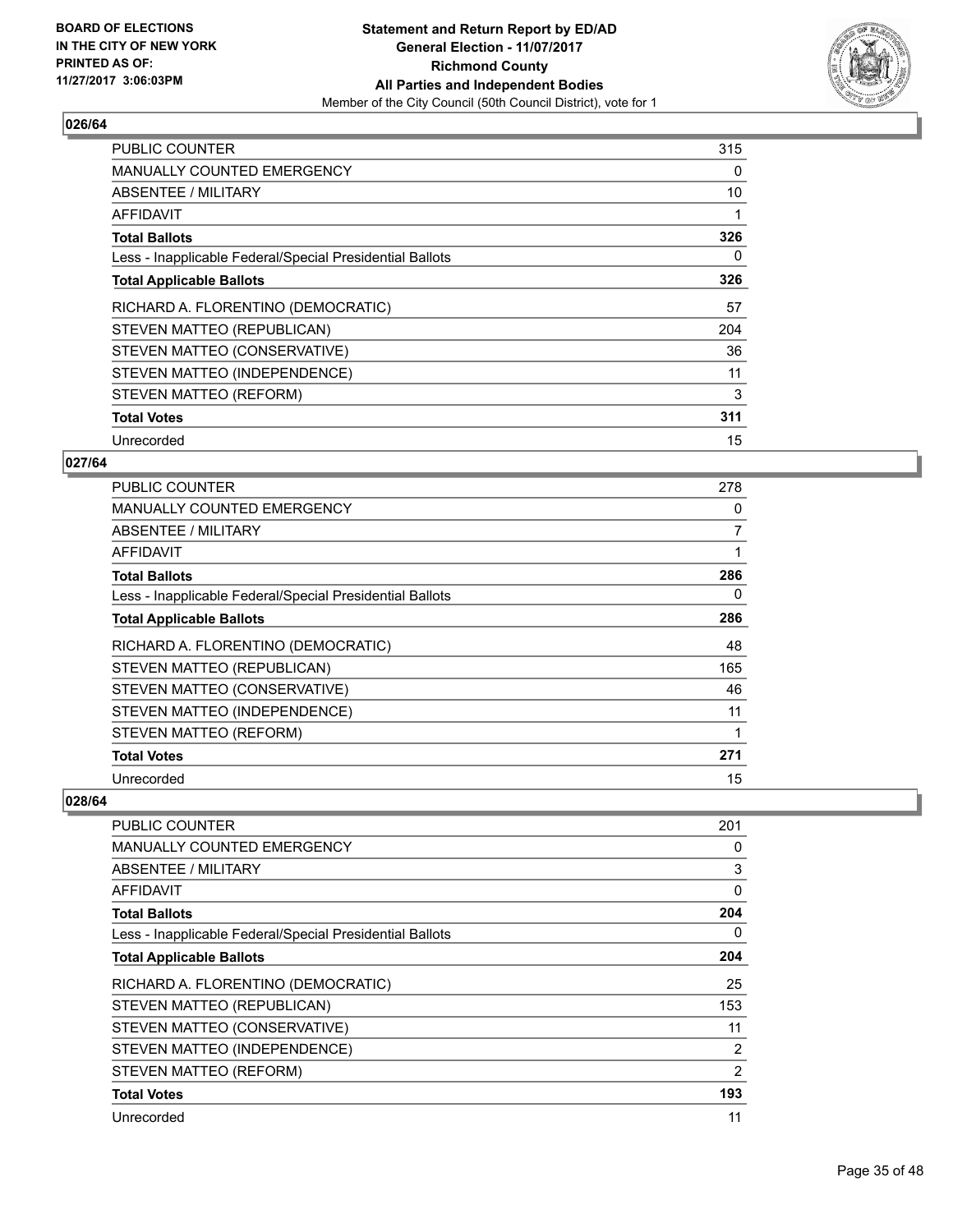**BOARD OF ELECTIONS IN THE CITY OF NEW YORK PRINTED AS OF: 11/27/2017 3:06:03PM**

**Statement and Return Report by ED/AD General Election - 11/07/2017 Richmond County All Parties and Independent Bodies**

Member of the City Council (50th Council District), vote for 1

## 026/64

| | |
|---|---|
| PUBLIC COUNTER | 315 |
| MANUALLY COUNTED EMERGENCY | 0 |
| ABSENTEE / MILITARY | 10 |
| AFFIDAVIT | 1 |
| **Total Ballots** | **326** |
| Less - Inapplicable Federal/Special Presidential Ballots | 0 |
| **Total Applicable Ballots** | **326** |
| RICHARD A. FLORENTINO (DEMOCRATIC) | 57 |
| STEVEN MATTEO (REPUBLICAN) | 204 |
| STEVEN MATTEO (CONSERVATIVE) | 36 |
| STEVEN MATTEO (INDEPENDENCE) | 11 |
| STEVEN MATTEO (REFORM) | 3 |
| **Total Votes** | **311** |
| Unrecorded | 15 |

## 027/64

| | |
|---|---|
| PUBLIC COUNTER | 278 |
| MANUALLY COUNTED EMERGENCY | 0 |
| ABSENTEE / MILITARY | 7 |
| AFFIDAVIT | 1 |
| **Total Ballots** | **286** |
| Less - Inapplicable Federal/Special Presidential Ballots | 0 |
| **Total Applicable Ballots** | **286** |
| RICHARD A. FLORENTINO (DEMOCRATIC) | 48 |
| STEVEN MATTEO (REPUBLICAN) | 165 |
| STEVEN MATTEO (CONSERVATIVE) | 46 |
| STEVEN MATTEO (INDEPENDENCE) | 11 |
| STEVEN MATTEO (REFORM) | 1 |
| **Total Votes** | **271** |
| Unrecorded | 15 |

## 028/64

| | |
|---|---|
| PUBLIC COUNTER | 201 |
| MANUALLY COUNTED EMERGENCY | 0 |
| ABSENTEE / MILITARY | 3 |
| AFFIDAVIT | 0 |
| **Total Ballots** | **204** |
| Less - Inapplicable Federal/Special Presidential Ballots | 0 |
| **Total Applicable Ballots** | **204** |
| RICHARD A. FLORENTINO (DEMOCRATIC) | 25 |
| STEVEN MATTEO (REPUBLICAN) | 153 |
| STEVEN MATTEO (CONSERVATIVE) | 11 |
| STEVEN MATTEO (INDEPENDENCE) | 2 |
| STEVEN MATTEO (REFORM) | 2 |
| **Total Votes** | **193** |
| Unrecorded | 11 |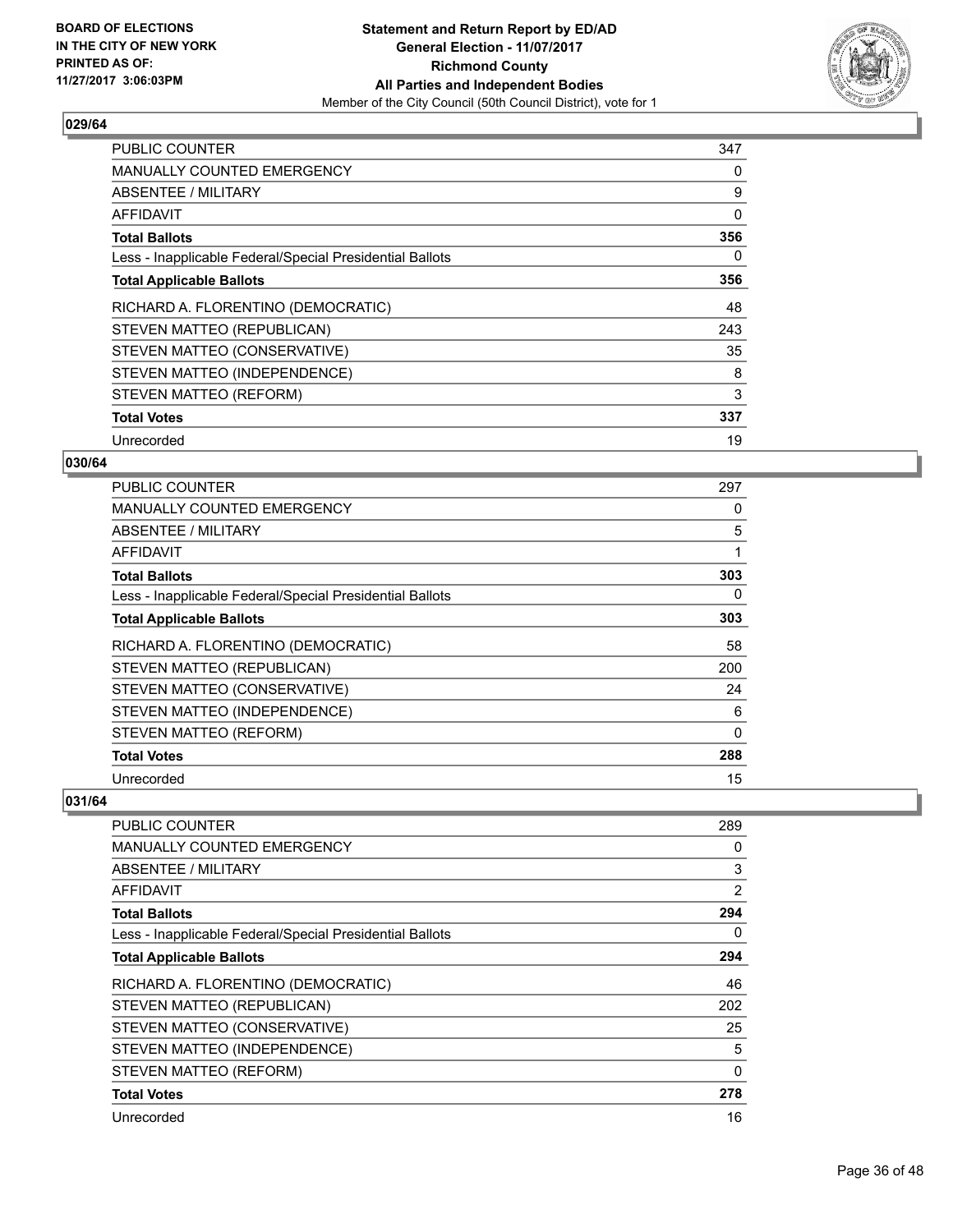**BOARD OF ELECTIONS IN THE CITY OF NEW YORK PRINTED AS OF: 11/27/2017 3:06:03PM**

**Statement and Return Report by ED/AD General Election - 11/07/2017 Richmond County All Parties and Independent Bodies**
Member of the City Council (50th Council District), vote for 1

### 029/64

| | |
|---|---|
| PUBLIC COUNTER | 347 |
| MANUALLY COUNTED EMERGENCY | 0 |
| ABSENTEE / MILITARY | 9 |
| AFFIDAVIT | 0 |
| **Total Ballots** | **356** |
| Less - Inapplicable Federal/Special Presidential Ballots | 0 |
| **Total Applicable Ballots** | **356** |
| RICHARD A. FLORENTINO (DEMOCRATIC) | 48 |
| STEVEN MATTEO (REPUBLICAN) | 243 |
| STEVEN MATTEO (CONSERVATIVE) | 35 |
| STEVEN MATTEO (INDEPENDENCE) | 8 |
| STEVEN MATTEO (REFORM) | 3 |
| **Total Votes** | **337** |
| Unrecorded | 19 |

### 030/64

| | |
|---|---|
| PUBLIC COUNTER | 297 |
| MANUALLY COUNTED EMERGENCY | 0 |
| ABSENTEE / MILITARY | 5 |
| AFFIDAVIT | 1 |
| **Total Ballots** | **303** |
| Less - Inapplicable Federal/Special Presidential Ballots | 0 |
| **Total Applicable Ballots** | **303** |
| RICHARD A. FLORENTINO (DEMOCRATIC) | 58 |
| STEVEN MATTEO (REPUBLICAN) | 200 |
| STEVEN MATTEO (CONSERVATIVE) | 24 |
| STEVEN MATTEO (INDEPENDENCE) | 6 |
| STEVEN MATTEO (REFORM) | 0 |
| **Total Votes** | **288** |
| Unrecorded | 15 |

### 031/64

| | |
|---|---|
| PUBLIC COUNTER | 289 |
| MANUALLY COUNTED EMERGENCY | 0 |
| ABSENTEE / MILITARY | 3 |
| AFFIDAVIT | 2 |
| **Total Ballots** | **294** |
| Less - Inapplicable Federal/Special Presidential Ballots | 0 |
| **Total Applicable Ballots** | **294** |
| RICHARD A. FLORENTINO (DEMOCRATIC) | 46 |
| STEVEN MATTEO (REPUBLICAN) | 202 |
| STEVEN MATTEO (CONSERVATIVE) | 25 |
| STEVEN MATTEO (INDEPENDENCE) | 5 |
| STEVEN MATTEO (REFORM) | 0 |
| **Total Votes** | **278** |
| Unrecorded | 16 |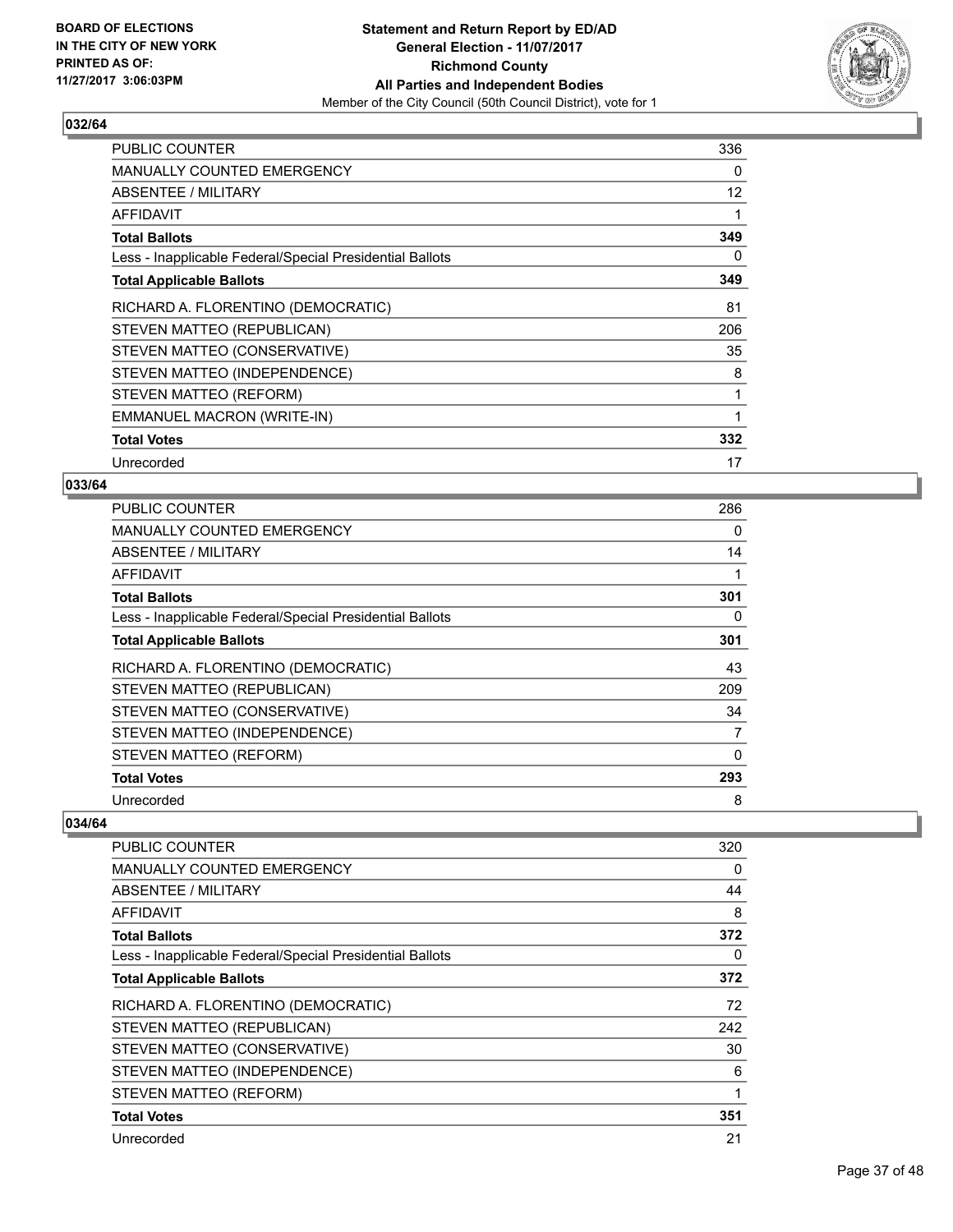**BOARD OF ELECTIONS IN THE CITY OF NEW YORK PRINTED AS OF: 11/27/2017 3:06:03PM**

# Statement and Return Report by ED/AD
## General Election - 11/07/2017
## Richmond County
## All Parties and Independent Bodies
Member of the City Council (50th Council District), vote for 1

### 032/64

| | |
|---|---|
| PUBLIC COUNTER | 336 |
| MANUALLY COUNTED EMERGENCY | 0 |
| ABSENTEE / MILITARY | 12 |
| AFFIDAVIT | 1 |
| **Total Ballots** | **349** |
| Less - Inapplicable Federal/Special Presidential Ballots | 0 |
| **Total Applicable Ballots** | **349** |
| RICHARD A. FLORENTINO (DEMOCRATIC) | 81 |
| STEVEN MATTEO (REPUBLICAN) | 206 |
| STEVEN MATTEO (CONSERVATIVE) | 35 |
| STEVEN MATTEO (INDEPENDENCE) | 8 |
| STEVEN MATTEO (REFORM) | 1 |
| EMMANUEL MACRON (WRITE-IN) | 1 |
| **Total Votes** | **332** |
| Unrecorded | 17 |

### 033/64

| | |
|---|---|
| PUBLIC COUNTER | 286 |
| MANUALLY COUNTED EMERGENCY | 0 |
| ABSENTEE / MILITARY | 14 |
| AFFIDAVIT | 1 |
| **Total Ballots** | **301** |
| Less - Inapplicable Federal/Special Presidential Ballots | 0 |
| **Total Applicable Ballots** | **301** |
| RICHARD A. FLORENTINO (DEMOCRATIC) | 43 |
| STEVEN MATTEO (REPUBLICAN) | 209 |
| STEVEN MATTEO (CONSERVATIVE) | 34 |
| STEVEN MATTEO (INDEPENDENCE) | 7 |
| STEVEN MATTEO (REFORM) | 0 |
| **Total Votes** | **293** |
| Unrecorded | 8 |

### 034/64

| | |
|---|---|
| PUBLIC COUNTER | 320 |
| MANUALLY COUNTED EMERGENCY | 0 |
| ABSENTEE / MILITARY | 44 |
| AFFIDAVIT | 8 |
| **Total Ballots** | **372** |
| Less - Inapplicable Federal/Special Presidential Ballots | 0 |
| **Total Applicable Ballots** | **372** |
| RICHARD A. FLORENTINO (DEMOCRATIC) | 72 |
| STEVEN MATTEO (REPUBLICAN) | 242 |
| STEVEN MATTEO (CONSERVATIVE) | 30 |
| STEVEN MATTEO (INDEPENDENCE) | 6 |
| STEVEN MATTEO (REFORM) | 1 |
| **Total Votes** | **351** |
| Unrecorded | 21 |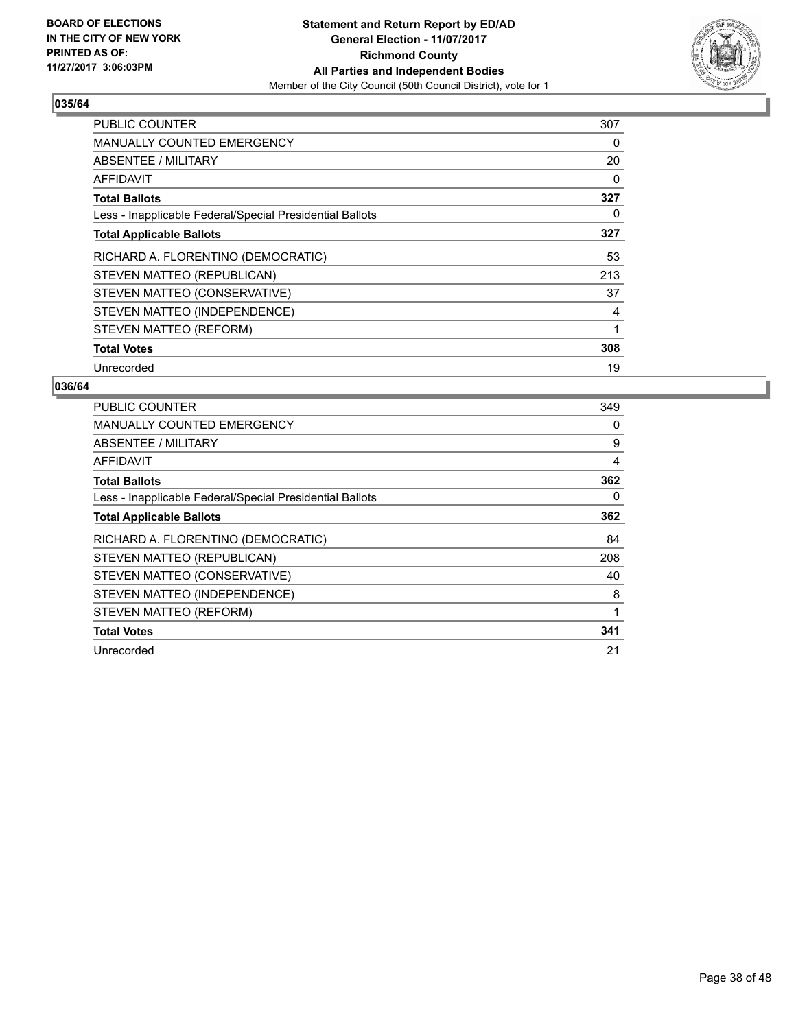BOARD OF ELECTIONS
IN THE CITY OF NEW YORK
PRINTED AS OF:
11/27/2017 3:06:03PM

**Statement and Return Report by ED/AD**
**General Election - 11/07/2017**
**Richmond County**
**All Parties and Independent Bodies**
Member of the City Council (50th Council District), vote for 1

### 035/64

| | |
|---|---|
| PUBLIC COUNTER | 307 |
| MANUALLY COUNTED EMERGENCY | 0 |
| ABSENTEE / MILITARY | 20 |
| AFFIDAVIT | 0 |
| **Total Ballots** | **327** |
| Less - Inapplicable Federal/Special Presidential Ballots | 0 |
| **Total Applicable Ballots** | **327** |
| RICHARD A. FLORENTINO (DEMOCRATIC) | 53 |
| STEVEN MATTEO (REPUBLICAN) | 213 |
| STEVEN MATTEO (CONSERVATIVE) | 37 |
| STEVEN MATTEO (INDEPENDENCE) | 4 |
| STEVEN MATTEO (REFORM) | 1 |
| **Total Votes** | **308** |
| Unrecorded | 19 |

### 036/64

| | |
|---|---|
| PUBLIC COUNTER | 349 |
| MANUALLY COUNTED EMERGENCY | 0 |
| ABSENTEE / MILITARY | 9 |
| AFFIDAVIT | 4 |
| **Total Ballots** | **362** |
| Less - Inapplicable Federal/Special Presidential Ballots | 0 |
| **Total Applicable Ballots** | **362** |
| RICHARD A. FLORENTINO (DEMOCRATIC) | 84 |
| STEVEN MATTEO (REPUBLICAN) | 208 |
| STEVEN MATTEO (CONSERVATIVE) | 40 |
| STEVEN MATTEO (INDEPENDENCE) | 8 |
| STEVEN MATTEO (REFORM) | 1 |
| **Total Votes** | **341** |
| Unrecorded | 21 |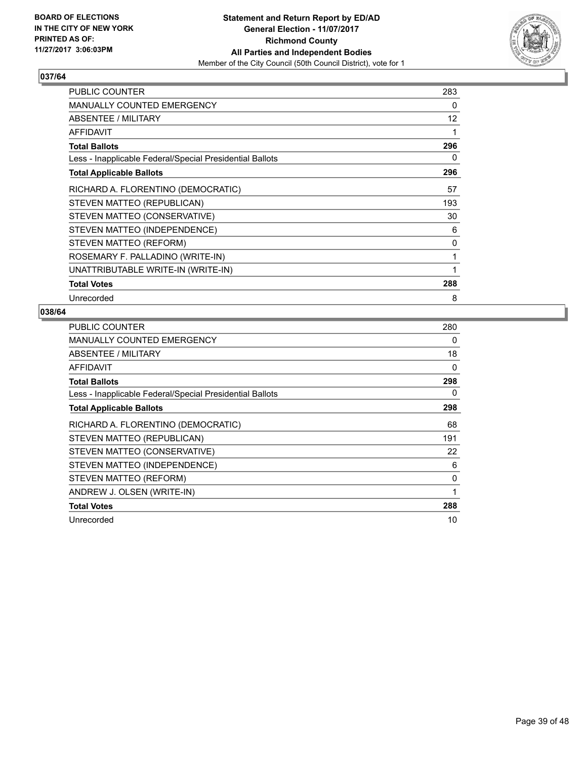**BOARD OF ELECTIONS IN THE CITY OF NEW YORK PRINTED AS OF: 11/27/2017 3:06:03PM**

**Statement and Return Report by ED/AD**
**General Election - 11/07/2017**
**Richmond County**
**All Parties and Independent Bodies**
Member of the City Council (50th Council District), vote for 1

## 037/64

| | |
|---|---|
| PUBLIC COUNTER | 283 |
| MANUALLY COUNTED EMERGENCY | 0 |
| ABSENTEE / MILITARY | 12 |
| AFFIDAVIT | 1 |
| **Total Ballots** | **296** |
| Less - Inapplicable Federal/Special Presidential Ballots | 0 |
| **Total Applicable Ballots** | **296** |
| RICHARD A. FLORENTINO (DEMOCRATIC) | 57 |
| STEVEN MATTEO (REPUBLICAN) | 193 |
| STEVEN MATTEO (CONSERVATIVE) | 30 |
| STEVEN MATTEO (INDEPENDENCE) | 6 |
| STEVEN MATTEO (REFORM) | 0 |
| ROSEMARY F. PALLADINO (WRITE-IN) | 1 |
| UNATTRIBUTABLE WRITE-IN (WRITE-IN) | 1 |
| **Total Votes** | **288** |
| Unrecorded | 8 |

## 038/64

| | |
|---|---|
| PUBLIC COUNTER | 280 |
| MANUALLY COUNTED EMERGENCY | 0 |
| ABSENTEE / MILITARY | 18 |
| AFFIDAVIT | 0 |
| **Total Ballots** | **298** |
| Less - Inapplicable Federal/Special Presidential Ballots | 0 |
| **Total Applicable Ballots** | **298** |
| RICHARD A. FLORENTINO (DEMOCRATIC) | 68 |
| STEVEN MATTEO (REPUBLICAN) | 191 |
| STEVEN MATTEO (CONSERVATIVE) | 22 |
| STEVEN MATTEO (INDEPENDENCE) | 6 |
| STEVEN MATTEO (REFORM) | 0 |
| ANDREW J. OLSEN (WRITE-IN) | 1 |
| **Total Votes** | **288** |
| Unrecorded | 10 |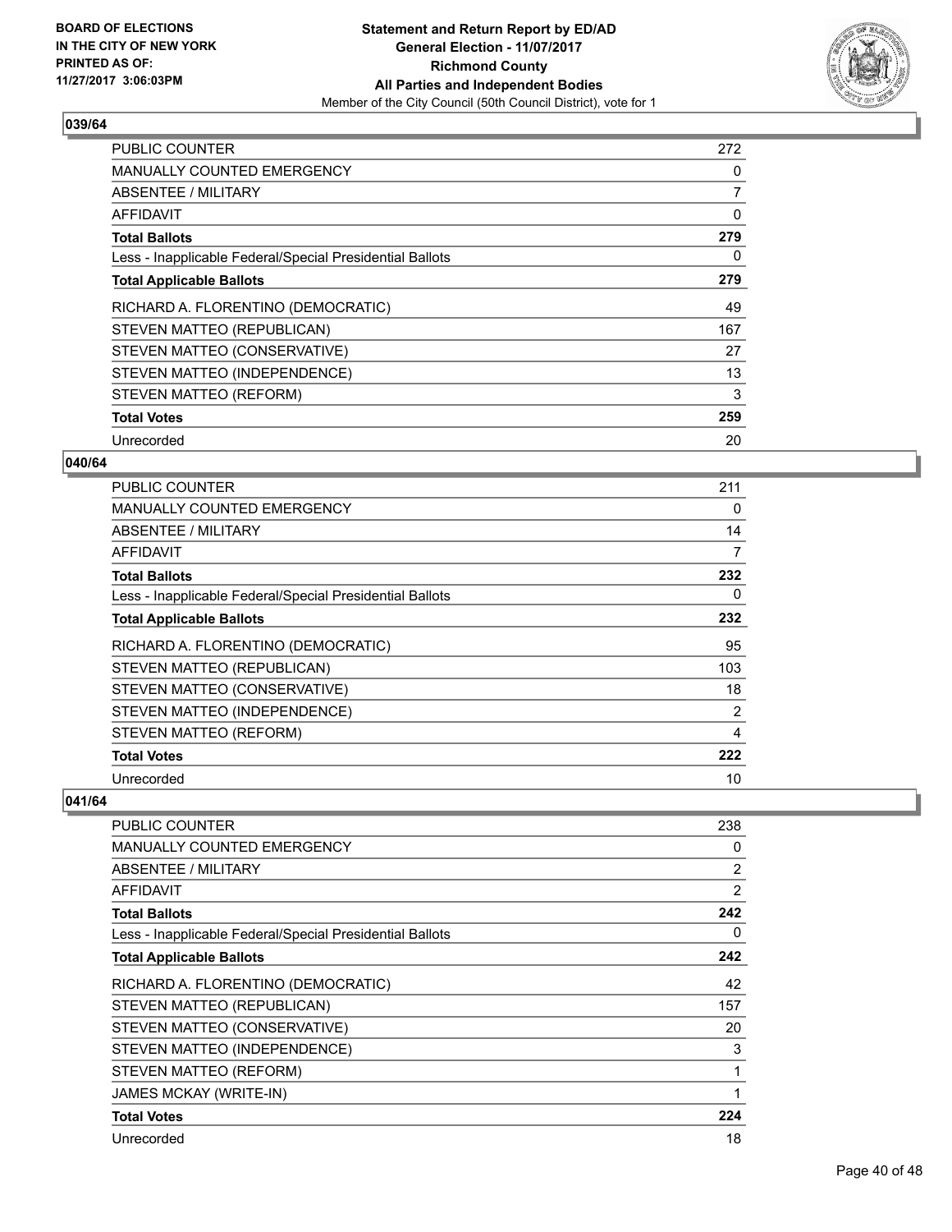BOARD OF ELECTIONS
IN THE CITY OF NEW YORK
PRINTED AS OF:
11/27/2017 3:06:03PM

**Statement and Return Report by ED/AD**
**General Election - 11/07/2017**
**Richmond County**
**All Parties and Independent Bodies**
Member of the City Council (50th Council District), vote for 1

### 039/64

| | |
|---|---|
| PUBLIC COUNTER | 272 |
| MANUALLY COUNTED EMERGENCY | 0 |
| ABSENTEE / MILITARY | 7 |
| AFFIDAVIT | 0 |
| **Total Ballots** | **279** |
| Less - Inapplicable Federal/Special Presidential Ballots | 0 |
| **Total Applicable Ballots** | **279** |
| RICHARD A. FLORENTINO (DEMOCRATIC) | 49 |
| STEVEN MATTEO (REPUBLICAN) | 167 |
| STEVEN MATTEO (CONSERVATIVE) | 27 |
| STEVEN MATTEO (INDEPENDENCE) | 13 |
| STEVEN MATTEO (REFORM) | 3 |
| **Total Votes** | **259** |
| Unrecorded | 20 |

### 040/64

| | |
|---|---|
| PUBLIC COUNTER | 211 |
| MANUALLY COUNTED EMERGENCY | 0 |
| ABSENTEE / MILITARY | 14 |
| AFFIDAVIT | 7 |
| **Total Ballots** | **232** |
| Less - Inapplicable Federal/Special Presidential Ballots | 0 |
| **Total Applicable Ballots** | **232** |
| RICHARD A. FLORENTINO (DEMOCRATIC) | 95 |
| STEVEN MATTEO (REPUBLICAN) | 103 |
| STEVEN MATTEO (CONSERVATIVE) | 18 |
| STEVEN MATTEO (INDEPENDENCE) | 2 |
| STEVEN MATTEO (REFORM) | 4 |
| **Total Votes** | **222** |
| Unrecorded | 10 |

### 041/64

| | |
|---|---|
| PUBLIC COUNTER | 238 |
| MANUALLY COUNTED EMERGENCY | 0 |
| ABSENTEE / MILITARY | 2 |
| AFFIDAVIT | 2 |
| **Total Ballots** | **242** |
| Less - Inapplicable Federal/Special Presidential Ballots | 0 |
| **Total Applicable Ballots** | **242** |
| RICHARD A. FLORENTINO (DEMOCRATIC) | 42 |
| STEVEN MATTEO (REPUBLICAN) | 157 |
| STEVEN MATTEO (CONSERVATIVE) | 20 |
| STEVEN MATTEO (INDEPENDENCE) | 3 |
| STEVEN MATTEO (REFORM) | 1 |
| JAMES MCKAY (WRITE-IN) | 1 |
| **Total Votes** | **224** |
| Unrecorded | 18 |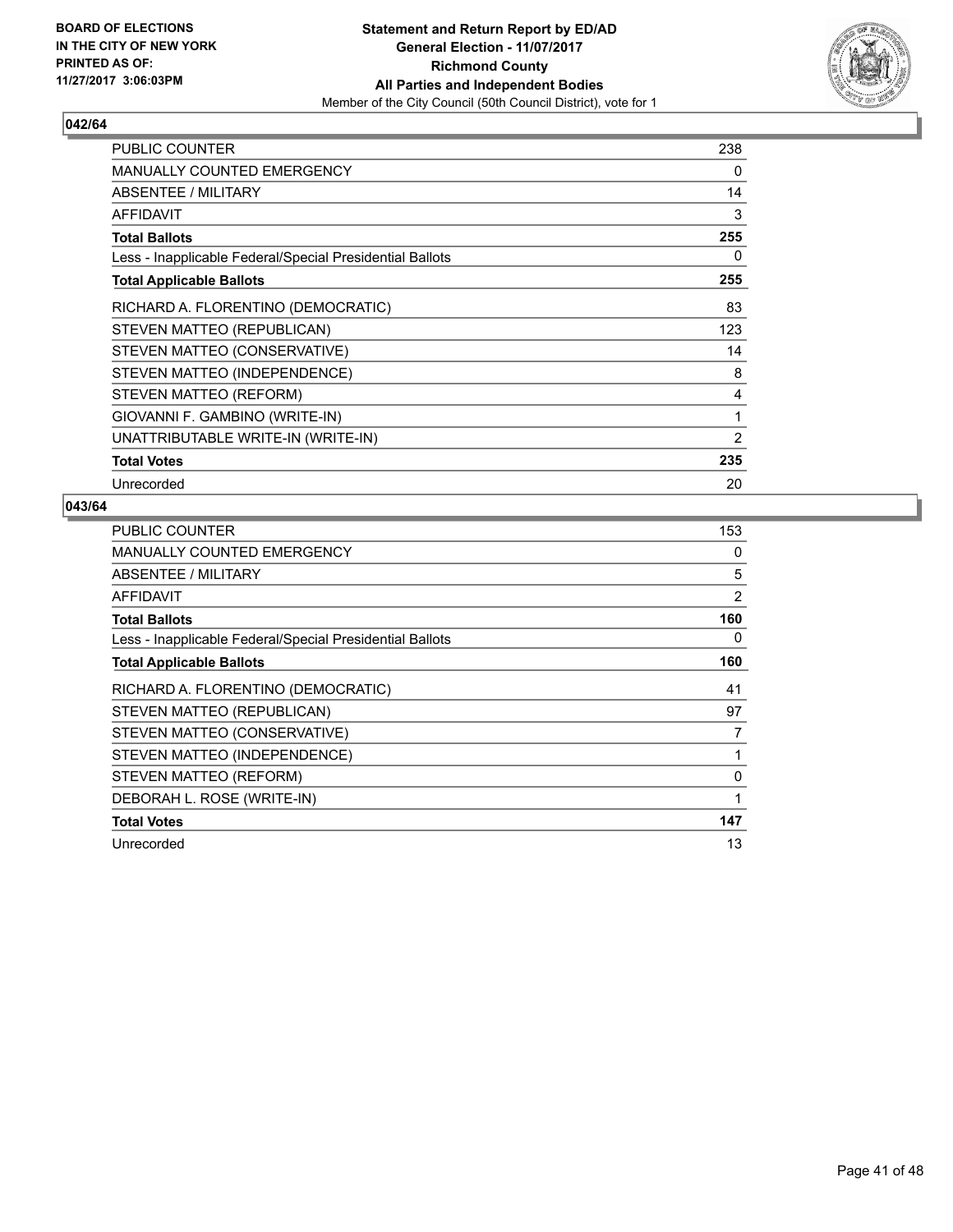**BOARD OF ELECTIONS IN THE CITY OF NEW YORK PRINTED AS OF: 11/27/2017 3:06:03PM**

**Statement and Return Report by ED/AD General Election - 11/07/2017 Richmond County All Parties and Independent Bodies**
Member of the City Council (50th Council District), vote for 1

## 042/64

| | |
|---|---|
| PUBLIC COUNTER | 238 |
| MANUALLY COUNTED EMERGENCY | 0 |
| ABSENTEE / MILITARY | 14 |
| AFFIDAVIT | 3 |
| **Total Ballots** | **255** |
| Less - Inapplicable Federal/Special Presidential Ballots | 0 |
| **Total Applicable Ballots** | **255** |
| RICHARD A. FLORENTINO (DEMOCRATIC) | 83 |
| STEVEN MATTEO (REPUBLICAN) | 123 |
| STEVEN MATTEO (CONSERVATIVE) | 14 |
| STEVEN MATTEO (INDEPENDENCE) | 8 |
| STEVEN MATTEO (REFORM) | 4 |
| GIOVANNI F. GAMBINO (WRITE-IN) | 1 |
| UNATTRIBUTABLE WRITE-IN (WRITE-IN) | 2 |
| **Total Votes** | **235** |
| Unrecorded | 20 |

## 043/64

| | |
|---|---|
| PUBLIC COUNTER | 153 |
| MANUALLY COUNTED EMERGENCY | 0 |
| ABSENTEE / MILITARY | 5 |
| AFFIDAVIT | 2 |
| **Total Ballots** | **160** |
| Less - Inapplicable Federal/Special Presidential Ballots | 0 |
| **Total Applicable Ballots** | **160** |
| RICHARD A. FLORENTINO (DEMOCRATIC) | 41 |
| STEVEN MATTEO (REPUBLICAN) | 97 |
| STEVEN MATTEO (CONSERVATIVE) | 7 |
| STEVEN MATTEO (INDEPENDENCE) | 1 |
| STEVEN MATTEO (REFORM) | 0 |
| DEBORAH L. ROSE (WRITE-IN) | 1 |
| **Total Votes** | **147** |
| Unrecorded | 13 |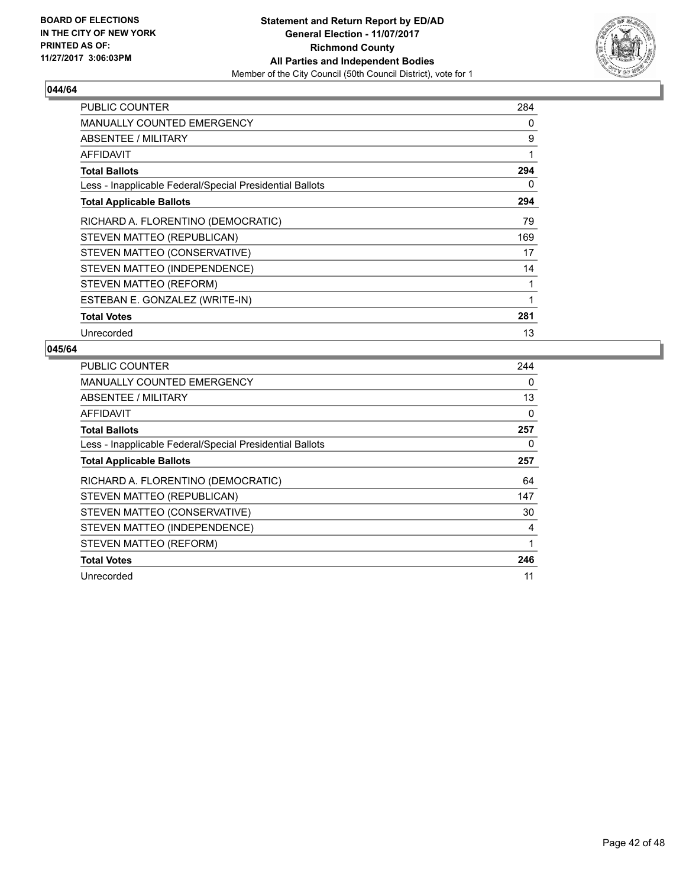BOARD OF ELECTIONS
IN THE CITY OF NEW YORK
PRINTED AS OF:
11/27/2017 3:06:03PM

**Statement and Return Report by ED/AD**
**General Election - 11/07/2017**
**Richmond County**
**All Parties and Independent Bodies**
Member of the City Council (50th Council District), vote for 1

### 044/64

| | |
|---|---|
| PUBLIC COUNTER | 284 |
| MANUALLY COUNTED EMERGENCY | 0 |
| ABSENTEE / MILITARY | 9 |
| AFFIDAVIT | 1 |
| **Total Ballots** | **294** |
| Less - Inapplicable Federal/Special Presidential Ballots | 0 |
| **Total Applicable Ballots** | **294** |
| RICHARD A. FLORENTINO (DEMOCRATIC) | 79 |
| STEVEN MATTEO (REPUBLICAN) | 169 |
| STEVEN MATTEO (CONSERVATIVE) | 17 |
| STEVEN MATTEO (INDEPENDENCE) | 14 |
| STEVEN MATTEO (REFORM) | 1 |
| ESTEBAN E. GONZALEZ (WRITE-IN) | 1 |
| **Total Votes** | **281** |
| Unrecorded | 13 |

### 045/64

| | |
|---|---|
| PUBLIC COUNTER | 244 |
| MANUALLY COUNTED EMERGENCY | 0 |
| ABSENTEE / MILITARY | 13 |
| AFFIDAVIT | 0 |
| **Total Ballots** | **257** |
| Less - Inapplicable Federal/Special Presidential Ballots | 0 |
| **Total Applicable Ballots** | **257** |
| RICHARD A. FLORENTINO (DEMOCRATIC) | 64 |
| STEVEN MATTEO (REPUBLICAN) | 147 |
| STEVEN MATTEO (CONSERVATIVE) | 30 |
| STEVEN MATTEO (INDEPENDENCE) | 4 |
| STEVEN MATTEO (REFORM) | 1 |
| **Total Votes** | **246** |
| Unrecorded | 11 |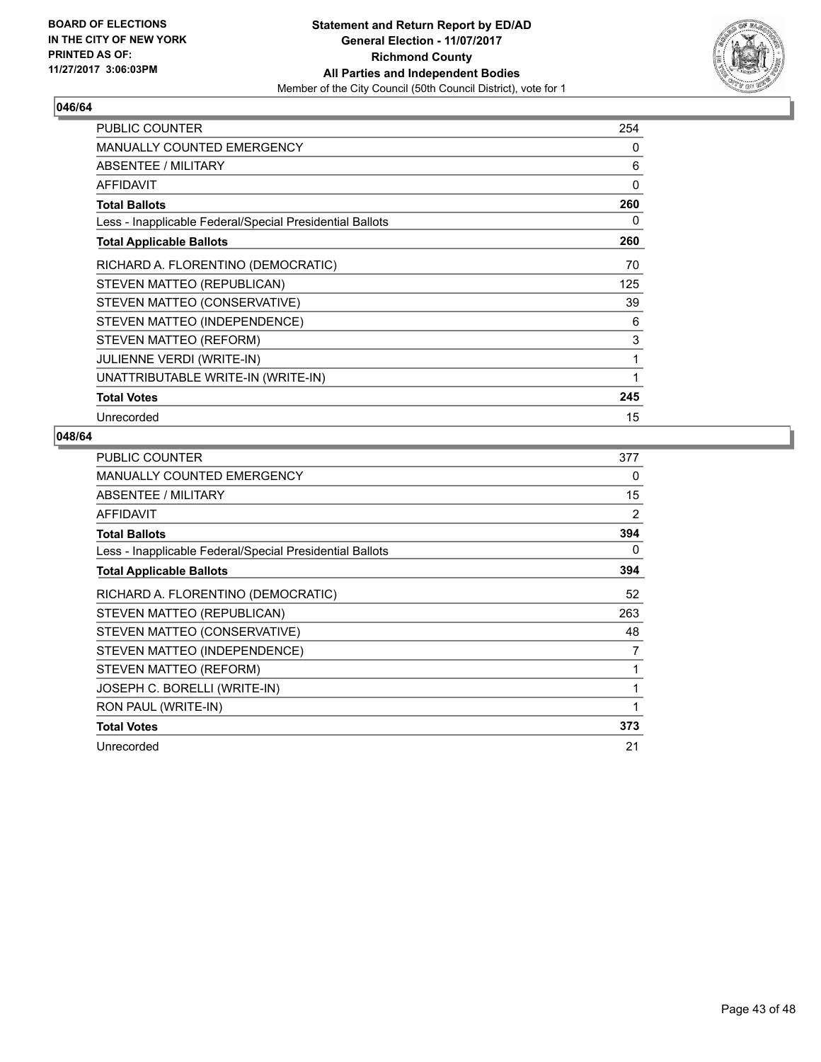**BOARD OF ELECTIONS IN THE CITY OF NEW YORK PRINTED AS OF: 11/27/2017 3:06:03PM**

**Statement and Return Report by ED/AD**
**General Election - 11/07/2017**
**Richmond County**
**All Parties and Independent Bodies**
Member of the City Council (50th Council District), vote for 1

### 046/64

| | |
|---|---|
| PUBLIC COUNTER | 254 |
| MANUALLY COUNTED EMERGENCY | 0 |
| ABSENTEE / MILITARY | 6 |
| AFFIDAVIT | 0 |
| **Total Ballots** | **260** |
| Less - Inapplicable Federal/Special Presidential Ballots | 0 |
| **Total Applicable Ballots** | **260** |
| RICHARD A. FLORENTINO (DEMOCRATIC) | 70 |
| STEVEN MATTEO (REPUBLICAN) | 125 |
| STEVEN MATTEO (CONSERVATIVE) | 39 |
| STEVEN MATTEO (INDEPENDENCE) | 6 |
| STEVEN MATTEO (REFORM) | 3 |
| JULIENNE VERDI (WRITE-IN) | 1 |
| UNATTRIBUTABLE WRITE-IN (WRITE-IN) | 1 |
| **Total Votes** | **245** |
| Unrecorded | 15 |

### 048/64

| | |
|---|---|
| PUBLIC COUNTER | 377 |
| MANUALLY COUNTED EMERGENCY | 0 |
| ABSENTEE / MILITARY | 15 |
| AFFIDAVIT | 2 |
| **Total Ballots** | **394** |
| Less - Inapplicable Federal/Special Presidential Ballots | 0 |
| **Total Applicable Ballots** | **394** |
| RICHARD A. FLORENTINO (DEMOCRATIC) | 52 |
| STEVEN MATTEO (REPUBLICAN) | 263 |
| STEVEN MATTEO (CONSERVATIVE) | 48 |
| STEVEN MATTEO (INDEPENDENCE) | 7 |
| STEVEN MATTEO (REFORM) | 1 |
| JOSEPH C. BORELLI (WRITE-IN) | 1 |
| RON PAUL (WRITE-IN) | 1 |
| **Total Votes** | **373** |
| Unrecorded | 21 |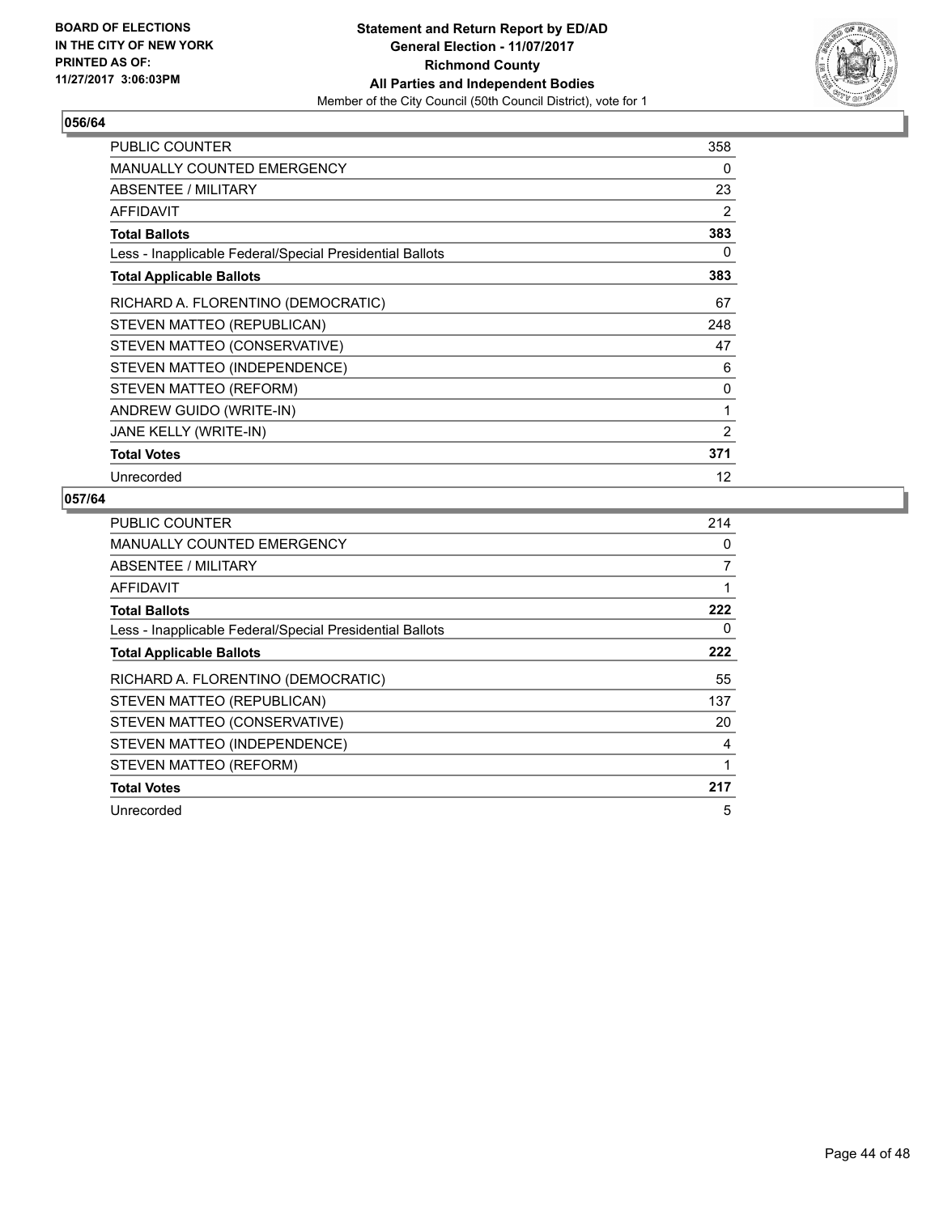BOARD OF ELECTIONS
IN THE CITY OF NEW YORK
PRINTED AS OF:
11/27/2017 3:06:03PM

**Statement and Return Report by ED/AD**
**General Election - 11/07/2017**
**Richmond County**
**All Parties and Independent Bodies**
Member of the City Council (50th Council District), vote for 1

## 056/64

| | |
|---|---|
| PUBLIC COUNTER | 358 |
| MANUALLY COUNTED EMERGENCY | 0 |
| ABSENTEE / MILITARY | 23 |
| AFFIDAVIT | 2 |
| **Total Ballots** | **383** |
| Less - Inapplicable Federal/Special Presidential Ballots | 0 |
| **Total Applicable Ballots** | **383** |
| RICHARD A. FLORENTINO (DEMOCRATIC) | 67 |
| STEVEN MATTEO (REPUBLICAN) | 248 |
| STEVEN MATTEO (CONSERVATIVE) | 47 |
| STEVEN MATTEO (INDEPENDENCE) | 6 |
| STEVEN MATTEO (REFORM) | 0 |
| ANDREW GUIDO (WRITE-IN) | 1 |
| JANE KELLY (WRITE-IN) | 2 |
| **Total Votes** | **371** |
| Unrecorded | 12 |

## 057/64

| | |
|---|---|
| PUBLIC COUNTER | 214 |
| MANUALLY COUNTED EMERGENCY | 0 |
| ABSENTEE / MILITARY | 7 |
| AFFIDAVIT | 1 |
| **Total Ballots** | **222** |
| Less - Inapplicable Federal/Special Presidential Ballots | 0 |
| **Total Applicable Ballots** | **222** |
| RICHARD A. FLORENTINO (DEMOCRATIC) | 55 |
| STEVEN MATTEO (REPUBLICAN) | 137 |
| STEVEN MATTEO (CONSERVATIVE) | 20 |
| STEVEN MATTEO (INDEPENDENCE) | 4 |
| STEVEN MATTEO (REFORM) | 1 |
| **Total Votes** | **217** |
| Unrecorded | 5 |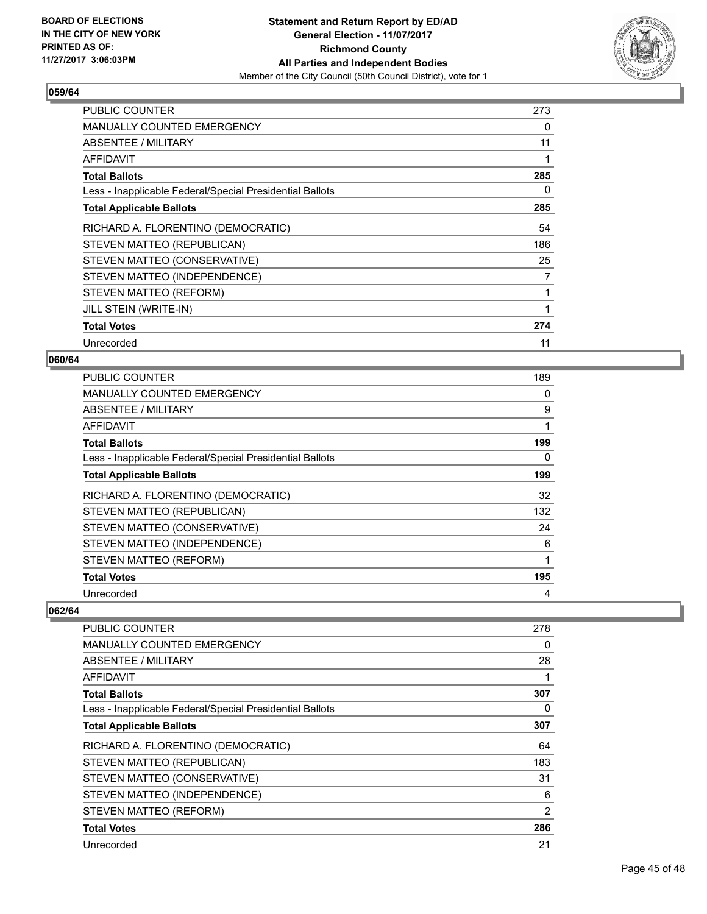**BOARD OF ELECTIONS IN THE CITY OF NEW YORK PRINTED AS OF: 11/27/2017 3:06:03PM**

**Statement and Return Report by ED/AD**
**General Election - 11/07/2017**
**Richmond County**
**All Parties and Independent Bodies**
Member of the City Council (50th Council District), vote for 1

## 059/64

| | |
|---|---|
| PUBLIC COUNTER | 273 |
| MANUALLY COUNTED EMERGENCY | 0 |
| ABSENTEE / MILITARY | 11 |
| AFFIDAVIT | 1 |
| **Total Ballots** | **285** |
| Less - Inapplicable Federal/Special Presidential Ballots | 0 |
| **Total Applicable Ballots** | **285** |
| RICHARD A. FLORENTINO (DEMOCRATIC) | 54 |
| STEVEN MATTEO (REPUBLICAN) | 186 |
| STEVEN MATTEO (CONSERVATIVE) | 25 |
| STEVEN MATTEO (INDEPENDENCE) | 7 |
| STEVEN MATTEO (REFORM) | 1 |
| JILL STEIN (WRITE-IN) | 1 |
| **Total Votes** | **274** |
| Unrecorded | 11 |

## 060/64

| | |
|---|---|
| PUBLIC COUNTER | 189 |
| MANUALLY COUNTED EMERGENCY | 0 |
| ABSENTEE / MILITARY | 9 |
| AFFIDAVIT | 1 |
| **Total Ballots** | **199** |
| Less - Inapplicable Federal/Special Presidential Ballots | 0 |
| **Total Applicable Ballots** | **199** |
| RICHARD A. FLORENTINO (DEMOCRATIC) | 32 |
| STEVEN MATTEO (REPUBLICAN) | 132 |
| STEVEN MATTEO (CONSERVATIVE) | 24 |
| STEVEN MATTEO (INDEPENDENCE) | 6 |
| STEVEN MATTEO (REFORM) | 1 |
| **Total Votes** | **195** |
| Unrecorded | 4 |

## 062/64

| | |
|---|---|
| PUBLIC COUNTER | 278 |
| MANUALLY COUNTED EMERGENCY | 0 |
| ABSENTEE / MILITARY | 28 |
| AFFIDAVIT | 1 |
| **Total Ballots** | **307** |
| Less - Inapplicable Federal/Special Presidential Ballots | 0 |
| **Total Applicable Ballots** | **307** |
| RICHARD A. FLORENTINO (DEMOCRATIC) | 64 |
| STEVEN MATTEO (REPUBLICAN) | 183 |
| STEVEN MATTEO (CONSERVATIVE) | 31 |
| STEVEN MATTEO (INDEPENDENCE) | 6 |
| STEVEN MATTEO (REFORM) | 2 |
| **Total Votes** | **286** |
| Unrecorded | 21 |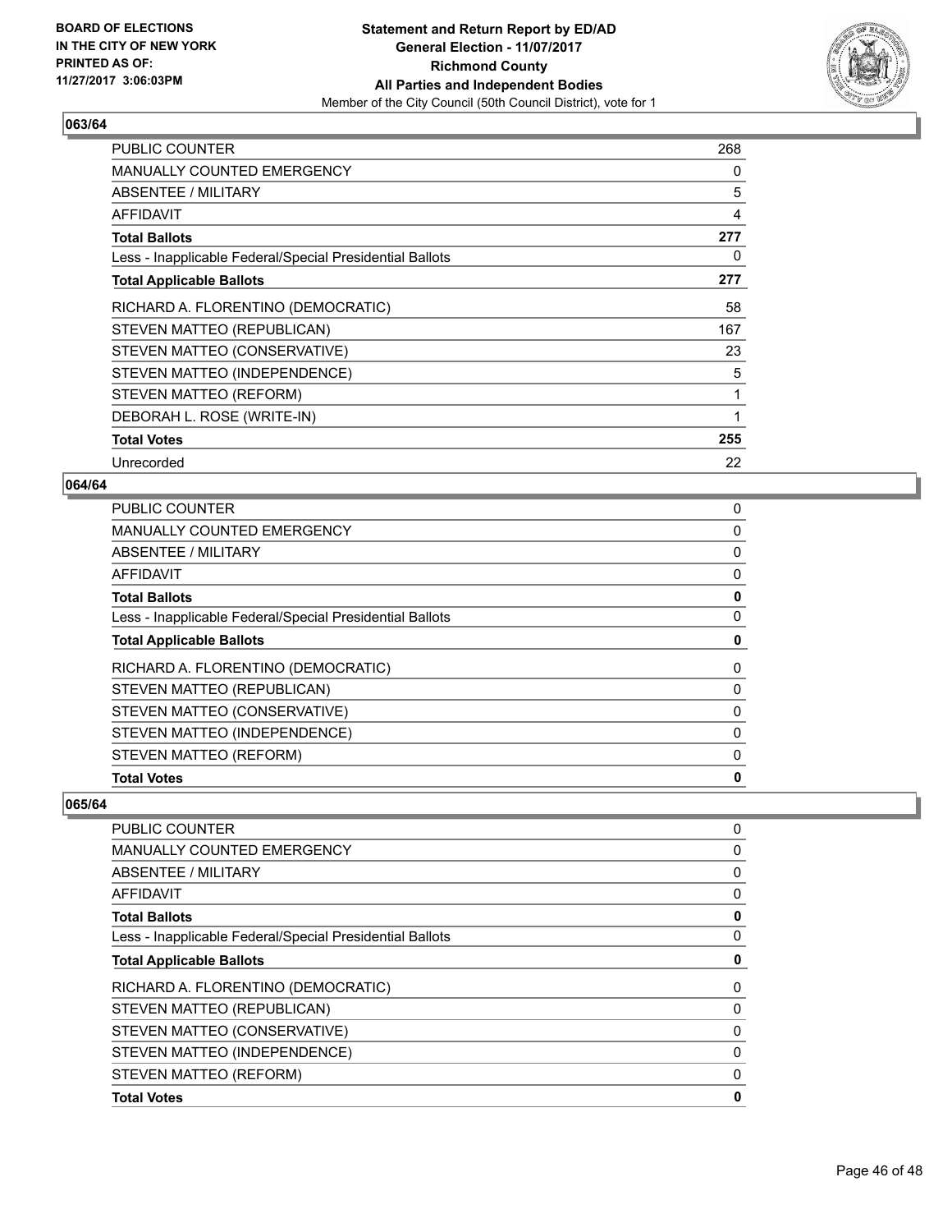**BOARD OF ELECTIONS IN THE CITY OF NEW YORK PRINTED AS OF: 11/27/2017 3:06:03PM**

**Statement and Return Report by ED/AD**
**General Election - 11/07/2017**
**Richmond County**
**All Parties and Independent Bodies**
Member of the City Council (50th Council District), vote for 1

### 063/64

| | |
|---|---|
| PUBLIC COUNTER | 268 |
| MANUALLY COUNTED EMERGENCY | 0 |
| ABSENTEE / MILITARY | 5 |
| AFFIDAVIT | 4 |
| **Total Ballots** | **277** |
| Less - Inapplicable Federal/Special Presidential Ballots | 0 |
| **Total Applicable Ballots** | **277** |
| RICHARD A. FLORENTINO (DEMOCRATIC) | 58 |
| STEVEN MATTEO (REPUBLICAN) | 167 |
| STEVEN MATTEO (CONSERVATIVE) | 23 |
| STEVEN MATTEO (INDEPENDENCE) | 5 |
| STEVEN MATTEO (REFORM) | 1 |
| DEBORAH L. ROSE (WRITE-IN) | 1 |
| **Total Votes** | **255** |
| Unrecorded | 22 |

### 064/64

| | |
|---|---|
| PUBLIC COUNTER | 0 |
| MANUALLY COUNTED EMERGENCY | 0 |
| ABSENTEE / MILITARY | 0 |
| AFFIDAVIT | 0 |
| **Total Ballots** | **0** |
| Less - Inapplicable Federal/Special Presidential Ballots | 0 |
| **Total Applicable Ballots** | **0** |
| RICHARD A. FLORENTINO (DEMOCRATIC) | 0 |
| STEVEN MATTEO (REPUBLICAN) | 0 |
| STEVEN MATTEO (CONSERVATIVE) | 0 |
| STEVEN MATTEO (INDEPENDENCE) | 0 |
| STEVEN MATTEO (REFORM) | 0 |
| **Total Votes** | **0** |

### 065/64

| | |
|---|---|
| PUBLIC COUNTER | 0 |
| MANUALLY COUNTED EMERGENCY | 0 |
| ABSENTEE / MILITARY | 0 |
| AFFIDAVIT | 0 |
| **Total Ballots** | **0** |
| Less - Inapplicable Federal/Special Presidential Ballots | 0 |
| **Total Applicable Ballots** | **0** |
| RICHARD A. FLORENTINO (DEMOCRATIC) | 0 |
| STEVEN MATTEO (REPUBLICAN) | 0 |
| STEVEN MATTEO (CONSERVATIVE) | 0 |
| STEVEN MATTEO (INDEPENDENCE) | 0 |
| STEVEN MATTEO (REFORM) | 0 |
| **Total Votes** | **0** |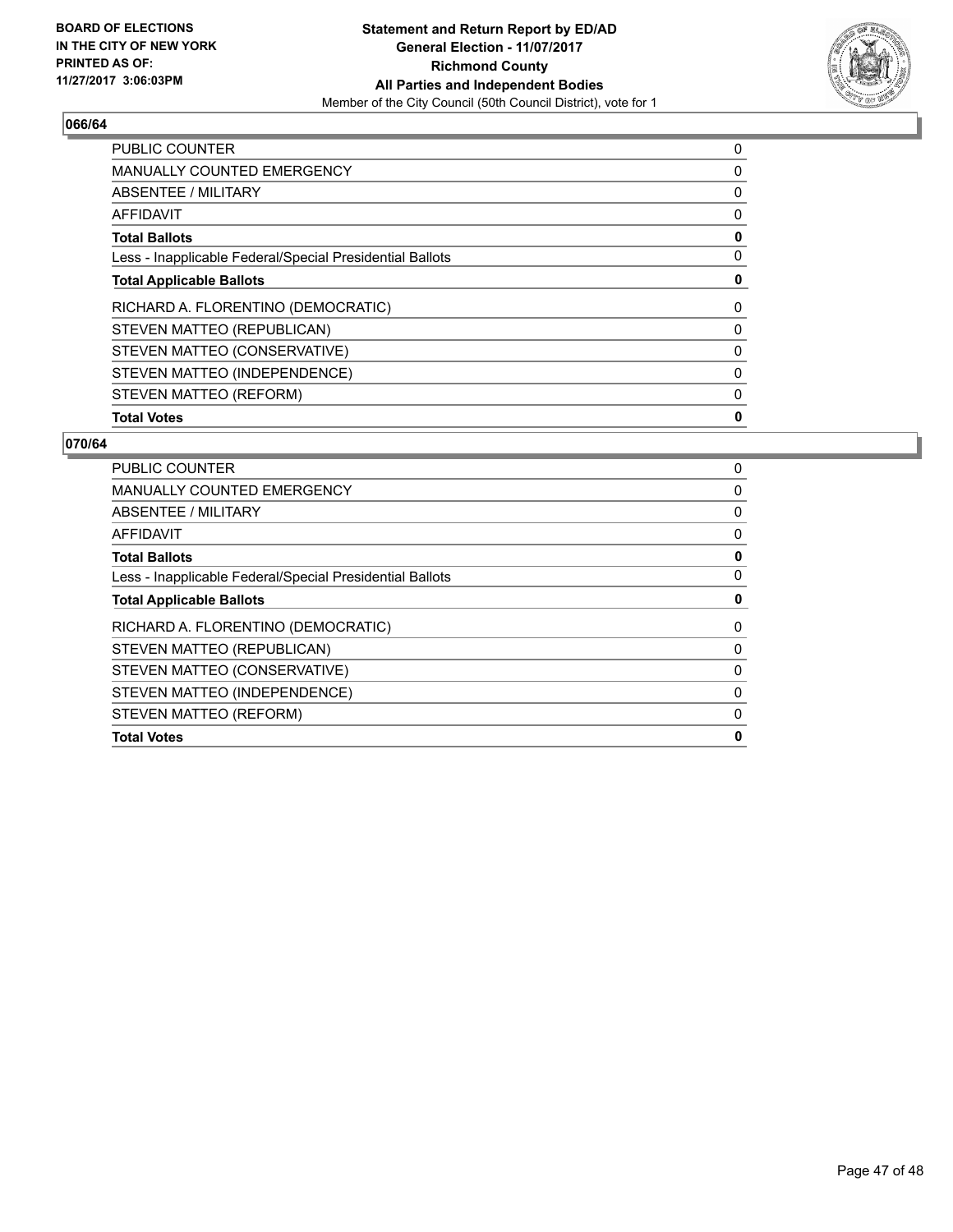**BOARD OF ELECTIONS IN THE CITY OF NEW YORK PRINTED AS OF: 11/27/2017 3:06:03PM**

**Statement and Return Report by ED/AD General Election - 11/07/2017 Richmond County All Parties and Independent Bodies**
Member of the City Council (50th Council District), vote for 1

## 066/64

| | |
|---|---|
| PUBLIC COUNTER | 0 |
| MANUALLY COUNTED EMERGENCY | 0 |
| ABSENTEE / MILITARY | 0 |
| AFFIDAVIT | 0 |
| **Total Ballots** | **0** |
| Less - Inapplicable Federal/Special Presidential Ballots | 0 |
| **Total Applicable Ballots** | **0** |
| RICHARD A. FLORENTINO (DEMOCRATIC) | 0 |
| STEVEN MATTEO (REPUBLICAN) | 0 |
| STEVEN MATTEO (CONSERVATIVE) | 0 |
| STEVEN MATTEO (INDEPENDENCE) | 0 |
| STEVEN MATTEO (REFORM) | 0 |
| **Total Votes** | **0** |

## 070/64

| | |
|---|---|
| PUBLIC COUNTER | 0 |
| MANUALLY COUNTED EMERGENCY | 0 |
| ABSENTEE / MILITARY | 0 |
| AFFIDAVIT | 0 |
| **Total Ballots** | **0** |
| Less - Inapplicable Federal/Special Presidential Ballots | 0 |
| **Total Applicable Ballots** | **0** |
| RICHARD A. FLORENTINO (DEMOCRATIC) | 0 |
| STEVEN MATTEO (REPUBLICAN) | 0 |
| STEVEN MATTEO (CONSERVATIVE) | 0 |
| STEVEN MATTEO (INDEPENDENCE) | 0 |
| STEVEN MATTEO (REFORM) | 0 |
| **Total Votes** | **0** |